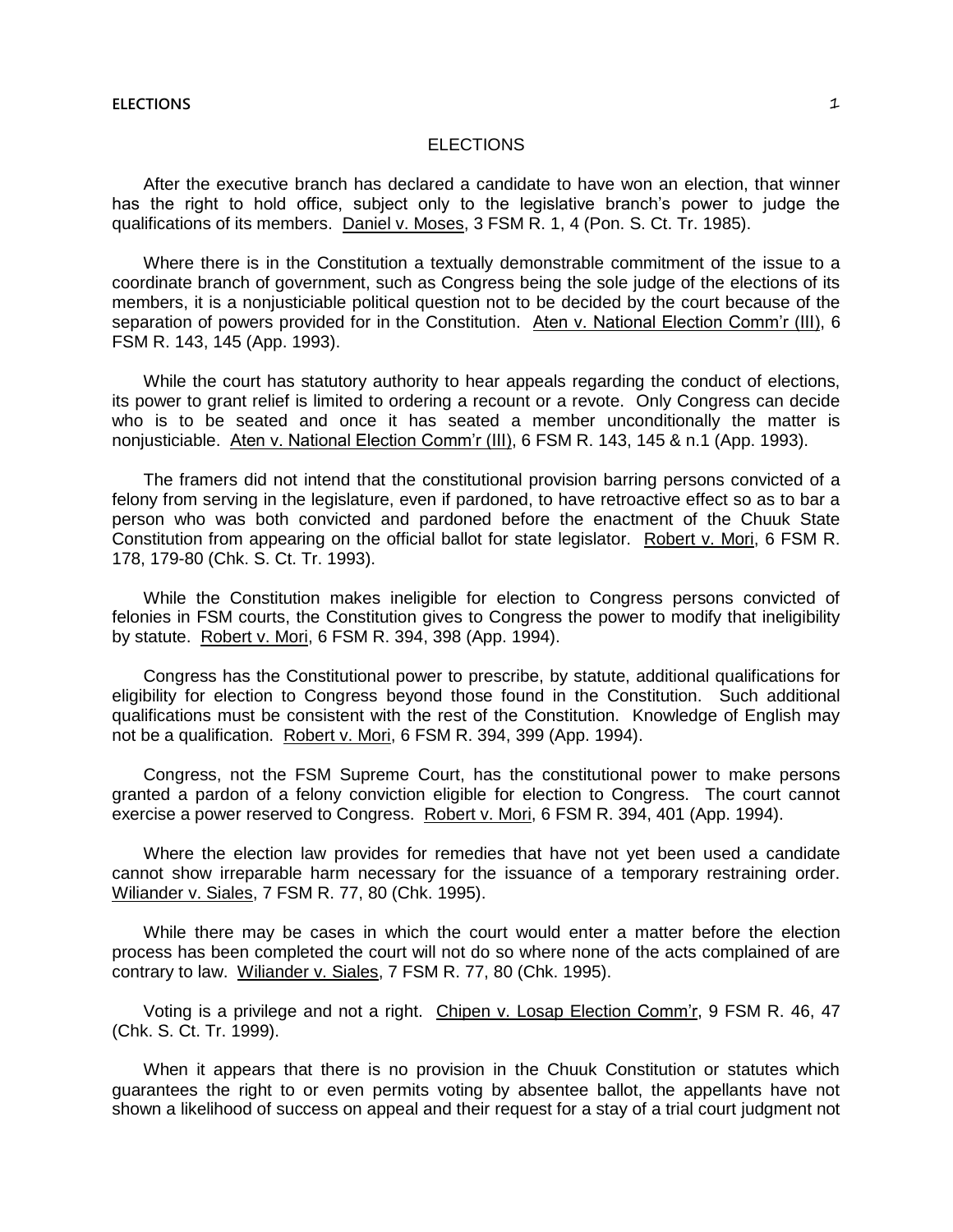# ELECTIONS

After the executive branch has declared a candidate to have won an election, that winner has the right to hold office, subject only to the legislative branch's power to judge the qualifications of its members. Daniel v. Moses, 3 FSM R. 1, 4 (Pon. S. Ct. Tr. 1985).

Where there is in the Constitution a textually demonstrable commitment of the issue to a coordinate branch of government, such as Congress being the sole judge of the elections of its members, it is a nonjusticiable political question not to be decided by the court because of the separation of powers provided for in the Constitution. Aten v. National Election Comm'r (III), 6 FSM R. 143, 145 (App. 1993).

While the court has statutory authority to hear appeals regarding the conduct of elections, its power to grant relief is limited to ordering a recount or a revote. Only Congress can decide who is to be seated and once it has seated a member unconditionally the matter is nonjusticiable. Aten v. National Election Comm'r (III), 6 FSM R. 143, 145 & n.1 (App. 1993).

The framers did not intend that the constitutional provision barring persons convicted of a felony from serving in the legislature, even if pardoned, to have retroactive effect so as to bar a person who was both convicted and pardoned before the enactment of the Chuuk State Constitution from appearing on the official ballot for state legislator. Robert v. Mori, 6 FSM R. 178, 179-80 (Chk. S. Ct. Tr. 1993).

While the Constitution makes ineligible for election to Congress persons convicted of felonies in FSM courts, the Constitution gives to Congress the power to modify that ineligibility by statute. Robert v. Mori, 6 FSM R. 394, 398 (App. 1994).

Congress has the Constitutional power to prescribe, by statute, additional qualifications for eligibility for election to Congress beyond those found in the Constitution. Such additional qualifications must be consistent with the rest of the Constitution. Knowledge of English may not be a qualification. Robert v. Mori, 6 FSM R. 394, 399 (App. 1994).

Congress, not the FSM Supreme Court, has the constitutional power to make persons granted a pardon of a felony conviction eligible for election to Congress. The court cannot exercise a power reserved to Congress. Robert v. Mori, 6 FSM R. 394, 401 (App. 1994).

Where the election law provides for remedies that have not yet been used a candidate cannot show irreparable harm necessary for the issuance of a temporary restraining order. Wiliander v. Siales, 7 FSM R. 77, 80 (Chk. 1995).

While there may be cases in which the court would enter a matter before the election process has been completed the court will not do so where none of the acts complained of are contrary to law. Wiliander v. Siales, 7 FSM R. 77, 80 (Chk. 1995).

Voting is a privilege and not a right. Chipen v. Losap Election Comm'r, 9 FSM R. 46, 47 (Chk. S. Ct. Tr. 1999).

When it appears that there is no provision in the Chuuk Constitution or statutes which guarantees the right to or even permits voting by absentee ballot, the appellants have not shown a likelihood of success on appeal and their request for a stay of a trial court judgment not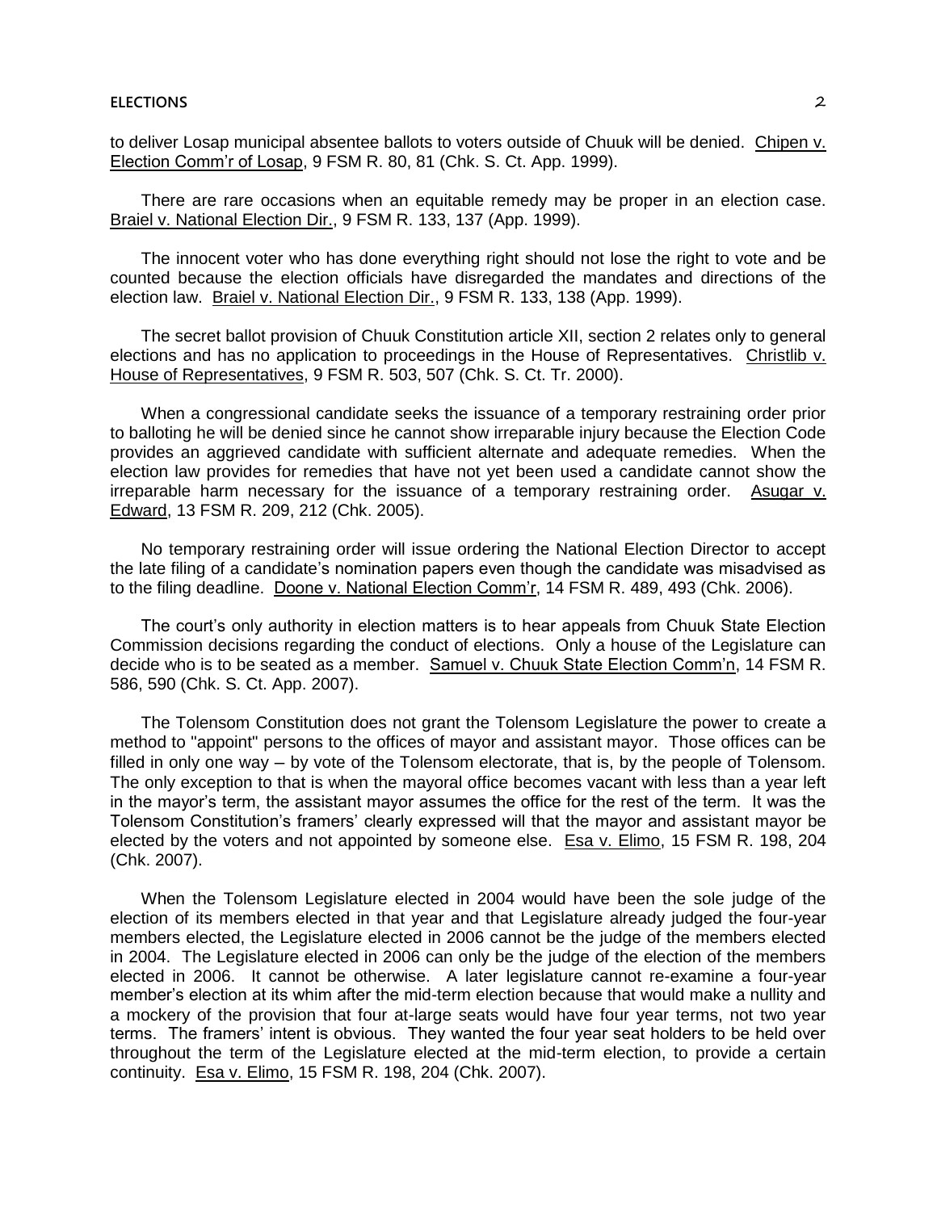to deliver Losap municipal absentee ballots to voters outside of Chuuk will be denied. Chipen v. Election Comm'r of Losap, 9 FSM R. 80, 81 (Chk. S. Ct. App. 1999).

There are rare occasions when an equitable remedy may be proper in an election case. Braiel v. National Election Dir., 9 FSM R. 133, 137 (App. 1999).

The innocent voter who has done everything right should not lose the right to vote and be counted because the election officials have disregarded the mandates and directions of the election law. Braiel v. National Election Dir., 9 FSM R. 133, 138 (App. 1999).

The secret ballot provision of Chuuk Constitution article XII, section 2 relates only to general elections and has no application to proceedings in the House of Representatives. Christlib v. House of Representatives, 9 FSM R. 503, 507 (Chk. S. Ct. Tr. 2000).

When a congressional candidate seeks the issuance of a temporary restraining order prior to balloting he will be denied since he cannot show irreparable injury because the Election Code provides an aggrieved candidate with sufficient alternate and adequate remedies. When the election law provides for remedies that have not yet been used a candidate cannot show the irreparable harm necessary for the issuance of a temporary restraining order. Asugar v. Edward, 13 FSM R. 209, 212 (Chk. 2005).

No temporary restraining order will issue ordering the National Election Director to accept the late filing of a candidate's nomination papers even though the candidate was misadvised as to the filing deadline. Doone v. National Election Comm'r, 14 FSM R. 489, 493 (Chk. 2006).

The court's only authority in election matters is to hear appeals from Chuuk State Election Commission decisions regarding the conduct of elections. Only a house of the Legislature can decide who is to be seated as a member. Samuel v. Chuuk State Election Comm'n, 14 FSM R. 586, 590 (Chk. S. Ct. App. 2007).

The Tolensom Constitution does not grant the Tolensom Legislature the power to create a method to "appoint" persons to the offices of mayor and assistant mayor. Those offices can be filled in only one way – by vote of the Tolensom electorate, that is, by the people of Tolensom. The only exception to that is when the mayoral office becomes vacant with less than a year left in the mayor's term, the assistant mayor assumes the office for the rest of the term. It was the Tolensom Constitution's framers' clearly expressed will that the mayor and assistant mayor be elected by the voters and not appointed by someone else. Esa v. Elimo, 15 FSM R. 198, 204 (Chk. 2007).

When the Tolensom Legislature elected in 2004 would have been the sole judge of the election of its members elected in that year and that Legislature already judged the four-year members elected, the Legislature elected in 2006 cannot be the judge of the members elected in 2004. The Legislature elected in 2006 can only be the judge of the election of the members elected in 2006. It cannot be otherwise. A later legislature cannot re-examine a four-year member's election at its whim after the mid-term election because that would make a nullity and a mockery of the provision that four at-large seats would have four year terms, not two year terms. The framers' intent is obvious. They wanted the four year seat holders to be held over throughout the term of the Legislature elected at the mid-term election, to provide a certain continuity. Esa v. Elimo, 15 FSM R. 198, 204 (Chk. 2007).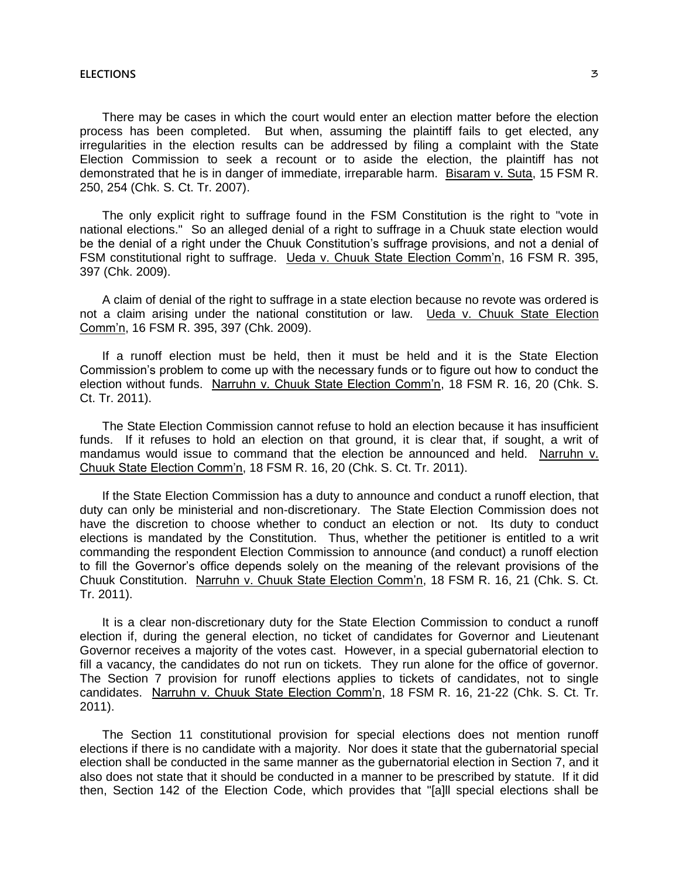There may be cases in which the court would enter an election matter before the election process has been completed. But when, assuming the plaintiff fails to get elected, any irregularities in the election results can be addressed by filing a complaint with the State Election Commission to seek a recount or to aside the election, the plaintiff has not demonstrated that he is in danger of immediate, irreparable harm. Bisaram v. Suta, 15 FSM R. 250, 254 (Chk. S. Ct. Tr. 2007).

The only explicit right to suffrage found in the FSM Constitution is the right to "vote in national elections." So an alleged denial of a right to suffrage in a Chuuk state election would be the denial of a right under the Chuuk Constitution's suffrage provisions, and not a denial of FSM constitutional right to suffrage. Ueda v. Chuuk State Election Comm'n, 16 FSM R. 395, 397 (Chk. 2009).

A claim of denial of the right to suffrage in a state election because no revote was ordered is not a claim arising under the national constitution or law. Ueda v. Chuuk State Election Comm'n, 16 FSM R. 395, 397 (Chk. 2009).

If a runoff election must be held, then it must be held and it is the State Election Commission's problem to come up with the necessary funds or to figure out how to conduct the election without funds. Narruhn v. Chuuk State Election Comm'n, 18 FSM R. 16, 20 (Chk. S. Ct. Tr. 2011).

The State Election Commission cannot refuse to hold an election because it has insufficient funds. If it refuses to hold an election on that ground, it is clear that, if sought, a writ of mandamus would issue to command that the election be announced and held. Narruhn v. Chuuk State Election Comm'n, 18 FSM R. 16, 20 (Chk. S. Ct. Tr. 2011).

If the State Election Commission has a duty to announce and conduct a runoff election, that duty can only be ministerial and non-discretionary. The State Election Commission does not have the discretion to choose whether to conduct an election or not. Its duty to conduct elections is mandated by the Constitution. Thus, whether the petitioner is entitled to a writ commanding the respondent Election Commission to announce (and conduct) a runoff election to fill the Governor's office depends solely on the meaning of the relevant provisions of the Chuuk Constitution. Narruhn v. Chuuk State Election Comm'n, 18 FSM R. 16, 21 (Chk. S. Ct. Tr. 2011).

It is a clear non-discretionary duty for the State Election Commission to conduct a runoff election if, during the general election, no ticket of candidates for Governor and Lieutenant Governor receives a majority of the votes cast. However, in a special gubernatorial election to fill a vacancy, the candidates do not run on tickets. They run alone for the office of governor. The Section 7 provision for runoff elections applies to tickets of candidates, not to single candidates. Narruhn v. Chuuk State Election Comm'n, 18 FSM R. 16, 21-22 (Chk. S. Ct. Tr. 2011).

The Section 11 constitutional provision for special elections does not mention runoff elections if there is no candidate with a majority. Nor does it state that the gubernatorial special election shall be conducted in the same manner as the gubernatorial election in Section 7, and it also does not state that it should be conducted in a manner to be prescribed by statute. If it did then, Section 142 of the Election Code, which provides that "[a]ll special elections shall be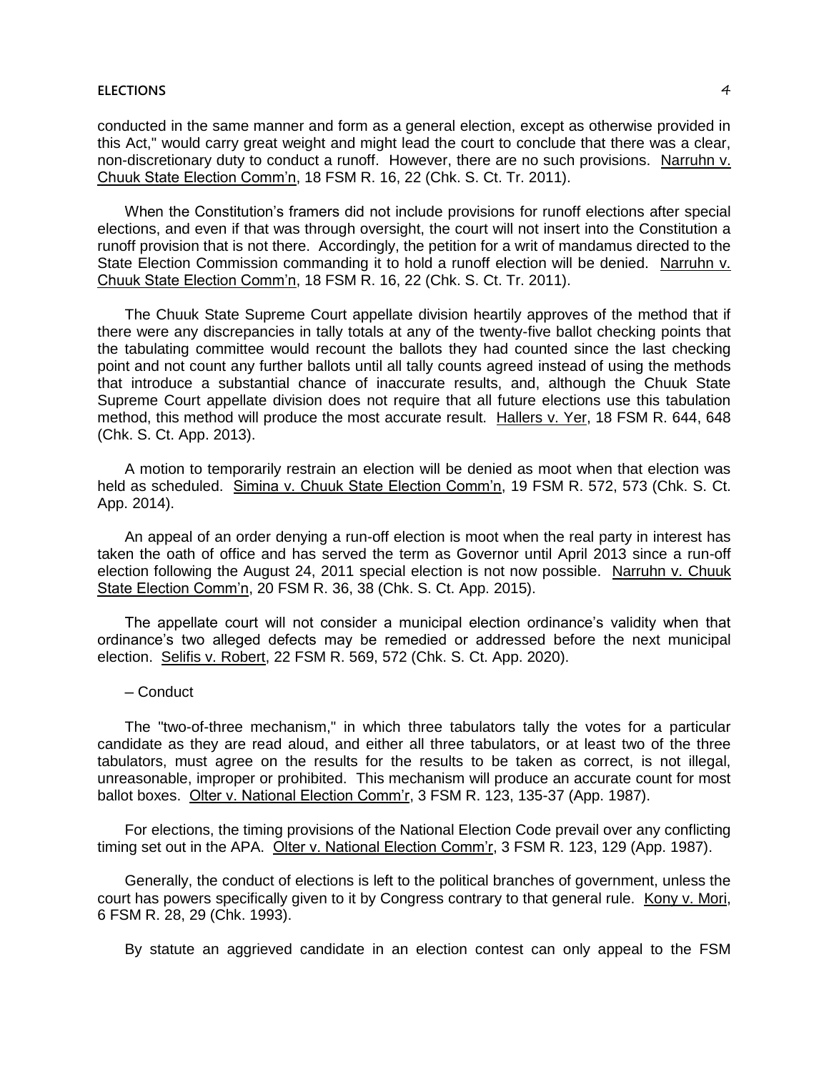conducted in the same manner and form as a general election, except as otherwise provided in this Act," would carry great weight and might lead the court to conclude that there was a clear, non-discretionary duty to conduct a runoff. However, there are no such provisions. Narruhn v. Chuuk State Election Comm'n, 18 FSM R. 16, 22 (Chk. S. Ct. Tr. 2011).

When the Constitution's framers did not include provisions for runoff elections after special elections, and even if that was through oversight, the court will not insert into the Constitution a runoff provision that is not there. Accordingly, the petition for a writ of mandamus directed to the State Election Commission commanding it to hold a runoff election will be denied. Narruhn v. Chuuk State Election Comm'n, 18 FSM R. 16, 22 (Chk. S. Ct. Tr. 2011).

The Chuuk State Supreme Court appellate division heartily approves of the method that if there were any discrepancies in tally totals at any of the twenty-five ballot checking points that the tabulating committee would recount the ballots they had counted since the last checking point and not count any further ballots until all tally counts agreed instead of using the methods that introduce a substantial chance of inaccurate results, and, although the Chuuk State Supreme Court appellate division does not require that all future elections use this tabulation method, this method will produce the most accurate result. Hallers v. Yer, 18 FSM R. 644, 648 (Chk. S. Ct. App. 2013).

A motion to temporarily restrain an election will be denied as moot when that election was held as scheduled. Simina v. Chuuk State Election Comm'n, 19 FSM R. 572, 573 (Chk. S. Ct. App. 2014).

An appeal of an order denying a run-off election is moot when the real party in interest has taken the oath of office and has served the term as Governor until April 2013 since a run-off election following the August 24, 2011 special election is not now possible. Narruhn v. Chuuk State Election Comm'n, 20 FSM R. 36, 38 (Chk. S. Ct. App. 2015).

The appellate court will not consider a municipal election ordinance's validity when that ordinance's two alleged defects may be remedied or addressed before the next municipal election. Selifis v. Robert, 22 FSM R. 569, 572 (Chk. S. Ct. App. 2020).

– Conduct

The "two-of-three mechanism," in which three tabulators tally the votes for a particular candidate as they are read aloud, and either all three tabulators, or at least two of the three tabulators, must agree on the results for the results to be taken as correct, is not illegal, unreasonable, improper or prohibited. This mechanism will produce an accurate count for most ballot boxes. Olter v. National Election Comm'r, 3 FSM R. 123, 135-37 (App. 1987).

For elections, the timing provisions of the National Election Code prevail over any conflicting timing set out in the APA. Olter v. National Election Comm'r, 3 FSM R. 123, 129 (App. 1987).

Generally, the conduct of elections is left to the political branches of government, unless the court has powers specifically given to it by Congress contrary to that general rule. Kony v. Mori, 6 FSM R. 28, 29 (Chk. 1993).

By statute an aggrieved candidate in an election contest can only appeal to the FSM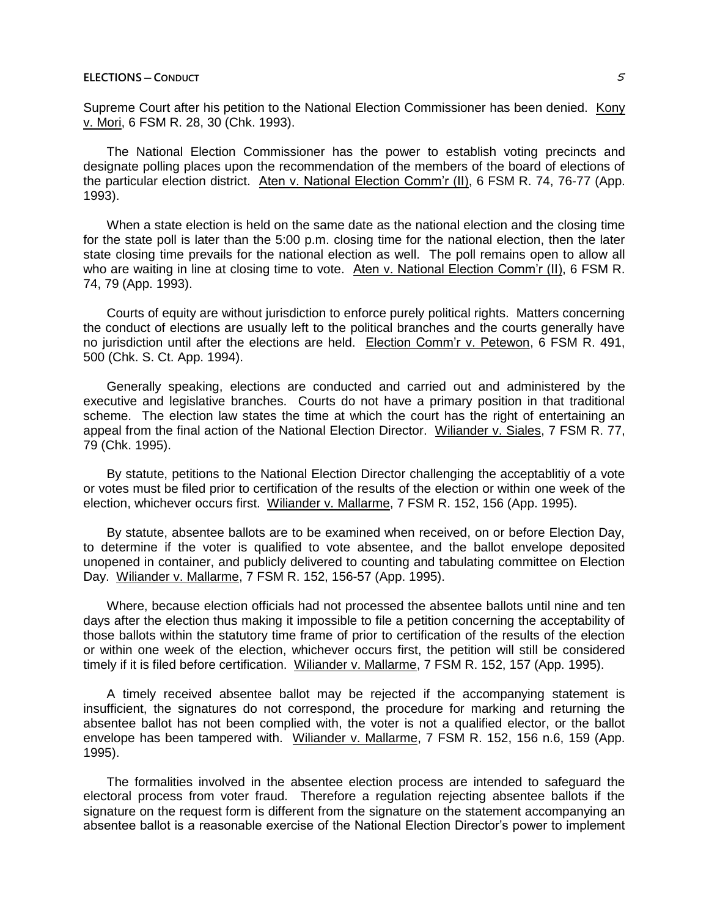Supreme Court after his petition to the National Election Commissioner has been denied. Kony v. Mori, 6 FSM R. 28, 30 (Chk. 1993).

The National Election Commissioner has the power to establish voting precincts and designate polling places upon the recommendation of the members of the board of elections of the particular election district. Aten v. National Election Comm'r (II), 6 FSM R. 74, 76-77 (App. 1993).

When a state election is held on the same date as the national election and the closing time for the state poll is later than the 5:00 p.m. closing time for the national election, then the later state closing time prevails for the national election as well. The poll remains open to allow all who are waiting in line at closing time to vote. Aten v. National Election Comm'r (II), 6 FSM R. 74, 79 (App. 1993).

Courts of equity are without jurisdiction to enforce purely political rights. Matters concerning the conduct of elections are usually left to the political branches and the courts generally have no jurisdiction until after the elections are held. Election Comm'r v. Petewon, 6 FSM R. 491, 500 (Chk. S. Ct. App. 1994).

Generally speaking, elections are conducted and carried out and administered by the executive and legislative branches. Courts do not have a primary position in that traditional scheme. The election law states the time at which the court has the right of entertaining an appeal from the final action of the National Election Director. Wiliander v. Siales, 7 FSM R. 77, 79 (Chk. 1995).

By statute, petitions to the National Election Director challenging the acceptablitiy of a vote or votes must be filed prior to certification of the results of the election or within one week of the election, whichever occurs first. Wiliander v. Mallarme, 7 FSM R. 152, 156 (App. 1995).

By statute, absentee ballots are to be examined when received, on or before Election Day, to determine if the voter is qualified to vote absentee, and the ballot envelope deposited unopened in container, and publicly delivered to counting and tabulating committee on Election Day. Wiliander v. Mallarme, 7 FSM R. 152, 156-57 (App. 1995).

Where, because election officials had not processed the absentee ballots until nine and ten days after the election thus making it impossible to file a petition concerning the acceptability of those ballots within the statutory time frame of prior to certification of the results of the election or within one week of the election, whichever occurs first, the petition will still be considered timely if it is filed before certification. Wiliander v. Mallarme, 7 FSM R. 152, 157 (App. 1995).

A timely received absentee ballot may be rejected if the accompanying statement is insufficient, the signatures do not correspond, the procedure for marking and returning the absentee ballot has not been complied with, the voter is not a qualified elector, or the ballot envelope has been tampered with. Wiliander v. Mallarme, 7 FSM R. 152, 156 n.6, 159 (App. 1995).

The formalities involved in the absentee election process are intended to safeguard the electoral process from voter fraud. Therefore a regulation rejecting absentee ballots if the signature on the request form is different from the signature on the statement accompanying an absentee ballot is a reasonable exercise of the National Election Director's power to implement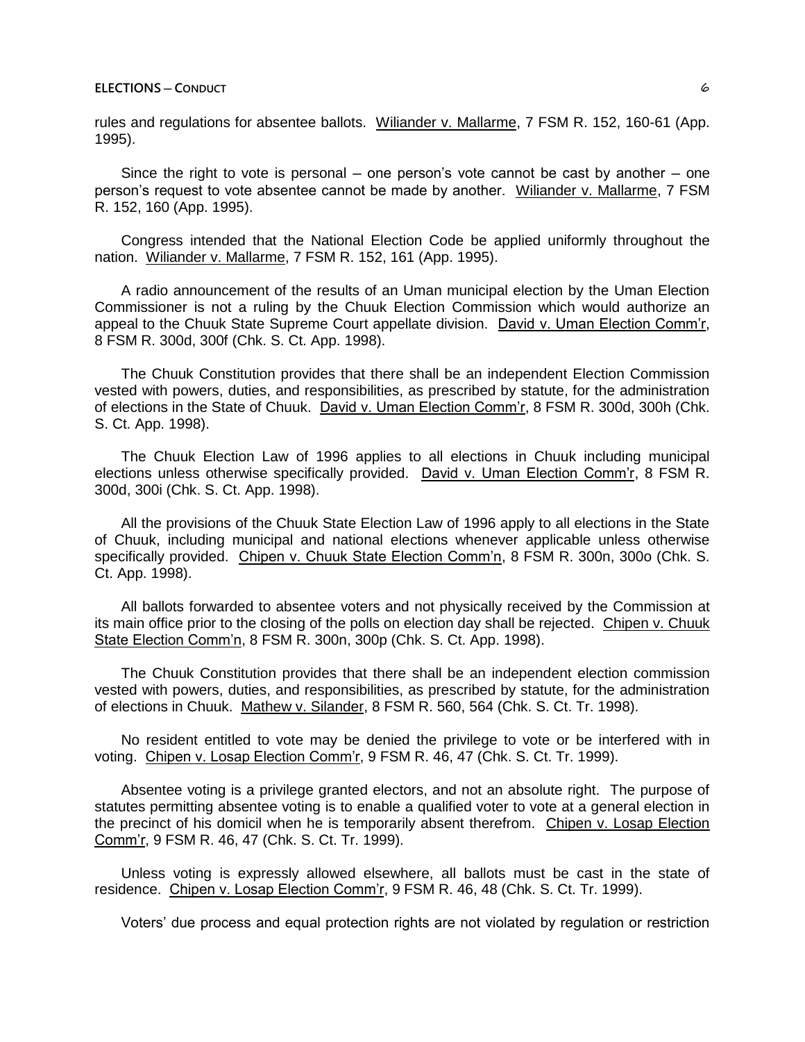rules and regulations for absentee ballots. Wiliander v. Mallarme, 7 FSM R. 152, 160-61 (App. 1995).

Since the right to vote is personal – one person's vote cannot be cast by another – one person's request to vote absentee cannot be made by another. Wiliander v. Mallarme, 7 FSM R. 152, 160 (App. 1995).

Congress intended that the National Election Code be applied uniformly throughout the nation. Wiliander v. Mallarme, 7 FSM R. 152, 161 (App. 1995).

A radio announcement of the results of an Uman municipal election by the Uman Election Commissioner is not a ruling by the Chuuk Election Commission which would authorize an appeal to the Chuuk State Supreme Court appellate division. David v. Uman Election Comm'r, 8 FSM R. 300d, 300f (Chk. S. Ct. App. 1998).

The Chuuk Constitution provides that there shall be an independent Election Commission vested with powers, duties, and responsibilities, as prescribed by statute, for the administration of elections in the State of Chuuk. David v. Uman Election Comm'r, 8 FSM R. 300d, 300h (Chk. S. Ct. App. 1998).

The Chuuk Election Law of 1996 applies to all elections in Chuuk including municipal elections unless otherwise specifically provided. David v. Uman Election Comm'r, 8 FSM R. 300d, 300i (Chk. S. Ct. App. 1998).

All the provisions of the Chuuk State Election Law of 1996 apply to all elections in the State of Chuuk, including municipal and national elections whenever applicable unless otherwise specifically provided. Chipen v. Chuuk State Election Comm'n, 8 FSM R. 300n, 300o (Chk. S. Ct. App. 1998).

All ballots forwarded to absentee voters and not physically received by the Commission at its main office prior to the closing of the polls on election day shall be rejected. Chipen v. Chuuk State Election Comm'n, 8 FSM R. 300n, 300p (Chk. S. Ct. App. 1998).

The Chuuk Constitution provides that there shall be an independent election commission vested with powers, duties, and responsibilities, as prescribed by statute, for the administration of elections in Chuuk. Mathew v. Silander, 8 FSM R. 560, 564 (Chk. S. Ct. Tr. 1998).

No resident entitled to vote may be denied the privilege to vote or be interfered with in voting. Chipen v. Losap Election Comm'r, 9 FSM R. 46, 47 (Chk. S. Ct. Tr. 1999).

Absentee voting is a privilege granted electors, and not an absolute right. The purpose of statutes permitting absentee voting is to enable a qualified voter to vote at a general election in the precinct of his domicil when he is temporarily absent therefrom. Chipen v. Losap Election Comm'r, 9 FSM R. 46, 47 (Chk. S. Ct. Tr. 1999).

Unless voting is expressly allowed elsewhere, all ballots must be cast in the state of residence. Chipen v. Losap Election Comm'r, 9 FSM R. 46, 48 (Chk. S. Ct. Tr. 1999).

Voters' due process and equal protection rights are not violated by regulation or restriction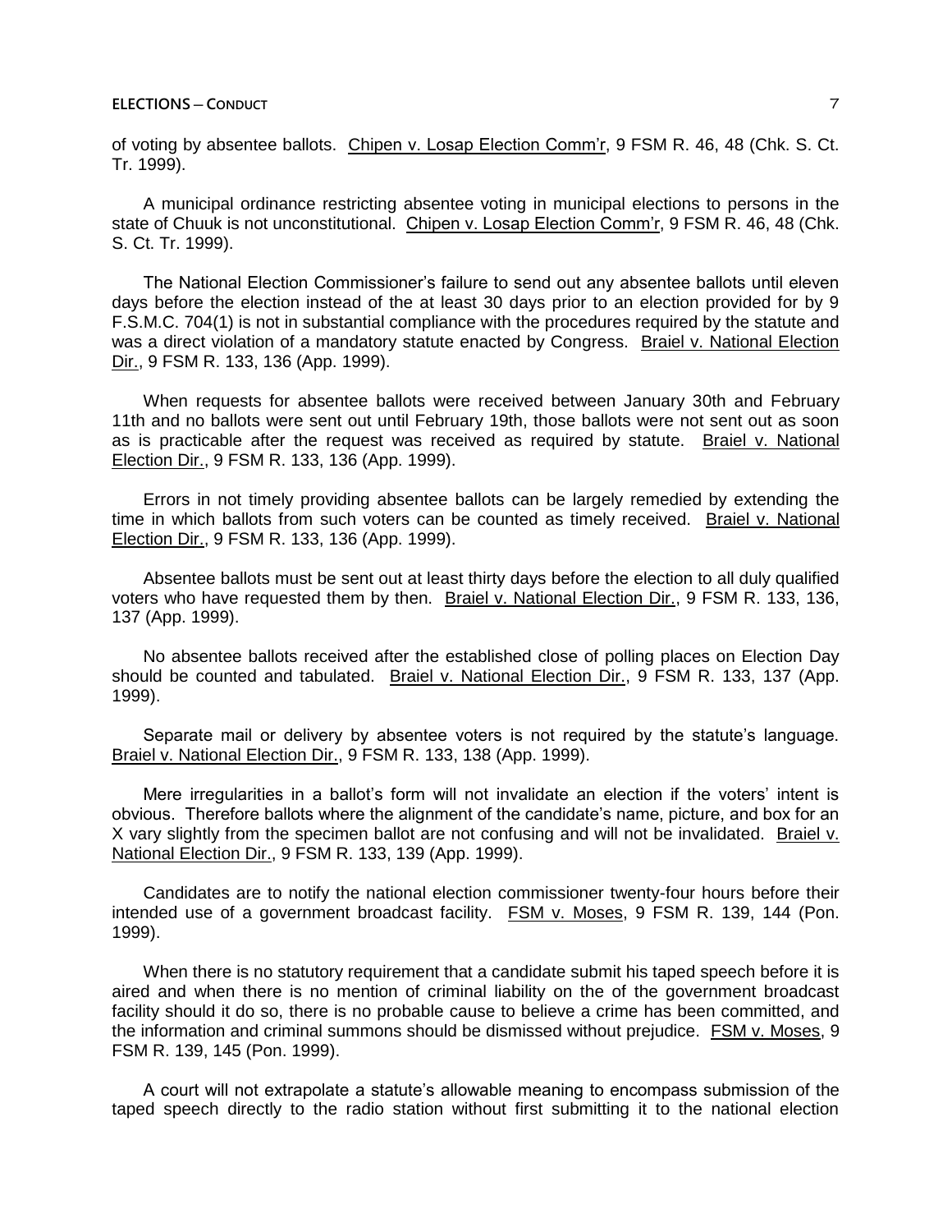of voting by absentee ballots. Chipen v. Losap Election Comm'r, 9 FSM R. 46, 48 (Chk. S. Ct. Tr. 1999).

A municipal ordinance restricting absentee voting in municipal elections to persons in the state of Chuuk is not unconstitutional. Chipen v. Losap Election Comm'r, 9 FSM R. 46, 48 (Chk. S. Ct. Tr. 1999).

The National Election Commissioner's failure to send out any absentee ballots until eleven days before the election instead of the at least 30 days prior to an election provided for by 9 F.S.M.C. 704(1) is not in substantial compliance with the procedures required by the statute and was a direct violation of a mandatory statute enacted by Congress. Braiel v. National Election Dir., 9 FSM R. 133, 136 (App. 1999).

When requests for absentee ballots were received between January 30th and February 11th and no ballots were sent out until February 19th, those ballots were not sent out as soon as is practicable after the request was received as required by statute. Braiel v. National Election Dir., 9 FSM R. 133, 136 (App. 1999).

Errors in not timely providing absentee ballots can be largely remedied by extending the time in which ballots from such voters can be counted as timely received. Braiel v. National Election Dir., 9 FSM R. 133, 136 (App. 1999).

Absentee ballots must be sent out at least thirty days before the election to all duly qualified voters who have requested them by then. Braiel v. National Election Dir., 9 FSM R. 133, 136, 137 (App. 1999).

No absentee ballots received after the established close of polling places on Election Day should be counted and tabulated. Braiel v. National Election Dir., 9 FSM R. 133, 137 (App. 1999).

Separate mail or delivery by absentee voters is not required by the statute's language. Braiel v. National Election Dir., 9 FSM R. 133, 138 (App. 1999).

Mere irregularities in a ballot's form will not invalidate an election if the voters' intent is obvious. Therefore ballots where the alignment of the candidate's name, picture, and box for an X vary slightly from the specimen ballot are not confusing and will not be invalidated. Braiel v. National Election Dir., 9 FSM R. 133, 139 (App. 1999).

Candidates are to notify the national election commissioner twenty-four hours before their intended use of a government broadcast facility. FSM v. Moses, 9 FSM R. 139, 144 (Pon. 1999).

When there is no statutory requirement that a candidate submit his taped speech before it is aired and when there is no mention of criminal liability on the of the government broadcast facility should it do so, there is no probable cause to believe a crime has been committed, and the information and criminal summons should be dismissed without prejudice. FSM v. Moses, 9 FSM R. 139, 145 (Pon. 1999).

A court will not extrapolate a statute's allowable meaning to encompass submission of the taped speech directly to the radio station without first submitting it to the national election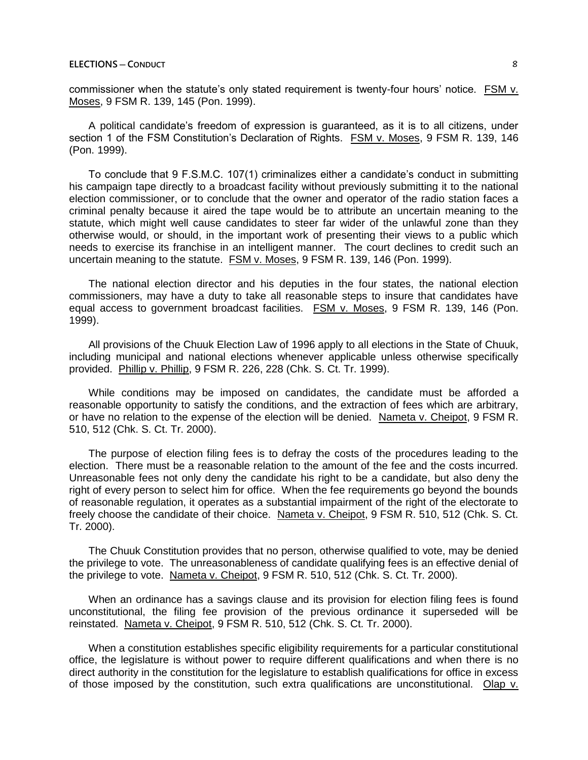commissioner when the statute's only stated requirement is twenty-four hours' notice. FSM v. Moses, 9 FSM R. 139, 145 (Pon. 1999).

A political candidate's freedom of expression is guaranteed, as it is to all citizens, under section 1 of the FSM Constitution's Declaration of Rights. FSM v. Moses, 9 FSM R. 139, 146 (Pon. 1999).

To conclude that 9 F.S.M.C. 107(1) criminalizes either a candidate's conduct in submitting his campaign tape directly to a broadcast facility without previously submitting it to the national election commissioner, or to conclude that the owner and operator of the radio station faces a criminal penalty because it aired the tape would be to attribute an uncertain meaning to the statute, which might well cause candidates to steer far wider of the unlawful zone than they otherwise would, or should, in the important work of presenting their views to a public which needs to exercise its franchise in an intelligent manner. The court declines to credit such an uncertain meaning to the statute. FSM v. Moses, 9 FSM R. 139, 146 (Pon. 1999).

The national election director and his deputies in the four states, the national election commissioners, may have a duty to take all reasonable steps to insure that candidates have equal access to government broadcast facilities. FSM v. Moses, 9 FSM R. 139, 146 (Pon. 1999).

All provisions of the Chuuk Election Law of 1996 apply to all elections in the State of Chuuk, including municipal and national elections whenever applicable unless otherwise specifically provided. Phillip v. Phillip, 9 FSM R. 226, 228 (Chk. S. Ct. Tr. 1999).

While conditions may be imposed on candidates, the candidate must be afforded a reasonable opportunity to satisfy the conditions, and the extraction of fees which are arbitrary, or have no relation to the expense of the election will be denied. Nameta v. Cheipot, 9 FSM R. 510, 512 (Chk. S. Ct. Tr. 2000).

The purpose of election filing fees is to defray the costs of the procedures leading to the election. There must be a reasonable relation to the amount of the fee and the costs incurred. Unreasonable fees not only deny the candidate his right to be a candidate, but also deny the right of every person to select him for office. When the fee requirements go beyond the bounds of reasonable regulation, it operates as a substantial impairment of the right of the electorate to freely choose the candidate of their choice. Nameta v. Cheipot, 9 FSM R. 510, 512 (Chk. S. Ct. Tr. 2000).

The Chuuk Constitution provides that no person, otherwise qualified to vote, may be denied the privilege to vote. The unreasonableness of candidate qualifying fees is an effective denial of the privilege to vote. Nameta v. Cheipot, 9 FSM R. 510, 512 (Chk. S. Ct. Tr. 2000).

When an ordinance has a savings clause and its provision for election filing fees is found unconstitutional, the filing fee provision of the previous ordinance it superseded will be reinstated. Nameta v. Cheipot, 9 FSM R. 510, 512 (Chk. S. Ct. Tr. 2000).

When a constitution establishes specific eligibility requirements for a particular constitutional office, the legislature is without power to require different qualifications and when there is no direct authority in the constitution for the legislature to establish qualifications for office in excess of those imposed by the constitution, such extra qualifications are unconstitutional. Olap v.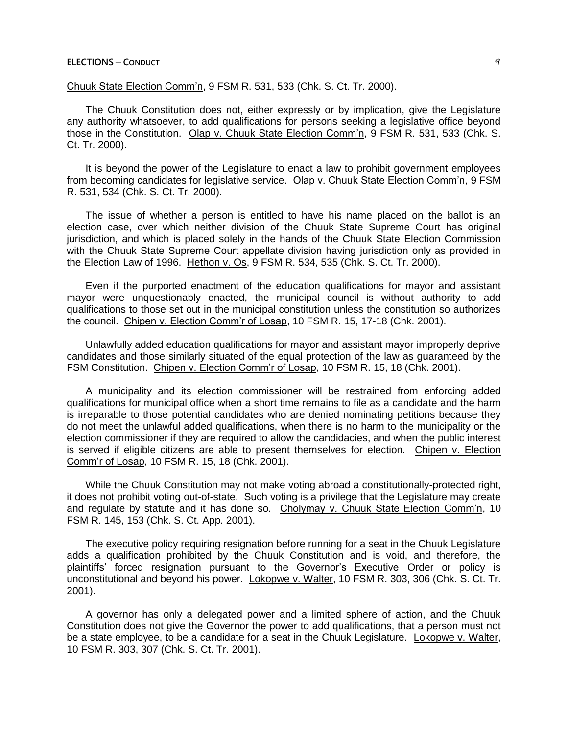Chuuk State Election Comm'n, 9 FSM R. 531, 533 (Chk. S. Ct. Tr. 2000).

The Chuuk Constitution does not, either expressly or by implication, give the Legislature any authority whatsoever, to add qualifications for persons seeking a legislative office beyond those in the Constitution. Olap v. Chuuk State Election Comm'n, 9 FSM R. 531, 533 (Chk. S. Ct. Tr. 2000).

It is beyond the power of the Legislature to enact a law to prohibit government employees from becoming candidates for legislative service. Olap v. Chuuk State Election Comm'n, 9 FSM R. 531, 534 (Chk. S. Ct. Tr. 2000).

The issue of whether a person is entitled to have his name placed on the ballot is an election case, over which neither division of the Chuuk State Supreme Court has original jurisdiction, and which is placed solely in the hands of the Chuuk State Election Commission with the Chuuk State Supreme Court appellate division having jurisdiction only as provided in the Election Law of 1996. Hethon v. Os, 9 FSM R. 534, 535 (Chk. S. Ct. Tr. 2000).

Even if the purported enactment of the education qualifications for mayor and assistant mayor were unquestionably enacted, the municipal council is without authority to add qualifications to those set out in the municipal constitution unless the constitution so authorizes the council. Chipen v. Election Comm'r of Losap, 10 FSM R. 15, 17-18 (Chk. 2001).

Unlawfully added education qualifications for mayor and assistant mayor improperly deprive candidates and those similarly situated of the equal protection of the law as guaranteed by the FSM Constitution. Chipen v. Election Comm'r of Losap, 10 FSM R. 15, 18 (Chk. 2001).

A municipality and its election commissioner will be restrained from enforcing added qualifications for municipal office when a short time remains to file as a candidate and the harm is irreparable to those potential candidates who are denied nominating petitions because they do not meet the unlawful added qualifications, when there is no harm to the municipality or the election commissioner if they are required to allow the candidacies, and when the public interest is served if eligible citizens are able to present themselves for election. Chipen v. Election Comm'r of Losap, 10 FSM R. 15, 18 (Chk. 2001).

While the Chuuk Constitution may not make voting abroad a constitutionally-protected right, it does not prohibit voting out-of-state. Such voting is a privilege that the Legislature may create and regulate by statute and it has done so. Cholymay v. Chuuk State Election Comm'n, 10 FSM R. 145, 153 (Chk. S. Ct. App. 2001).

The executive policy requiring resignation before running for a seat in the Chuuk Legislature adds a qualification prohibited by the Chuuk Constitution and is void, and therefore, the plaintiffs' forced resignation pursuant to the Governor's Executive Order or policy is unconstitutional and beyond his power. Lokopwe v. Walter, 10 FSM R. 303, 306 (Chk. S. Ct. Tr. 2001).

A governor has only a delegated power and a limited sphere of action, and the Chuuk Constitution does not give the Governor the power to add qualifications, that a person must not be a state employee, to be a candidate for a seat in the Chuuk Legislature. Lokopwe v. Walter, 10 FSM R. 303, 307 (Chk. S. Ct. Tr. 2001).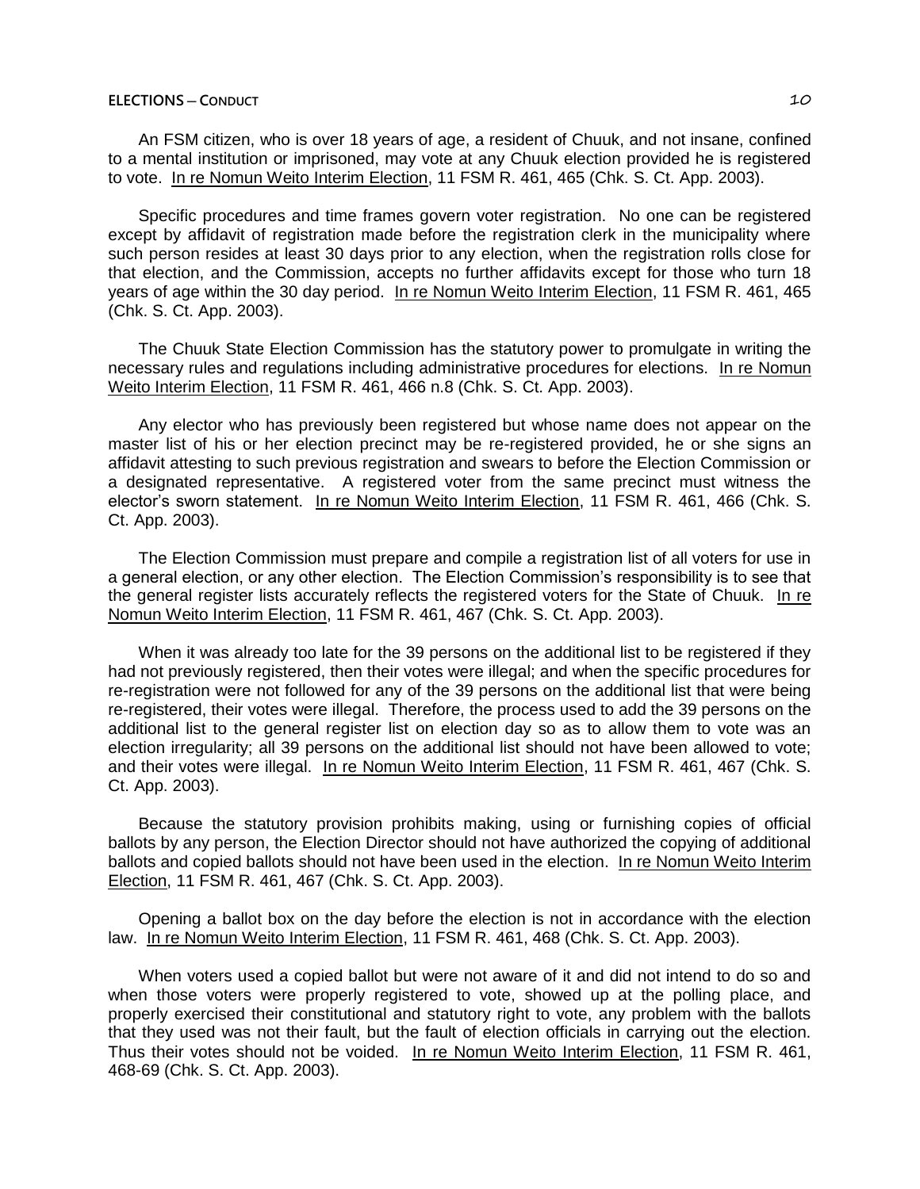An FSM citizen, who is over 18 years of age, a resident of Chuuk, and not insane, confined to a mental institution or imprisoned, may vote at any Chuuk election provided he is registered to vote. In re Nomun Weito Interim Election, 11 FSM R. 461, 465 (Chk. S. Ct. App. 2003).

Specific procedures and time frames govern voter registration. No one can be registered except by affidavit of registration made before the registration clerk in the municipality where such person resides at least 30 days prior to any election, when the registration rolls close for that election, and the Commission, accepts no further affidavits except for those who turn 18 years of age within the 30 day period. In re Nomun Weito Interim Election, 11 FSM R. 461, 465 (Chk. S. Ct. App. 2003).

The Chuuk State Election Commission has the statutory power to promulgate in writing the necessary rules and regulations including administrative procedures for elections. In re Nomun Weito Interim Election, 11 FSM R. 461, 466 n.8 (Chk. S. Ct. App. 2003).

Any elector who has previously been registered but whose name does not appear on the master list of his or her election precinct may be re-registered provided, he or she signs an affidavit attesting to such previous registration and swears to before the Election Commission or a designated representative. A registered voter from the same precinct must witness the elector's sworn statement. In re Nomun Weito Interim Election, 11 FSM R. 461, 466 (Chk. S. Ct. App. 2003).

The Election Commission must prepare and compile a registration list of all voters for use in a general election, or any other election. The Election Commission's responsibility is to see that the general register lists accurately reflects the registered voters for the State of Chuuk. In re Nomun Weito Interim Election, 11 FSM R. 461, 467 (Chk. S. Ct. App. 2003).

When it was already too late for the 39 persons on the additional list to be registered if they had not previously registered, then their votes were illegal; and when the specific procedures for re-registration were not followed for any of the 39 persons on the additional list that were being re-registered, their votes were illegal. Therefore, the process used to add the 39 persons on the additional list to the general register list on election day so as to allow them to vote was an election irregularity; all 39 persons on the additional list should not have been allowed to vote; and their votes were illegal. In re Nomun Weito Interim Election, 11 FSM R. 461, 467 (Chk. S. Ct. App. 2003).

Because the statutory provision prohibits making, using or furnishing copies of official ballots by any person, the Election Director should not have authorized the copying of additional ballots and copied ballots should not have been used in the election. In re Nomun Weito Interim Election, 11 FSM R. 461, 467 (Chk. S. Ct. App. 2003).

Opening a ballot box on the day before the election is not in accordance with the election law. In re Nomun Weito Interim Election, 11 FSM R. 461, 468 (Chk. S. Ct. App. 2003).

When voters used a copied ballot but were not aware of it and did not intend to do so and when those voters were properly registered to vote, showed up at the polling place, and properly exercised their constitutional and statutory right to vote, any problem with the ballots that they used was not their fault, but the fault of election officials in carrying out the election. Thus their votes should not be voided. In re Nomun Weito Interim Election, 11 FSM R. 461, 468-69 (Chk. S. Ct. App. 2003).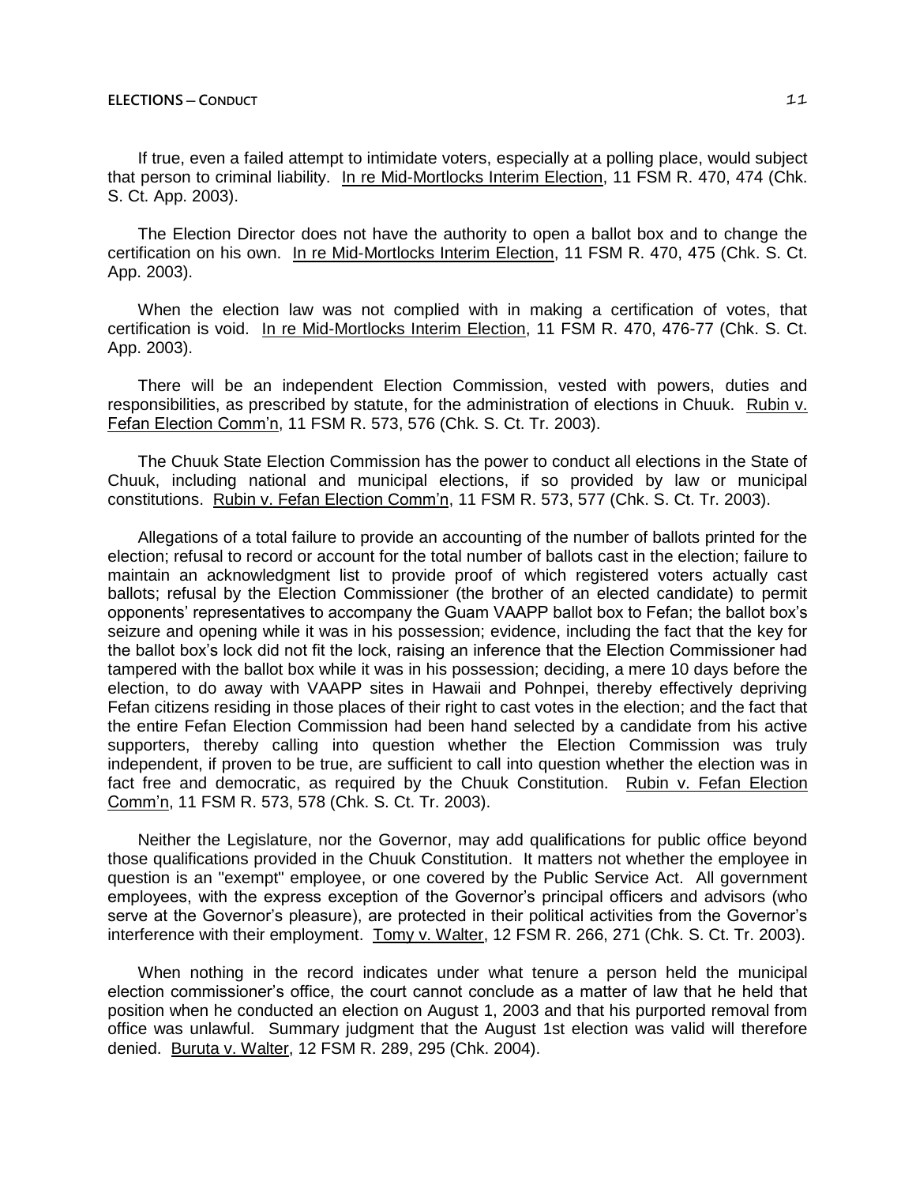If true, even a failed attempt to intimidate voters, especially at a polling place, would subject that person to criminal liability. In re Mid-Mortlocks Interim Election, 11 FSM R. 470, 474 (Chk. S. Ct. App. 2003).

The Election Director does not have the authority to open a ballot box and to change the certification on his own. In re Mid-Mortlocks Interim Election, 11 FSM R. 470, 475 (Chk. S. Ct. App. 2003).

When the election law was not complied with in making a certification of votes, that certification is void. In re Mid-Mortlocks Interim Election, 11 FSM R. 470, 476-77 (Chk. S. Ct. App. 2003).

There will be an independent Election Commission, vested with powers, duties and responsibilities, as prescribed by statute, for the administration of elections in Chuuk. Rubin v. Fefan Election Comm'n, 11 FSM R. 573, 576 (Chk. S. Ct. Tr. 2003).

The Chuuk State Election Commission has the power to conduct all elections in the State of Chuuk, including national and municipal elections, if so provided by law or municipal constitutions. Rubin v. Fefan Election Comm'n, 11 FSM R. 573, 577 (Chk. S. Ct. Tr. 2003).

Allegations of a total failure to provide an accounting of the number of ballots printed for the election; refusal to record or account for the total number of ballots cast in the election; failure to maintain an acknowledgment list to provide proof of which registered voters actually cast ballots; refusal by the Election Commissioner (the brother of an elected candidate) to permit opponents' representatives to accompany the Guam VAAPP ballot box to Fefan; the ballot box's seizure and opening while it was in his possession; evidence, including the fact that the key for the ballot box's lock did not fit the lock, raising an inference that the Election Commissioner had tampered with the ballot box while it was in his possession; deciding, a mere 10 days before the election, to do away with VAAPP sites in Hawaii and Pohnpei, thereby effectively depriving Fefan citizens residing in those places of their right to cast votes in the election; and the fact that the entire Fefan Election Commission had been hand selected by a candidate from his active supporters, thereby calling into question whether the Election Commission was truly independent, if proven to be true, are sufficient to call into question whether the election was in fact free and democratic, as required by the Chuuk Constitution. Rubin v. Fefan Election Comm'n, 11 FSM R. 573, 578 (Chk. S. Ct. Tr. 2003).

Neither the Legislature, nor the Governor, may add qualifications for public office beyond those qualifications provided in the Chuuk Constitution. It matters not whether the employee in question is an "exempt" employee, or one covered by the Public Service Act. All government employees, with the express exception of the Governor's principal officers and advisors (who serve at the Governor's pleasure), are protected in their political activities from the Governor's interference with their employment. Tomy v. Walter, 12 FSM R. 266, 271 (Chk. S. Ct. Tr. 2003).

When nothing in the record indicates under what tenure a person held the municipal election commissioner's office, the court cannot conclude as a matter of law that he held that position when he conducted an election on August 1, 2003 and that his purported removal from office was unlawful. Summary judgment that the August 1st election was valid will therefore denied. Buruta v. Walter, 12 FSM R. 289, 295 (Chk. 2004).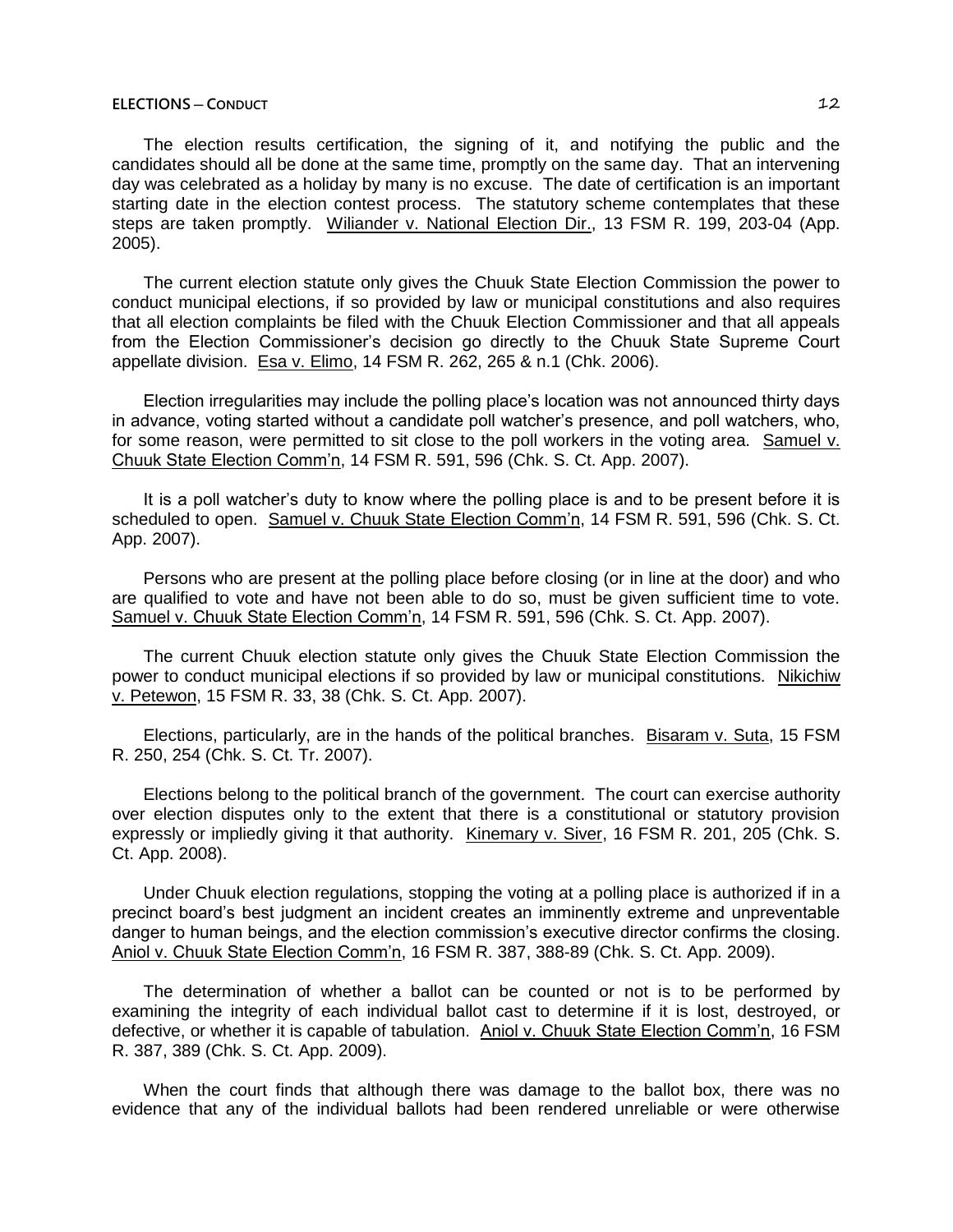The election results certification, the signing of it, and notifying the public and the candidates should all be done at the same time, promptly on the same day. That an intervening day was celebrated as a holiday by many is no excuse. The date of certification is an important starting date in the election contest process. The statutory scheme contemplates that these steps are taken promptly. Wiliander v. National Election Dir., 13 FSM R. 199, 203-04 (App. 2005).

The current election statute only gives the Chuuk State Election Commission the power to conduct municipal elections, if so provided by law or municipal constitutions and also requires that all election complaints be filed with the Chuuk Election Commissioner and that all appeals from the Election Commissioner's decision go directly to the Chuuk State Supreme Court appellate division. Esa v. Elimo, 14 FSM R. 262, 265 & n.1 (Chk. 2006).

Election irregularities may include the polling place's location was not announced thirty days in advance, voting started without a candidate poll watcher's presence, and poll watchers, who, for some reason, were permitted to sit close to the poll workers in the voting area. Samuel v. Chuuk State Election Comm'n, 14 FSM R. 591, 596 (Chk. S. Ct. App. 2007).

It is a poll watcher's duty to know where the polling place is and to be present before it is scheduled to open. Samuel v. Chuuk State Election Comm'n, 14 FSM R. 591, 596 (Chk. S. Ct. App. 2007).

Persons who are present at the polling place before closing (or in line at the door) and who are qualified to vote and have not been able to do so, must be given sufficient time to vote. Samuel v. Chuuk State Election Comm'n, 14 FSM R. 591, 596 (Chk. S. Ct. App. 2007).

The current Chuuk election statute only gives the Chuuk State Election Commission the power to conduct municipal elections if so provided by law or municipal constitutions. Nikichiw v. Petewon, 15 FSM R. 33, 38 (Chk. S. Ct. App. 2007).

Elections, particularly, are in the hands of the political branches. Bisaram v. Suta, 15 FSM R. 250, 254 (Chk. S. Ct. Tr. 2007).

Elections belong to the political branch of the government. The court can exercise authority over election disputes only to the extent that there is a constitutional or statutory provision expressly or impliedly giving it that authority. Kinemary v. Siver, 16 FSM R. 201, 205 (Chk. S. Ct. App. 2008).

Under Chuuk election regulations, stopping the voting at a polling place is authorized if in a precinct board's best judgment an incident creates an imminently extreme and unpreventable danger to human beings, and the election commission's executive director confirms the closing. Aniol v. Chuuk State Election Comm'n, 16 FSM R. 387, 388-89 (Chk. S. Ct. App. 2009).

The determination of whether a ballot can be counted or not is to be performed by examining the integrity of each individual ballot cast to determine if it is lost, destroyed, or defective, or whether it is capable of tabulation. Aniol v. Chuuk State Election Comm'n, 16 FSM R. 387, 389 (Chk. S. Ct. App. 2009).

When the court finds that although there was damage to the ballot box, there was no evidence that any of the individual ballots had been rendered unreliable or were otherwise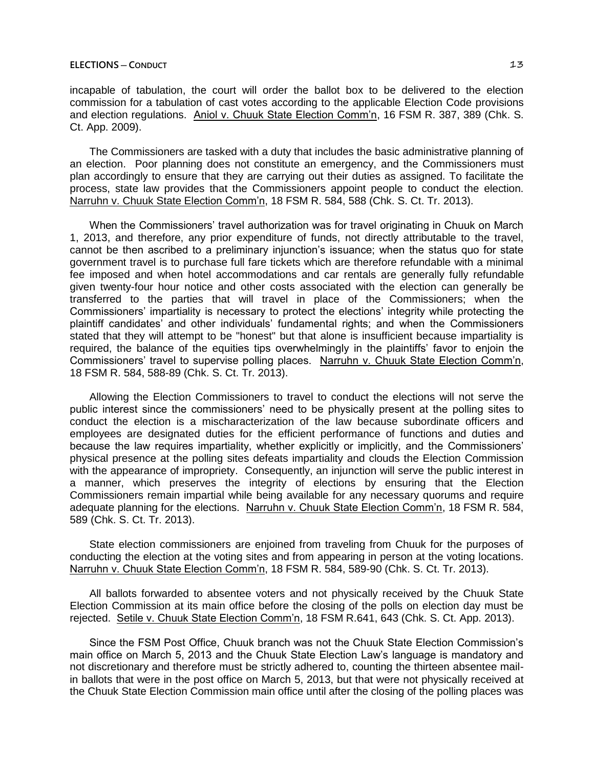incapable of tabulation, the court will order the ballot box to be delivered to the election commission for a tabulation of cast votes according to the applicable Election Code provisions and election regulations. Aniol v. Chuuk State Election Comm'n, 16 FSM R. 387, 389 (Chk. S. Ct. App. 2009).

The Commissioners are tasked with a duty that includes the basic administrative planning of an election. Poor planning does not constitute an emergency, and the Commissioners must plan accordingly to ensure that they are carrying out their duties as assigned. To facilitate the process, state law provides that the Commissioners appoint people to conduct the election. Narruhn v. Chuuk State Election Comm'n, 18 FSM R. 584, 588 (Chk. S. Ct. Tr. 2013).

When the Commissioners' travel authorization was for travel originating in Chuuk on March 1, 2013, and therefore, any prior expenditure of funds, not directly attributable to the travel, cannot be then ascribed to a preliminary injunction's issuance; when the status quo for state government travel is to purchase full fare tickets which are therefore refundable with a minimal fee imposed and when hotel accommodations and car rentals are generally fully refundable given twenty-four hour notice and other costs associated with the election can generally be transferred to the parties that will travel in place of the Commissioners; when the Commissioners' impartiality is necessary to protect the elections' integrity while protecting the plaintiff candidates' and other individuals' fundamental rights; and when the Commissioners stated that they will attempt to be "honest" but that alone is insufficient because impartiality is required, the balance of the equities tips overwhelmingly in the plaintiffs' favor to enjoin the Commissioners' travel to supervise polling places. Narruhn v. Chuuk State Election Comm'n, 18 FSM R. 584, 588-89 (Chk. S. Ct. Tr. 2013).

Allowing the Election Commissioners to travel to conduct the elections will not serve the public interest since the commissioners' need to be physically present at the polling sites to conduct the election is a mischaracterization of the law because subordinate officers and employees are designated duties for the efficient performance of functions and duties and because the law requires impartiality, whether explicitly or implicitly, and the Commissioners' physical presence at the polling sites defeats impartiality and clouds the Election Commission with the appearance of impropriety. Consequently, an injunction will serve the public interest in a manner, which preserves the integrity of elections by ensuring that the Election Commissioners remain impartial while being available for any necessary quorums and require adequate planning for the elections. Narruhn v. Chuuk State Election Comm'n, 18 FSM R. 584, 589 (Chk. S. Ct. Tr. 2013).

State election commissioners are enjoined from traveling from Chuuk for the purposes of conducting the election at the voting sites and from appearing in person at the voting locations. Narruhn v. Chuuk State Election Comm'n, 18 FSM R. 584, 589-90 (Chk. S. Ct. Tr. 2013).

All ballots forwarded to absentee voters and not physically received by the Chuuk State Election Commission at its main office before the closing of the polls on election day must be rejected. Setile v. Chuuk State Election Comm'n, 18 FSM R.641, 643 (Chk. S. Ct. App. 2013).

Since the FSM Post Office, Chuuk branch was not the Chuuk State Election Commission's main office on March 5, 2013 and the Chuuk State Election Law's language is mandatory and not discretionary and therefore must be strictly adhered to, counting the thirteen absentee mail-in ballots that were in the post office on March 5, 2013, but that were not physically received at the Chuuk State Election Commission main office until after the closing of the polling places was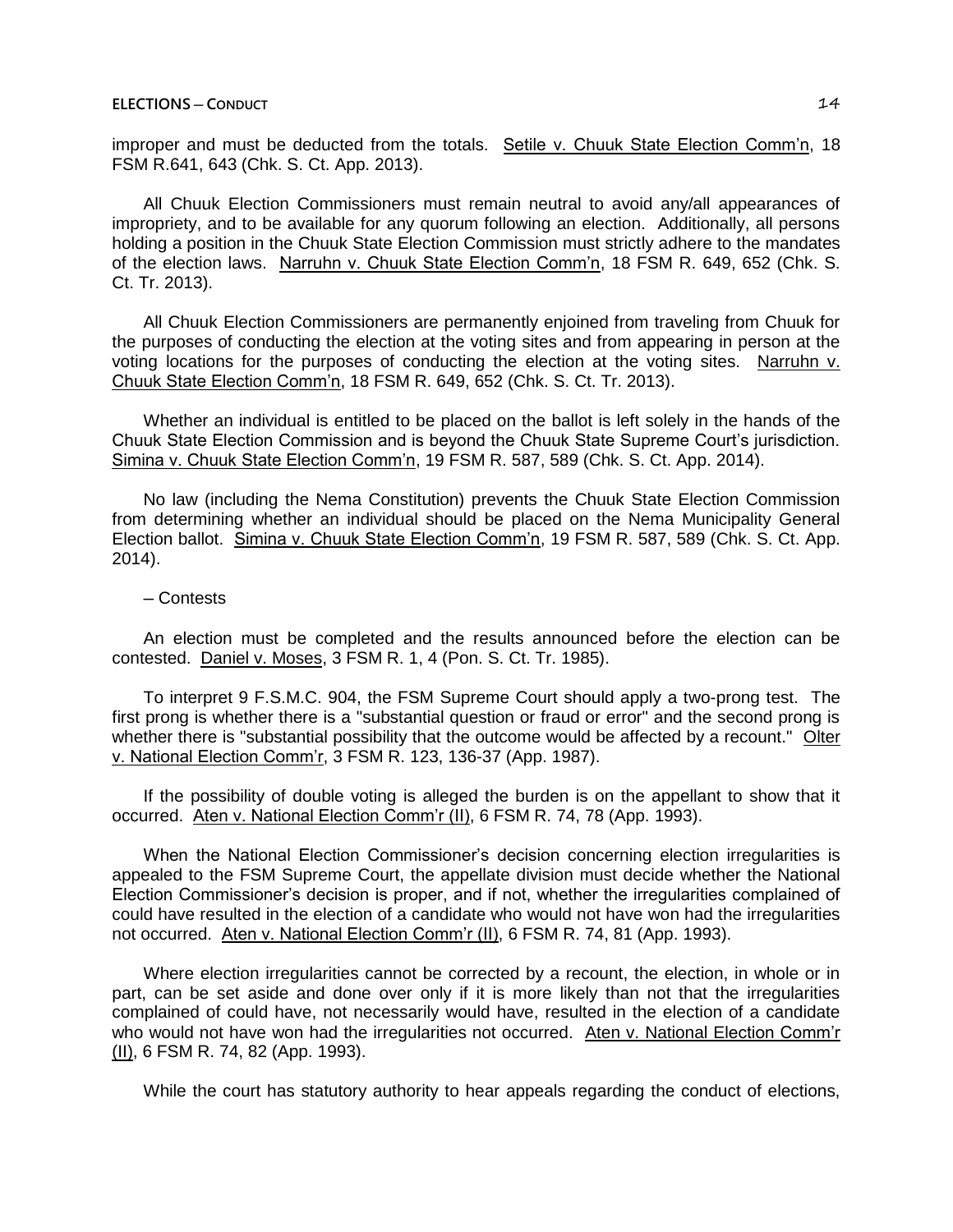improper and must be deducted from the totals. Setile v. Chuuk State Election Comm'n, 18 FSM R.641, 643 (Chk. S. Ct. App. 2013).

All Chuuk Election Commissioners must remain neutral to avoid any/all appearances of impropriety, and to be available for any quorum following an election. Additionally, all persons holding a position in the Chuuk State Election Commission must strictly adhere to the mandates of the election laws. Narruhn v. Chuuk State Election Comm'n, 18 FSM R. 649, 652 (Chk. S. Ct. Tr. 2013).

All Chuuk Election Commissioners are permanently enjoined from traveling from Chuuk for the purposes of conducting the election at the voting sites and from appearing in person at the voting locations for the purposes of conducting the election at the voting sites. Narruhn v. Chuuk State Election Comm'n, 18 FSM R. 649, 652 (Chk. S. Ct. Tr. 2013).

Whether an individual is entitled to be placed on the ballot is left solely in the hands of the Chuuk State Election Commission and is beyond the Chuuk State Supreme Court's jurisdiction. Simina v. Chuuk State Election Comm'n, 19 FSM R. 587, 589 (Chk. S. Ct. App. 2014).

No law (including the Nema Constitution) prevents the Chuuk State Election Commission from determining whether an individual should be placed on the Nema Municipality General Election ballot. Simina v. Chuuk State Election Comm'n, 19 FSM R. 587, 589 (Chk. S. Ct. App. 2014).

– Contests

An election must be completed and the results announced before the election can be contested. Daniel v. Moses, 3 FSM R. 1, 4 (Pon. S. Ct. Tr. 1985).

To interpret 9 F.S.M.C. 904, the FSM Supreme Court should apply a two-prong test. The first prong is whether there is a "substantial question or fraud or error" and the second prong is whether there is "substantial possibility that the outcome would be affected by a recount." Olter v. National Election Comm'r, 3 FSM R. 123, 136-37 (App. 1987).

If the possibility of double voting is alleged the burden is on the appellant to show that it occurred. Aten v. National Election Comm'r (II), 6 FSM R. 74, 78 (App. 1993).

When the National Election Commissioner's decision concerning election irregularities is appealed to the FSM Supreme Court, the appellate division must decide whether the National Election Commissioner's decision is proper, and if not, whether the irregularities complained of could have resulted in the election of a candidate who would not have won had the irregularities not occurred. Aten v. National Election Comm'r (II), 6 FSM R. 74, 81 (App. 1993).

Where election irregularities cannot be corrected by a recount, the election, in whole or in part, can be set aside and done over only if it is more likely than not that the irregularities complained of could have, not necessarily would have, resulted in the election of a candidate who would not have won had the irregularities not occurred. Aten v. National Election Comm'r (II), 6 FSM R. 74, 82 (App. 1993).

While the court has statutory authority to hear appeals regarding the conduct of elections,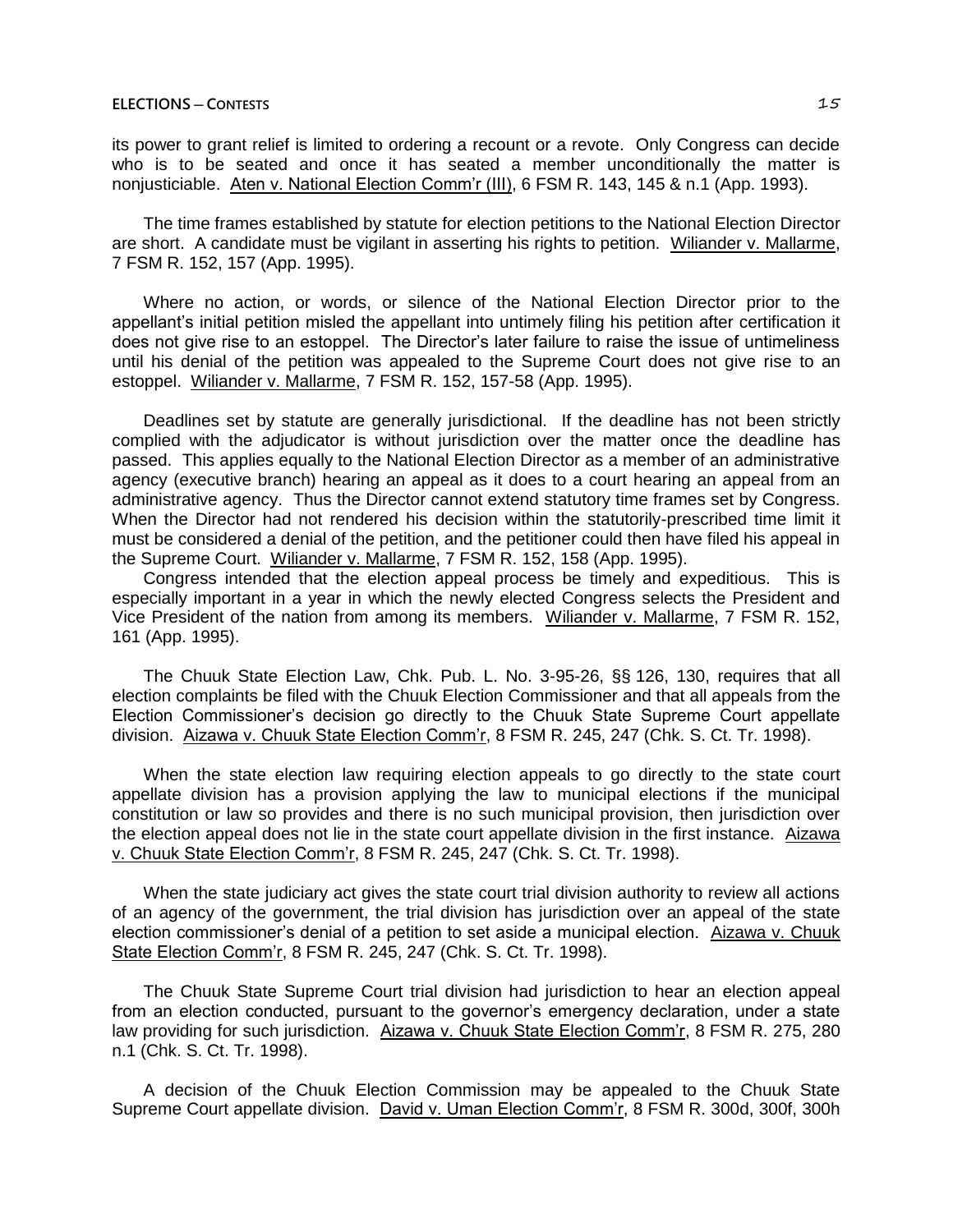its power to grant relief is limited to ordering a recount or a revote. Only Congress can decide who is to be seated and once it has seated a member unconditionally the matter is nonjusticiable. Aten v. National Election Comm'r (III), 6 FSM R. 143, 145 & n.1 (App. 1993).

The time frames established by statute for election petitions to the National Election Director are short. A candidate must be vigilant in asserting his rights to petition. Wiliander v. Mallarme, 7 FSM R. 152, 157 (App. 1995).

Where no action, or words, or silence of the National Election Director prior to the appellant's initial petition misled the appellant into untimely filing his petition after certification it does not give rise to an estoppel. The Director's later failure to raise the issue of untimeliness until his denial of the petition was appealed to the Supreme Court does not give rise to an estoppel. Wiliander v. Mallarme, 7 FSM R. 152, 157-58 (App. 1995).

Deadlines set by statute are generally jurisdictional. If the deadline has not been strictly complied with the adjudicator is without jurisdiction over the matter once the deadline has passed. This applies equally to the National Election Director as a member of an administrative agency (executive branch) hearing an appeal as it does to a court hearing an appeal from an administrative agency. Thus the Director cannot extend statutory time frames set by Congress. When the Director had not rendered his decision within the statutorily-prescribed time limit it must be considered a denial of the petition, and the petitioner could then have filed his appeal in the Supreme Court. Wiliander v. Mallarme, 7 FSM R. 152, 158 (App. 1995).

Congress intended that the election appeal process be timely and expeditious. This is especially important in a year in which the newly elected Congress selects the President and Vice President of the nation from among its members. Wiliander v. Mallarme, 7 FSM R. 152, 161 (App. 1995).

The Chuuk State Election Law, Chk. Pub. L. No. 3-95-26, §§ 126, 130, requires that all election complaints be filed with the Chuuk Election Commissioner and that all appeals from the Election Commissioner's decision go directly to the Chuuk State Supreme Court appellate division. Aizawa v. Chuuk State Election Comm'r, 8 FSM R. 245, 247 (Chk. S. Ct. Tr. 1998).

When the state election law requiring election appeals to go directly to the state court appellate division has a provision applying the law to municipal elections if the municipal constitution or law so provides and there is no such municipal provision, then jurisdiction over the election appeal does not lie in the state court appellate division in the first instance. Aizawa v. Chuuk State Election Comm'r, 8 FSM R. 245, 247 (Chk. S. Ct. Tr. 1998).

When the state judiciary act gives the state court trial division authority to review all actions of an agency of the government, the trial division has jurisdiction over an appeal of the state election commissioner's denial of a petition to set aside a municipal election. Aizawa v. Chuuk State Election Comm'r, 8 FSM R. 245, 247 (Chk. S. Ct. Tr. 1998).

The Chuuk State Supreme Court trial division had jurisdiction to hear an election appeal from an election conducted, pursuant to the governor's emergency declaration, under a state law providing for such jurisdiction. Aizawa v. Chuuk State Election Comm'r, 8 FSM R. 275, 280 n.1 (Chk. S. Ct. Tr. 1998).

A decision of the Chuuk Election Commission may be appealed to the Chuuk State Supreme Court appellate division. David v. Uman Election Comm'r, 8 FSM R. 300d, 300f, 300h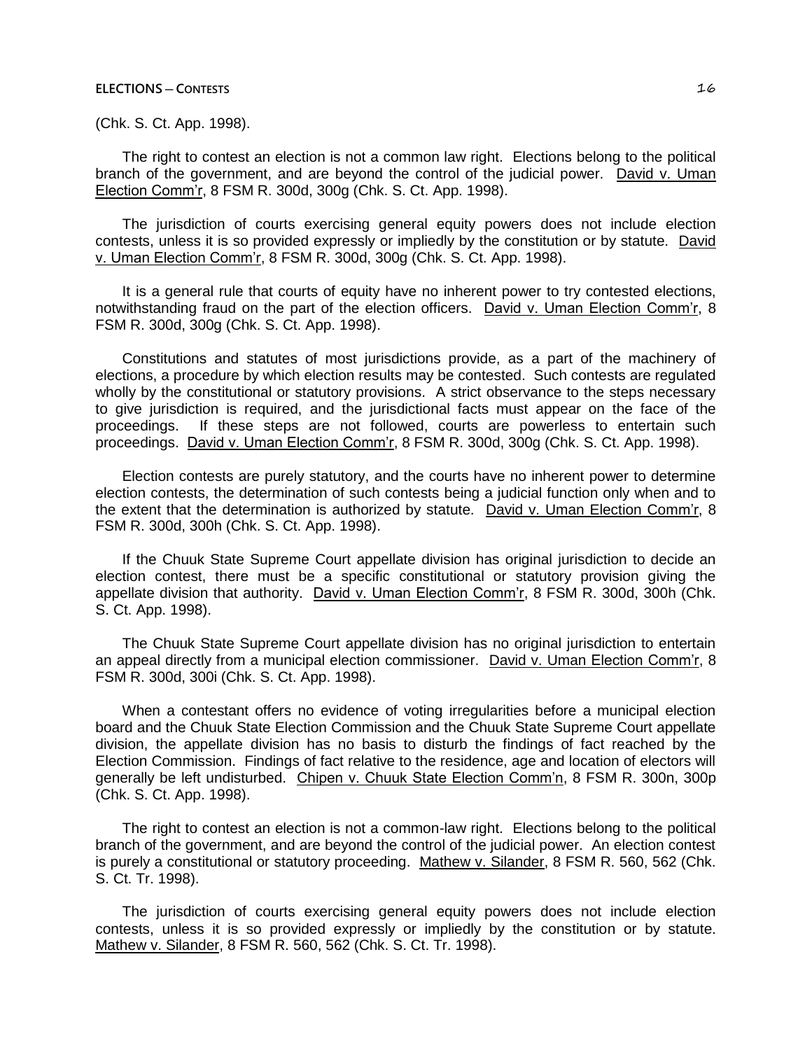(Chk. S. Ct. App. 1998).

The right to contest an election is not a common law right. Elections belong to the political branch of the government, and are beyond the control of the judicial power. David v. Uman Election Comm'r, 8 FSM R. 300d, 300g (Chk. S. Ct. App. 1998).

The jurisdiction of courts exercising general equity powers does not include election contests, unless it is so provided expressly or impliedly by the constitution or by statute. David v. Uman Election Comm'r, 8 FSM R. 300d, 300g (Chk. S. Ct. App. 1998).

It is a general rule that courts of equity have no inherent power to try contested elections, notwithstanding fraud on the part of the election officers. David v. Uman Election Comm'r, 8 FSM R. 300d, 300g (Chk. S. Ct. App. 1998).

Constitutions and statutes of most jurisdictions provide, as a part of the machinery of elections, a procedure by which election results may be contested. Such contests are regulated wholly by the constitutional or statutory provisions. A strict observance to the steps necessary to give jurisdiction is required, and the jurisdictional facts must appear on the face of the proceedings. If these steps are not followed, courts are powerless to entertain such proceedings. David v. Uman Election Comm'r, 8 FSM R. 300d, 300g (Chk. S. Ct. App. 1998).

Election contests are purely statutory, and the courts have no inherent power to determine election contests, the determination of such contests being a judicial function only when and to the extent that the determination is authorized by statute. David v. Uman Election Comm'r, 8 FSM R. 300d, 300h (Chk. S. Ct. App. 1998).

If the Chuuk State Supreme Court appellate division has original jurisdiction to decide an election contest, there must be a specific constitutional or statutory provision giving the appellate division that authority. David v. Uman Election Comm'r, 8 FSM R. 300d, 300h (Chk. S. Ct. App. 1998).

The Chuuk State Supreme Court appellate division has no original jurisdiction to entertain an appeal directly from a municipal election commissioner. David v. Uman Election Comm'r, 8 FSM R. 300d, 300i (Chk. S. Ct. App. 1998).

When a contestant offers no evidence of voting irregularities before a municipal election board and the Chuuk State Election Commission and the Chuuk State Supreme Court appellate division, the appellate division has no basis to disturb the findings of fact reached by the Election Commission. Findings of fact relative to the residence, age and location of electors will generally be left undisturbed. Chipen v. Chuuk State Election Comm'n, 8 FSM R. 300n, 300p (Chk. S. Ct. App. 1998).

The right to contest an election is not a common-law right. Elections belong to the political branch of the government, and are beyond the control of the judicial power. An election contest is purely a constitutional or statutory proceeding. Mathew v. Silander, 8 FSM R. 560, 562 (Chk. S. Ct. Tr. 1998).

The jurisdiction of courts exercising general equity powers does not include election contests, unless it is so provided expressly or impliedly by the constitution or by statute. Mathew v. Silander, 8 FSM R. 560, 562 (Chk. S. Ct. Tr. 1998).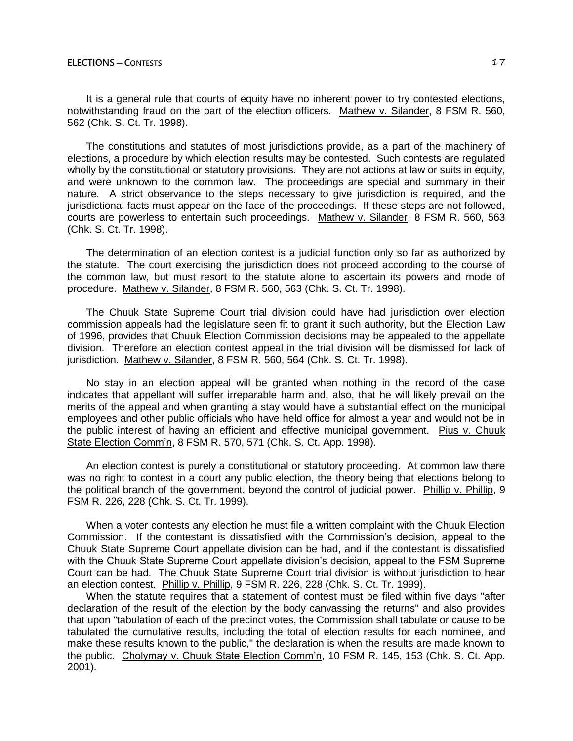It is a general rule that courts of equity have no inherent power to try contested elections, notwithstanding fraud on the part of the election officers. Mathew v. Silander, 8 FSM R. 560, 562 (Chk. S. Ct. Tr. 1998).

The constitutions and statutes of most jurisdictions provide, as a part of the machinery of elections, a procedure by which election results may be contested. Such contests are regulated wholly by the constitutional or statutory provisions. They are not actions at law or suits in equity, and were unknown to the common law. The proceedings are special and summary in their nature. A strict observance to the steps necessary to give jurisdiction is required, and the jurisdictional facts must appear on the face of the proceedings. If these steps are not followed, courts are powerless to entertain such proceedings. Mathew v. Silander, 8 FSM R. 560, 563 (Chk. S. Ct. Tr. 1998).

The determination of an election contest is a judicial function only so far as authorized by the statute. The court exercising the jurisdiction does not proceed according to the course of the common law, but must resort to the statute alone to ascertain its powers and mode of procedure. Mathew v. Silander, 8 FSM R. 560, 563 (Chk. S. Ct. Tr. 1998).

The Chuuk State Supreme Court trial division could have had jurisdiction over election commission appeals had the legislature seen fit to grant it such authority, but the Election Law of 1996, provides that Chuuk Election Commission decisions may be appealed to the appellate division. Therefore an election contest appeal in the trial division will be dismissed for lack of jurisdiction. Mathew v. Silander, 8 FSM R. 560, 564 (Chk. S. Ct. Tr. 1998).

No stay in an election appeal will be granted when nothing in the record of the case indicates that appellant will suffer irreparable harm and, also, that he will likely prevail on the merits of the appeal and when granting a stay would have a substantial effect on the municipal employees and other public officials who have held office for almost a year and would not be in the public interest of having an efficient and effective municipal government. Pius v. Chuuk State Election Comm'n, 8 FSM R. 570, 571 (Chk. S. Ct. App. 1998).

An election contest is purely a constitutional or statutory proceeding. At common law there was no right to contest in a court any public election, the theory being that elections belong to the political branch of the government, beyond the control of judicial power. Phillip v. Phillip, 9 FSM R. 226, 228 (Chk. S. Ct. Tr. 1999).

When a voter contests any election he must file a written complaint with the Chuuk Election Commission. If the contestant is dissatisfied with the Commission's decision, appeal to the Chuuk State Supreme Court appellate division can be had, and if the contestant is dissatisfied with the Chuuk State Supreme Court appellate division's decision, appeal to the FSM Supreme Court can be had. The Chuuk State Supreme Court trial division is without jurisdiction to hear an election contest. Phillip v. Phillip, 9 FSM R. 226, 228 (Chk. S. Ct. Tr. 1999).

When the statute requires that a statement of contest must be filed within five days "after declaration of the result of the election by the body canvassing the returns" and also provides that upon "tabulation of each of the precinct votes, the Commission shall tabulate or cause to be tabulated the cumulative results, including the total of election results for each nominee, and make these results known to the public," the declaration is when the results are made known to the public. Cholymay v. Chuuk State Election Comm'n, 10 FSM R. 145, 153 (Chk. S. Ct. App. 2001).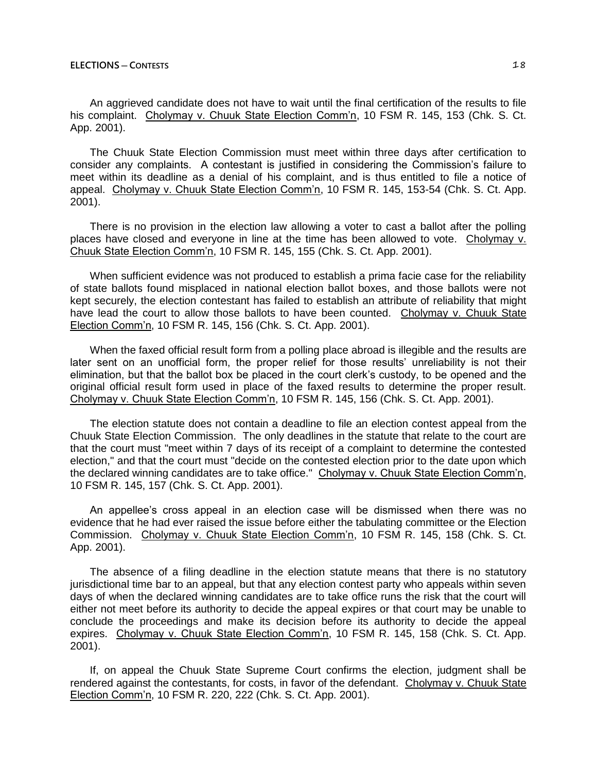An aggrieved candidate does not have to wait until the final certification of the results to file his complaint. Cholymay v. Chuuk State Election Comm'n, 10 FSM R. 145, 153 (Chk. S. Ct. App. 2001).

The Chuuk State Election Commission must meet within three days after certification to consider any complaints. A contestant is justified in considering the Commission's failure to meet within its deadline as a denial of his complaint, and is thus entitled to file a notice of appeal. Cholymay v. Chuuk State Election Comm'n, 10 FSM R. 145, 153-54 (Chk. S. Ct. App. 2001).

There is no provision in the election law allowing a voter to cast a ballot after the polling places have closed and everyone in line at the time has been allowed to vote. Cholymay v. Chuuk State Election Comm'n, 10 FSM R. 145, 155 (Chk. S. Ct. App. 2001).

When sufficient evidence was not produced to establish a prima facie case for the reliability of state ballots found misplaced in national election ballot boxes, and those ballots were not kept securely, the election contestant has failed to establish an attribute of reliability that might have lead the court to allow those ballots to have been counted. Cholymay v. Chuuk State Election Comm'n, 10 FSM R. 145, 156 (Chk. S. Ct. App. 2001).

When the faxed official result form from a polling place abroad is illegible and the results are later sent on an unofficial form, the proper relief for those results' unreliability is not their elimination, but that the ballot box be placed in the court clerk's custody, to be opened and the original official result form used in place of the faxed results to determine the proper result. Cholymay v. Chuuk State Election Comm'n, 10 FSM R. 145, 156 (Chk. S. Ct. App. 2001).

The election statute does not contain a deadline to file an election contest appeal from the Chuuk State Election Commission. The only deadlines in the statute that relate to the court are that the court must "meet within 7 days of its receipt of a complaint to determine the contested election," and that the court must "decide on the contested election prior to the date upon which the declared winning candidates are to take office." Cholymay v. Chuuk State Election Comm'n, 10 FSM R. 145, 157 (Chk. S. Ct. App. 2001).

An appellee's cross appeal in an election case will be dismissed when there was no evidence that he had ever raised the issue before either the tabulating committee or the Election Commission. Cholymay v. Chuuk State Election Comm'n, 10 FSM R. 145, 158 (Chk. S. Ct. App. 2001).

The absence of a filing deadline in the election statute means that there is no statutory jurisdictional time bar to an appeal, but that any election contest party who appeals within seven days of when the declared winning candidates are to take office runs the risk that the court will either not meet before its authority to decide the appeal expires or that court may be unable to conclude the proceedings and make its decision before its authority to decide the appeal expires. Cholymay v. Chuuk State Election Comm'n, 10 FSM R. 145, 158 (Chk. S. Ct. App. 2001).

If, on appeal the Chuuk State Supreme Court confirms the election, judgment shall be rendered against the contestants, for costs, in favor of the defendant. Cholymay v. Chuuk State Election Comm'n, 10 FSM R. 220, 222 (Chk. S. Ct. App. 2001).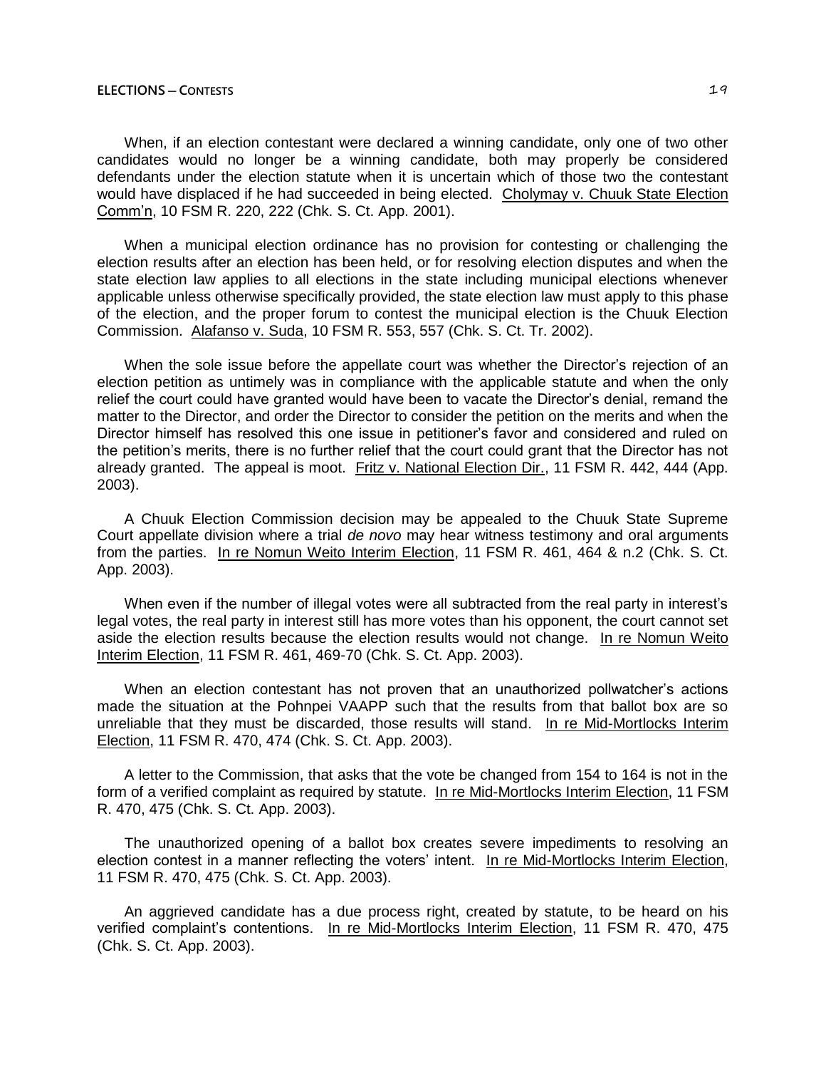When, if an election contestant were declared a winning candidate, only one of two other candidates would no longer be a winning candidate, both may properly be considered defendants under the election statute when it is uncertain which of those two the contestant would have displaced if he had succeeded in being elected. Cholymay v. Chuuk State Election Comm'n, 10 FSM R. 220, 222 (Chk. S. Ct. App. 2001).

When a municipal election ordinance has no provision for contesting or challenging the election results after an election has been held, or for resolving election disputes and when the state election law applies to all elections in the state including municipal elections whenever applicable unless otherwise specifically provided, the state election law must apply to this phase of the election, and the proper forum to contest the municipal election is the Chuuk Election Commission. Alafanso v. Suda, 10 FSM R. 553, 557 (Chk. S. Ct. Tr. 2002).

When the sole issue before the appellate court was whether the Director's rejection of an election petition as untimely was in compliance with the applicable statute and when the only relief the court could have granted would have been to vacate the Director's denial, remand the matter to the Director, and order the Director to consider the petition on the merits and when the Director himself has resolved this one issue in petitioner's favor and considered and ruled on the petition's merits, there is no further relief that the court could grant that the Director has not already granted. The appeal is moot. Fritz v. National Election Dir., 11 FSM R. 442, 444 (App. 2003).

A Chuuk Election Commission decision may be appealed to the Chuuk State Supreme Court appellate division where a trial *de novo* may hear witness testimony and oral arguments from the parties. In re Nomun Weito Interim Election, 11 FSM R. 461, 464 & n.2 (Chk. S. Ct. App. 2003).

When even if the number of illegal votes were all subtracted from the real party in interest's legal votes, the real party in interest still has more votes than his opponent, the court cannot set aside the election results because the election results would not change. In re Nomun Weito Interim Election, 11 FSM R. 461, 469-70 (Chk. S. Ct. App. 2003).

When an election contestant has not proven that an unauthorized pollwatcher's actions made the situation at the Pohnpei VAAPP such that the results from that ballot box are so unreliable that they must be discarded, those results will stand. In re Mid-Mortlocks Interim Election, 11 FSM R. 470, 474 (Chk. S. Ct. App. 2003).

A letter to the Commission, that asks that the vote be changed from 154 to 164 is not in the form of a verified complaint as required by statute. In re Mid-Mortlocks Interim Election, 11 FSM R. 470, 475 (Chk. S. Ct. App. 2003).

The unauthorized opening of a ballot box creates severe impediments to resolving an election contest in a manner reflecting the voters' intent. In re Mid-Mortlocks Interim Election, 11 FSM R. 470, 475 (Chk. S. Ct. App. 2003).

An aggrieved candidate has a due process right, created by statute, to be heard on his verified complaint's contentions. In re Mid-Mortlocks Interim Election, 11 FSM R. 470, 475 (Chk. S. Ct. App. 2003).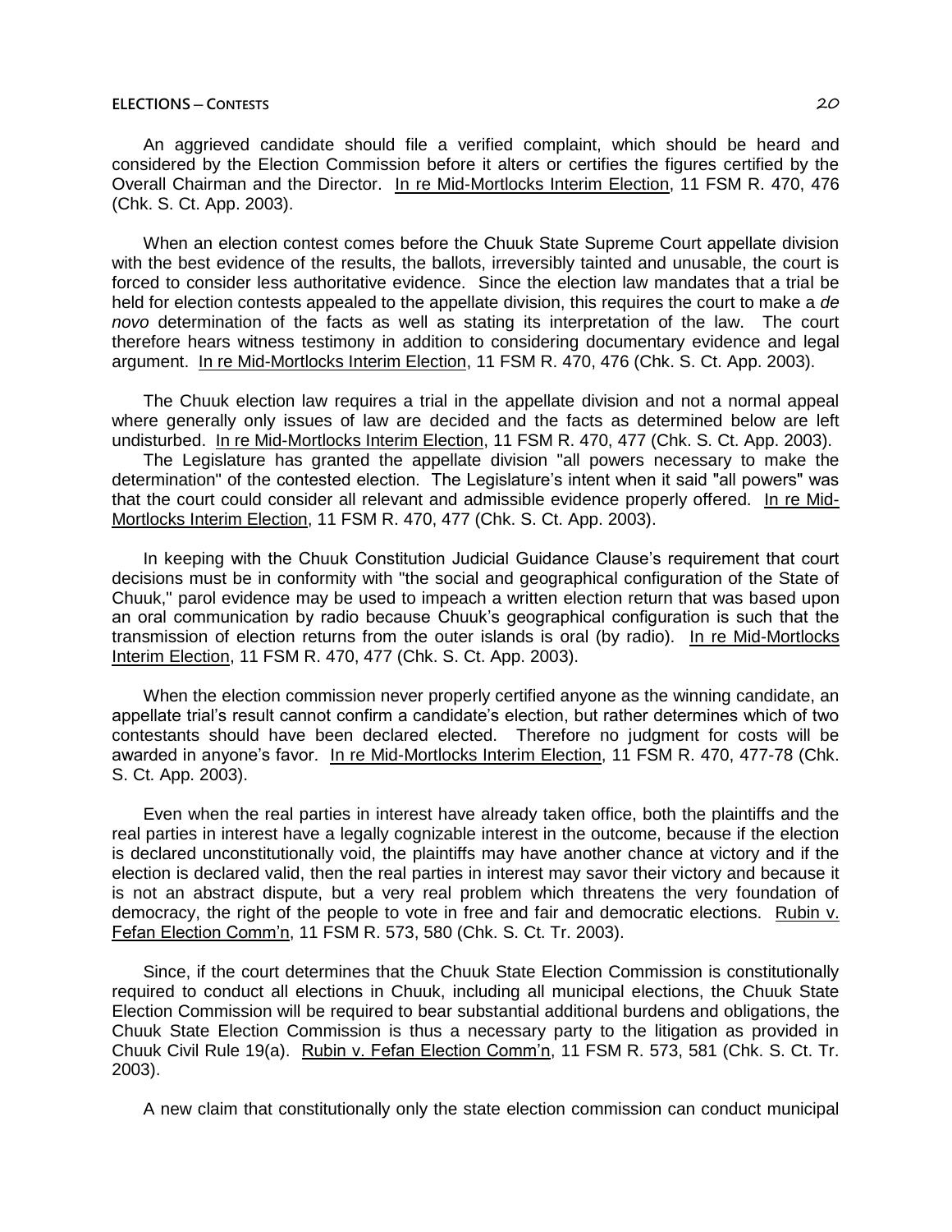An aggrieved candidate should file a verified complaint, which should be heard and considered by the Election Commission before it alters or certifies the figures certified by the Overall Chairman and the Director. In re Mid-Mortlocks Interim Election, 11 FSM R. 470, 476 (Chk. S. Ct. App. 2003).

When an election contest comes before the Chuuk State Supreme Court appellate division with the best evidence of the results, the ballots, irreversibly tainted and unusable, the court is forced to consider less authoritative evidence. Since the election law mandates that a trial be held for election contests appealed to the appellate division, this requires the court to make a *de novo* determination of the facts as well as stating its interpretation of the law. The court therefore hears witness testimony in addition to considering documentary evidence and legal argument. In re Mid-Mortlocks Interim Election, 11 FSM R. 470, 476 (Chk. S. Ct. App. 2003).

The Chuuk election law requires a trial in the appellate division and not a normal appeal where generally only issues of law are decided and the facts as determined below are left undisturbed. In re Mid-Mortlocks Interim Election, 11 FSM R. 470, 477 (Chk. S. Ct. App. 2003).

The Legislature has granted the appellate division "all powers necessary to make the determination" of the contested election. The Legislature's intent when it said "all powers" was that the court could consider all relevant and admissible evidence properly offered. In re Mid-Mortlocks Interim Election, 11 FSM R. 470, 477 (Chk. S. Ct. App. 2003).

In keeping with the Chuuk Constitution Judicial Guidance Clause's requirement that court decisions must be in conformity with "the social and geographical configuration of the State of Chuuk," parol evidence may be used to impeach a written election return that was based upon an oral communication by radio because Chuuk's geographical configuration is such that the transmission of election returns from the outer islands is oral (by radio). In re Mid-Mortlocks Interim Election, 11 FSM R. 470, 477 (Chk. S. Ct. App. 2003).

When the election commission never properly certified anyone as the winning candidate, an appellate trial's result cannot confirm a candidate's election, but rather determines which of two contestants should have been declared elected. Therefore no judgment for costs will be awarded in anyone's favor. In re Mid-Mortlocks Interim Election, 11 FSM R. 470, 477-78 (Chk. S. Ct. App. 2003).

Even when the real parties in interest have already taken office, both the plaintiffs and the real parties in interest have a legally cognizable interest in the outcome, because if the election is declared unconstitutionally void, the plaintiffs may have another chance at victory and if the election is declared valid, then the real parties in interest may savor their victory and because it is not an abstract dispute, but a very real problem which threatens the very foundation of democracy, the right of the people to vote in free and fair and democratic elections. Rubin v. Fefan Election Comm'n, 11 FSM R. 573, 580 (Chk. S. Ct. Tr. 2003).

Since, if the court determines that the Chuuk State Election Commission is constitutionally required to conduct all elections in Chuuk, including all municipal elections, the Chuuk State Election Commission will be required to bear substantial additional burdens and obligations, the Chuuk State Election Commission is thus a necessary party to the litigation as provided in Chuuk Civil Rule 19(a). Rubin v. Fefan Election Comm'n, 11 FSM R. 573, 581 (Chk. S. Ct. Tr. 2003).

A new claim that constitutionally only the state election commission can conduct municipal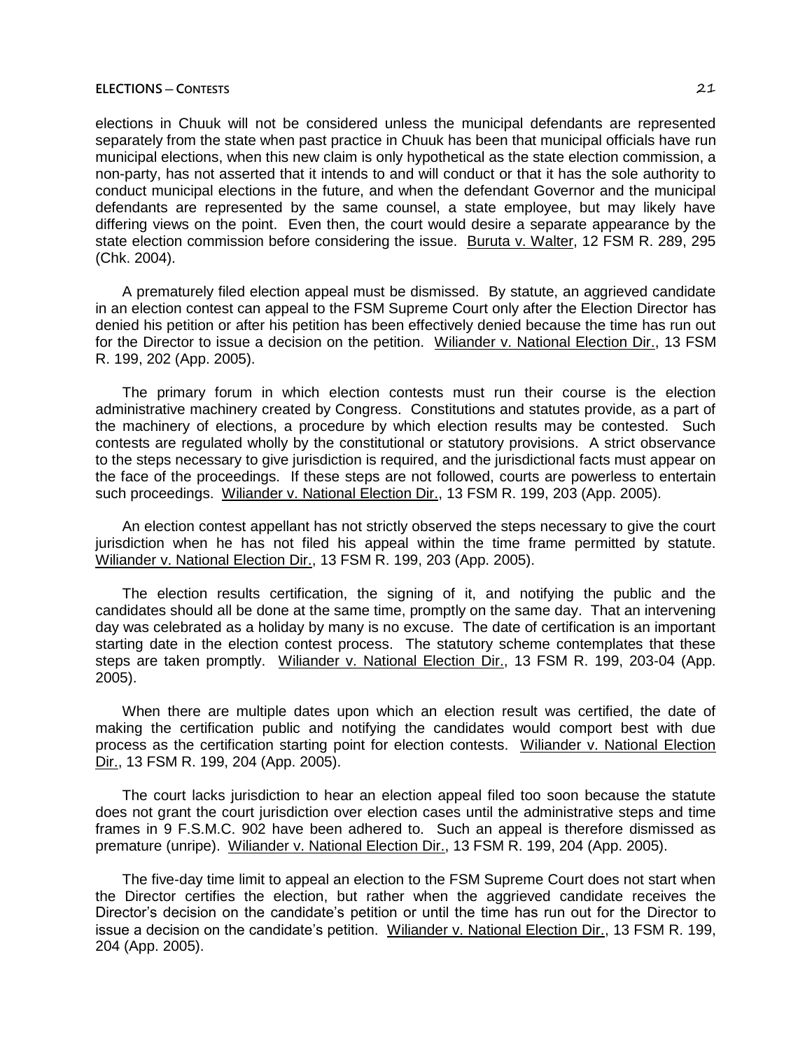elections in Chuuk will not be considered unless the municipal defendants are represented separately from the state when past practice in Chuuk has been that municipal officials have run municipal elections, when this new claim is only hypothetical as the state election commission, a non-party, has not asserted that it intends to and will conduct or that it has the sole authority to conduct municipal elections in the future, and when the defendant Governor and the municipal defendants are represented by the same counsel, a state employee, but may likely have differing views on the point. Even then, the court would desire a separate appearance by the state election commission before considering the issue. Buruta v. Walter, 12 FSM R. 289, 295 (Chk. 2004).

A prematurely filed election appeal must be dismissed. By statute, an aggrieved candidate in an election contest can appeal to the FSM Supreme Court only after the Election Director has denied his petition or after his petition has been effectively denied because the time has run out for the Director to issue a decision on the petition. Wiliander v. National Election Dir., 13 FSM R. 199, 202 (App. 2005).

The primary forum in which election contests must run their course is the election administrative machinery created by Congress. Constitutions and statutes provide, as a part of the machinery of elections, a procedure by which election results may be contested. Such contests are regulated wholly by the constitutional or statutory provisions. A strict observance to the steps necessary to give jurisdiction is required, and the jurisdictional facts must appear on the face of the proceedings. If these steps are not followed, courts are powerless to entertain such proceedings. Wiliander v. National Election Dir., 13 FSM R. 199, 203 (App. 2005).

An election contest appellant has not strictly observed the steps necessary to give the court jurisdiction when he has not filed his appeal within the time frame permitted by statute. Wiliander v. National Election Dir., 13 FSM R. 199, 203 (App. 2005).

The election results certification, the signing of it, and notifying the public and the candidates should all be done at the same time, promptly on the same day. That an intervening day was celebrated as a holiday by many is no excuse. The date of certification is an important starting date in the election contest process. The statutory scheme contemplates that these steps are taken promptly. Wiliander v. National Election Dir., 13 FSM R. 199, 203-04 (App. 2005).

When there are multiple dates upon which an election result was certified, the date of making the certification public and notifying the candidates would comport best with due process as the certification starting point for election contests. Wiliander v. National Election Dir., 13 FSM R. 199, 204 (App. 2005).

The court lacks jurisdiction to hear an election appeal filed too soon because the statute does not grant the court jurisdiction over election cases until the administrative steps and time frames in 9 F.S.M.C. 902 have been adhered to. Such an appeal is therefore dismissed as premature (unripe). Wiliander v. National Election Dir., 13 FSM R. 199, 204 (App. 2005).

The five-day time limit to appeal an election to the FSM Supreme Court does not start when the Director certifies the election, but rather when the aggrieved candidate receives the Director's decision on the candidate's petition or until the time has run out for the Director to issue a decision on the candidate's petition. Wiliander v. National Election Dir., 13 FSM R. 199, 204 (App. 2005).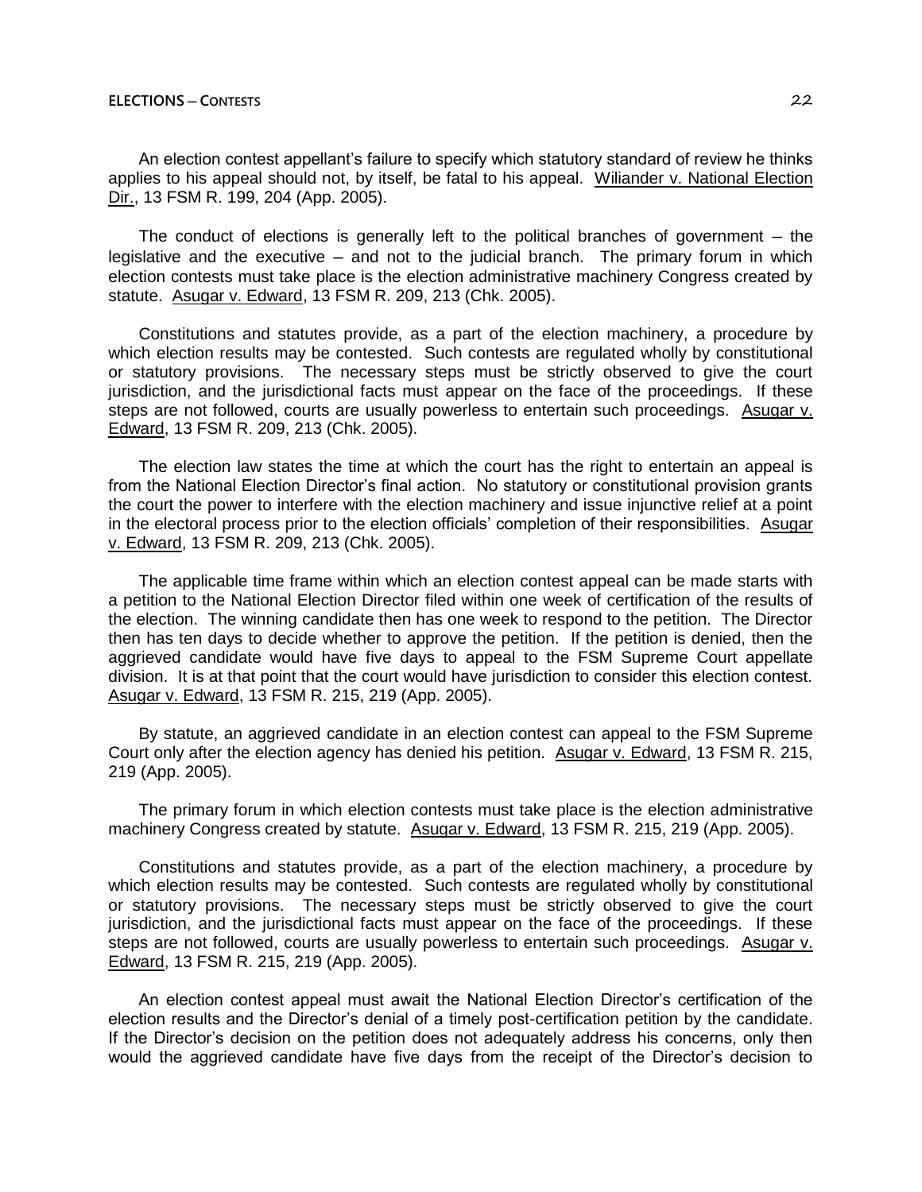An election contest appellant's failure to specify which statutory standard of review he thinks applies to his appeal should not, by itself, be fatal to his appeal. Wiliander v. National Election Dir., 13 FSM R. 199, 204 (App. 2005).

The conduct of elections is generally left to the political branches of government – the legislative and the executive – and not to the judicial branch. The primary forum in which election contests must take place is the election administrative machinery Congress created by statute. Asugar v. Edward, 13 FSM R. 209, 213 (Chk. 2005).

Constitutions and statutes provide, as a part of the election machinery, a procedure by which election results may be contested. Such contests are regulated wholly by constitutional or statutory provisions. The necessary steps must be strictly observed to give the court jurisdiction, and the jurisdictional facts must appear on the face of the proceedings. If these steps are not followed, courts are usually powerless to entertain such proceedings. Asugar v. Edward, 13 FSM R. 209, 213 (Chk. 2005).

The election law states the time at which the court has the right to entertain an appeal is from the National Election Director's final action. No statutory or constitutional provision grants the court the power to interfere with the election machinery and issue injunctive relief at a point in the electoral process prior to the election officials' completion of their responsibilities. Asugar v. Edward, 13 FSM R. 209, 213 (Chk. 2005).

The applicable time frame within which an election contest appeal can be made starts with a petition to the National Election Director filed within one week of certification of the results of the election. The winning candidate then has one week to respond to the petition. The Director then has ten days to decide whether to approve the petition. If the petition is denied, then the aggrieved candidate would have five days to appeal to the FSM Supreme Court appellate division. It is at that point that the court would have jurisdiction to consider this election contest. Asugar v. Edward, 13 FSM R. 215, 219 (App. 2005).

By statute, an aggrieved candidate in an election contest can appeal to the FSM Supreme Court only after the election agency has denied his petition. Asugar v. Edward, 13 FSM R. 215, 219 (App. 2005).

The primary forum in which election contests must take place is the election administrative machinery Congress created by statute. Asugar v. Edward, 13 FSM R. 215, 219 (App. 2005).

Constitutions and statutes provide, as a part of the election machinery, a procedure by which election results may be contested. Such contests are regulated wholly by constitutional or statutory provisions. The necessary steps must be strictly observed to give the court jurisdiction, and the jurisdictional facts must appear on the face of the proceedings. If these steps are not followed, courts are usually powerless to entertain such proceedings. Asugar v. Edward, 13 FSM R. 215, 219 (App. 2005).

An election contest appeal must await the National Election Director's certification of the election results and the Director's denial of a timely post-certification petition by the candidate. If the Director's decision on the petition does not adequately address his concerns, only then would the aggrieved candidate have five days from the receipt of the Director's decision to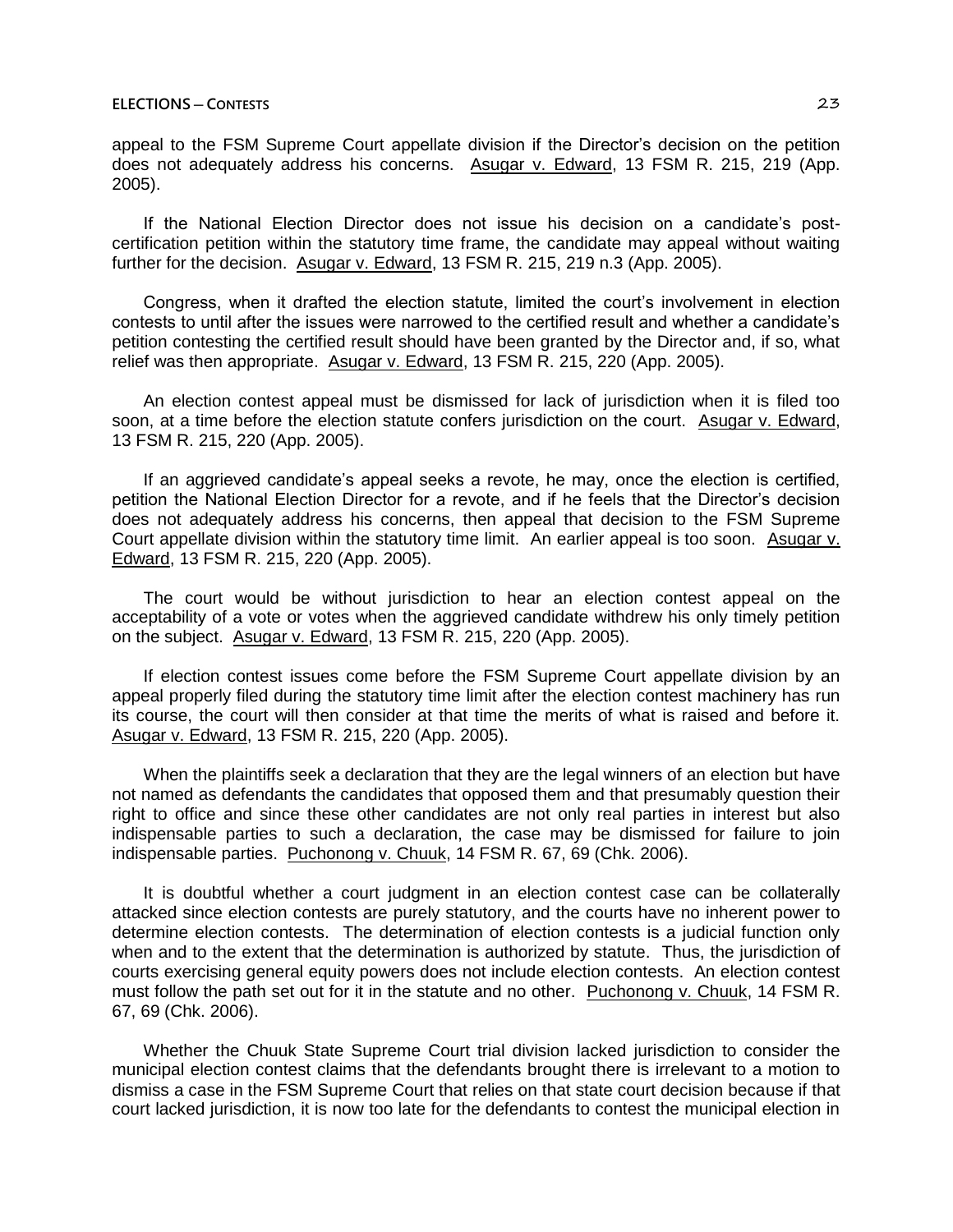appeal to the FSM Supreme Court appellate division if the Director's decision on the petition does not adequately address his concerns. Asugar v. Edward, 13 FSM R. 215, 219 (App. 2005).

If the National Election Director does not issue his decision on a candidate's post-certification petition within the statutory time frame, the candidate may appeal without waiting further for the decision. Asugar v. Edward, 13 FSM R. 215, 219 n.3 (App. 2005).

Congress, when it drafted the election statute, limited the court's involvement in election contests to until after the issues were narrowed to the certified result and whether a candidate's petition contesting the certified result should have been granted by the Director and, if so, what relief was then appropriate. Asugar v. Edward, 13 FSM R. 215, 220 (App. 2005).

An election contest appeal must be dismissed for lack of jurisdiction when it is filed too soon, at a time before the election statute confers jurisdiction on the court. Asugar v. Edward, 13 FSM R. 215, 220 (App. 2005).

If an aggrieved candidate's appeal seeks a revote, he may, once the election is certified, petition the National Election Director for a revote, and if he feels that the Director's decision does not adequately address his concerns, then appeal that decision to the FSM Supreme Court appellate division within the statutory time limit. An earlier appeal is too soon. Asugar v. Edward, 13 FSM R. 215, 220 (App. 2005).

The court would be without jurisdiction to hear an election contest appeal on the acceptability of a vote or votes when the aggrieved candidate withdrew his only timely petition on the subject. Asugar v. Edward, 13 FSM R. 215, 220 (App. 2005).

If election contest issues come before the FSM Supreme Court appellate division by an appeal properly filed during the statutory time limit after the election contest machinery has run its course, the court will then consider at that time the merits of what is raised and before it. Asugar v. Edward, 13 FSM R. 215, 220 (App. 2005).

When the plaintiffs seek a declaration that they are the legal winners of an election but have not named as defendants the candidates that opposed them and that presumably question their right to office and since these other candidates are not only real parties in interest but also indispensable parties to such a declaration, the case may be dismissed for failure to join indispensable parties. Puchonong v. Chuuk, 14 FSM R. 67, 69 (Chk. 2006).

It is doubtful whether a court judgment in an election contest case can be collaterally attacked since election contests are purely statutory, and the courts have no inherent power to determine election contests. The determination of election contests is a judicial function only when and to the extent that the determination is authorized by statute. Thus, the jurisdiction of courts exercising general equity powers does not include election contests. An election contest must follow the path set out for it in the statute and no other. Puchonong v. Chuuk, 14 FSM R. 67, 69 (Chk. 2006).

Whether the Chuuk State Supreme Court trial division lacked jurisdiction to consider the municipal election contest claims that the defendants brought there is irrelevant to a motion to dismiss a case in the FSM Supreme Court that relies on that state court decision because if that court lacked jurisdiction, it is now too late for the defendants to contest the municipal election in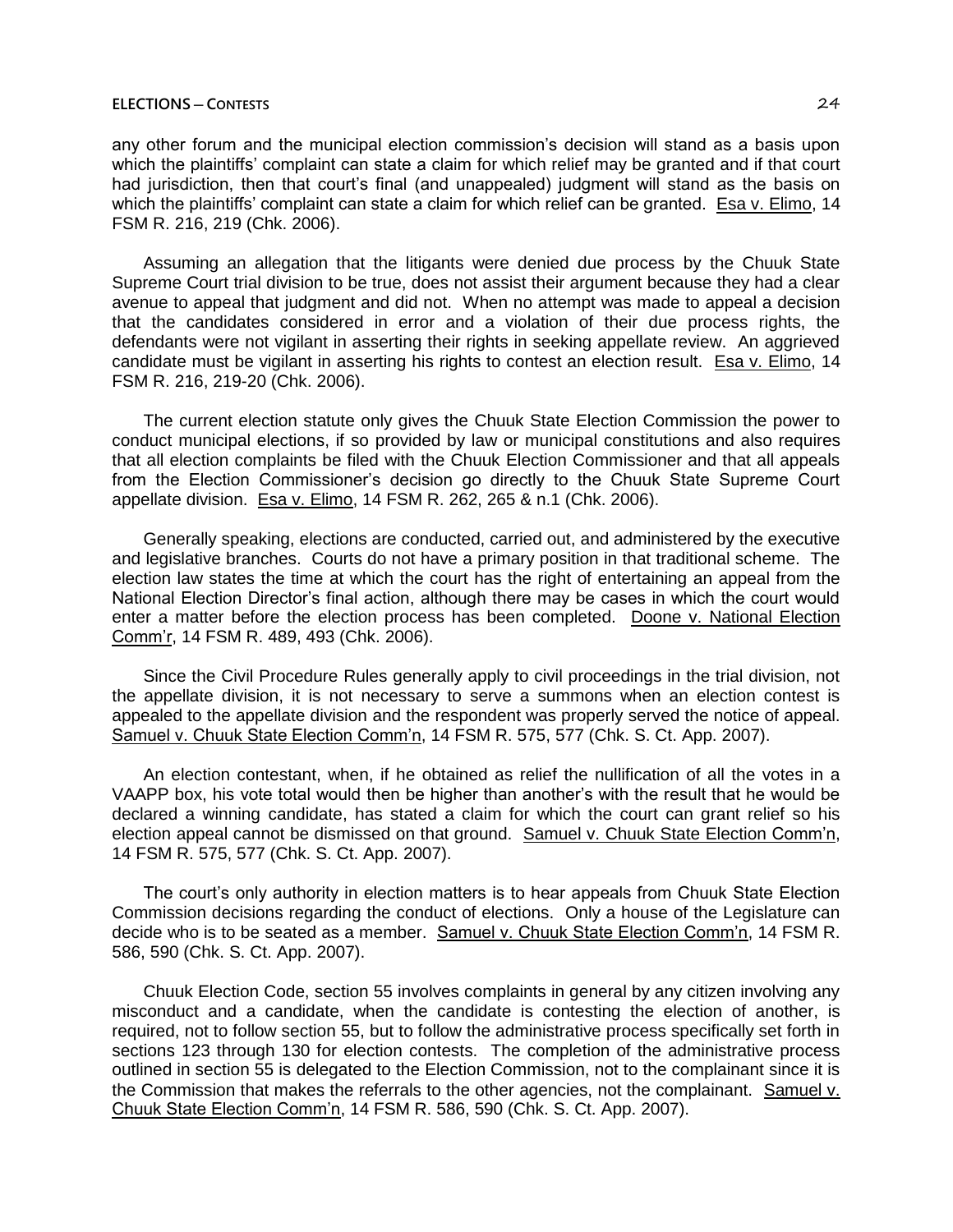any other forum and the municipal election commission's decision will stand as a basis upon which the plaintiffs' complaint can state a claim for which relief may be granted and if that court had jurisdiction, then that court's final (and unappealed) judgment will stand as the basis on which the plaintiffs' complaint can state a claim for which relief can be granted. Esa v. Elimo, 14 FSM R. 216, 219 (Chk. 2006).

Assuming an allegation that the litigants were denied due process by the Chuuk State Supreme Court trial division to be true, does not assist their argument because they had a clear avenue to appeal that judgment and did not. When no attempt was made to appeal a decision that the candidates considered in error and a violation of their due process rights, the defendants were not vigilant in asserting their rights in seeking appellate review. An aggrieved candidate must be vigilant in asserting his rights to contest an election result. Esa v. Elimo, 14 FSM R. 216, 219-20 (Chk. 2006).

The current election statute only gives the Chuuk State Election Commission the power to conduct municipal elections, if so provided by law or municipal constitutions and also requires that all election complaints be filed with the Chuuk Election Commissioner and that all appeals from the Election Commissioner's decision go directly to the Chuuk State Supreme Court appellate division. Esa v. Elimo, 14 FSM R. 262, 265 & n.1 (Chk. 2006).

Generally speaking, elections are conducted, carried out, and administered by the executive and legislative branches. Courts do not have a primary position in that traditional scheme. The election law states the time at which the court has the right of entertaining an appeal from the National Election Director's final action, although there may be cases in which the court would enter a matter before the election process has been completed. Doone v. National Election Comm'r, 14 FSM R. 489, 493 (Chk. 2006).

Since the Civil Procedure Rules generally apply to civil proceedings in the trial division, not the appellate division, it is not necessary to serve a summons when an election contest is appealed to the appellate division and the respondent was properly served the notice of appeal. Samuel v. Chuuk State Election Comm'n, 14 FSM R. 575, 577 (Chk. S. Ct. App. 2007).

An election contestant, when, if he obtained as relief the nullification of all the votes in a VAAPP box, his vote total would then be higher than another's with the result that he would be declared a winning candidate, has stated a claim for which the court can grant relief so his election appeal cannot be dismissed on that ground. Samuel v. Chuuk State Election Comm'n, 14 FSM R. 575, 577 (Chk. S. Ct. App. 2007).

The court's only authority in election matters is to hear appeals from Chuuk State Election Commission decisions regarding the conduct of elections. Only a house of the Legislature can decide who is to be seated as a member. Samuel v. Chuuk State Election Comm'n, 14 FSM R. 586, 590 (Chk. S. Ct. App. 2007).

Chuuk Election Code, section 55 involves complaints in general by any citizen involving any misconduct and a candidate, when the candidate is contesting the election of another, is required, not to follow section 55, but to follow the administrative process specifically set forth in sections 123 through 130 for election contests. The completion of the administrative process outlined in section 55 is delegated to the Election Commission, not to the complainant since it is the Commission that makes the referrals to the other agencies, not the complainant. Samuel v. Chuuk State Election Comm'n, 14 FSM R. 586, 590 (Chk. S. Ct. App. 2007).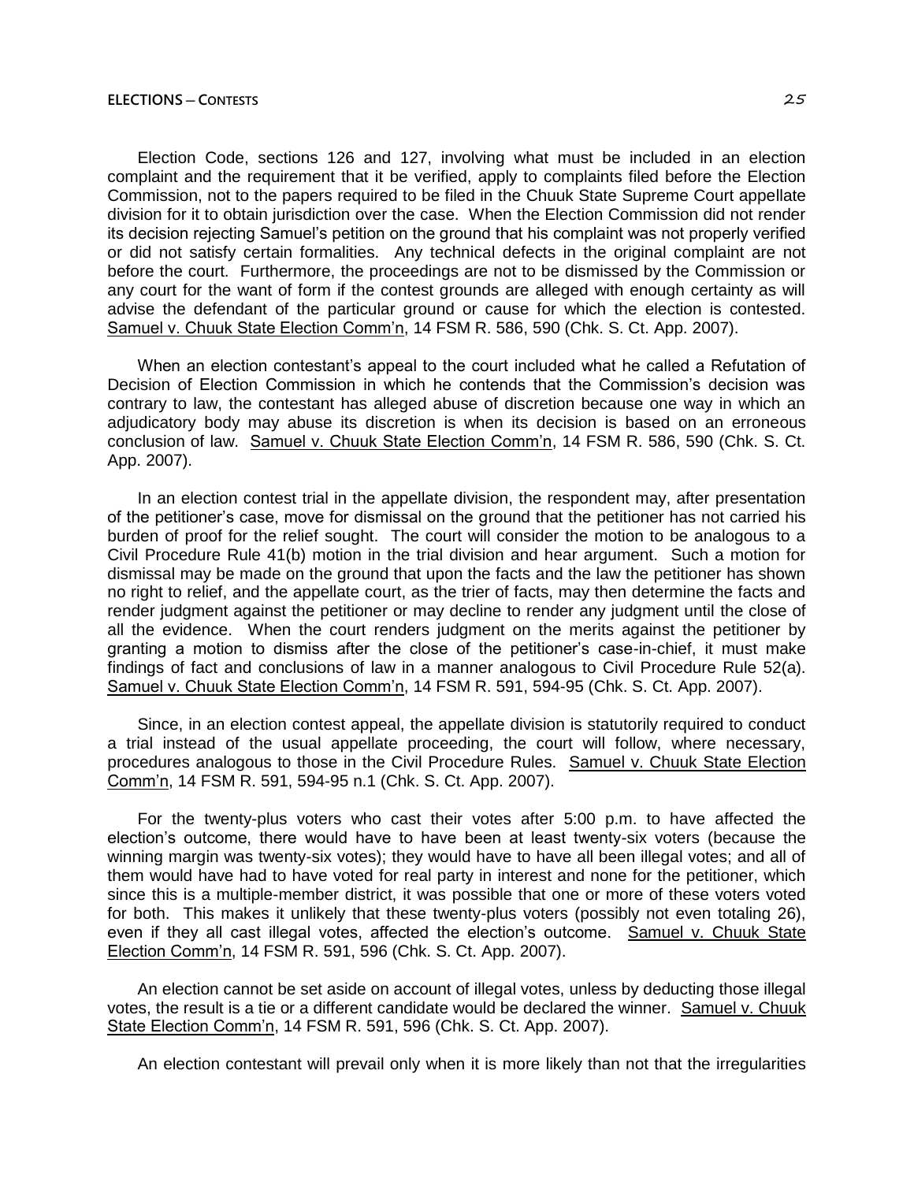Election Code, sections 126 and 127, involving what must be included in an election complaint and the requirement that it be verified, apply to complaints filed before the Election Commission, not to the papers required to be filed in the Chuuk State Supreme Court appellate division for it to obtain jurisdiction over the case. When the Election Commission did not render its decision rejecting Samuel's petition on the ground that his complaint was not properly verified or did not satisfy certain formalities. Any technical defects in the original complaint are not before the court. Furthermore, the proceedings are not to be dismissed by the Commission or any court for the want of form if the contest grounds are alleged with enough certainty as will advise the defendant of the particular ground or cause for which the election is contested. Samuel v. Chuuk State Election Comm'n, 14 FSM R. 586, 590 (Chk. S. Ct. App. 2007).

When an election contestant's appeal to the court included what he called a Refutation of Decision of Election Commission in which he contends that the Commission's decision was contrary to law, the contestant has alleged abuse of discretion because one way in which an adjudicatory body may abuse its discretion is when its decision is based on an erroneous conclusion of law. Samuel v. Chuuk State Election Comm'n, 14 FSM R. 586, 590 (Chk. S. Ct. App. 2007).

In an election contest trial in the appellate division, the respondent may, after presentation of the petitioner's case, move for dismissal on the ground that the petitioner has not carried his burden of proof for the relief sought. The court will consider the motion to be analogous to a Civil Procedure Rule 41(b) motion in the trial division and hear argument. Such a motion for dismissal may be made on the ground that upon the facts and the law the petitioner has shown no right to relief, and the appellate court, as the trier of facts, may then determine the facts and render judgment against the petitioner or may decline to render any judgment until the close of all the evidence. When the court renders judgment on the merits against the petitioner by granting a motion to dismiss after the close of the petitioner's case-in-chief, it must make findings of fact and conclusions of law in a manner analogous to Civil Procedure Rule 52(a). Samuel v. Chuuk State Election Comm'n, 14 FSM R. 591, 594-95 (Chk. S. Ct. App. 2007).

Since, in an election contest appeal, the appellate division is statutorily required to conduct a trial instead of the usual appellate proceeding, the court will follow, where necessary, procedures analogous to those in the Civil Procedure Rules. Samuel v. Chuuk State Election Comm'n, 14 FSM R. 591, 594-95 n.1 (Chk. S. Ct. App. 2007).

For the twenty-plus voters who cast their votes after 5:00 p.m. to have affected the election's outcome, there would have to have been at least twenty-six voters (because the winning margin was twenty-six votes); they would have to have all been illegal votes; and all of them would have had to have voted for real party in interest and none for the petitioner, which since this is a multiple-member district, it was possible that one or more of these voters voted for both. This makes it unlikely that these twenty-plus voters (possibly not even totaling 26), even if they all cast illegal votes, affected the election's outcome. Samuel v. Chuuk State Election Comm'n, 14 FSM R. 591, 596 (Chk. S. Ct. App. 2007).

An election cannot be set aside on account of illegal votes, unless by deducting those illegal votes, the result is a tie or a different candidate would be declared the winner. Samuel v. Chuuk State Election Comm'n, 14 FSM R. 591, 596 (Chk. S. Ct. App. 2007).

An election contestant will prevail only when it is more likely than not that the irregularities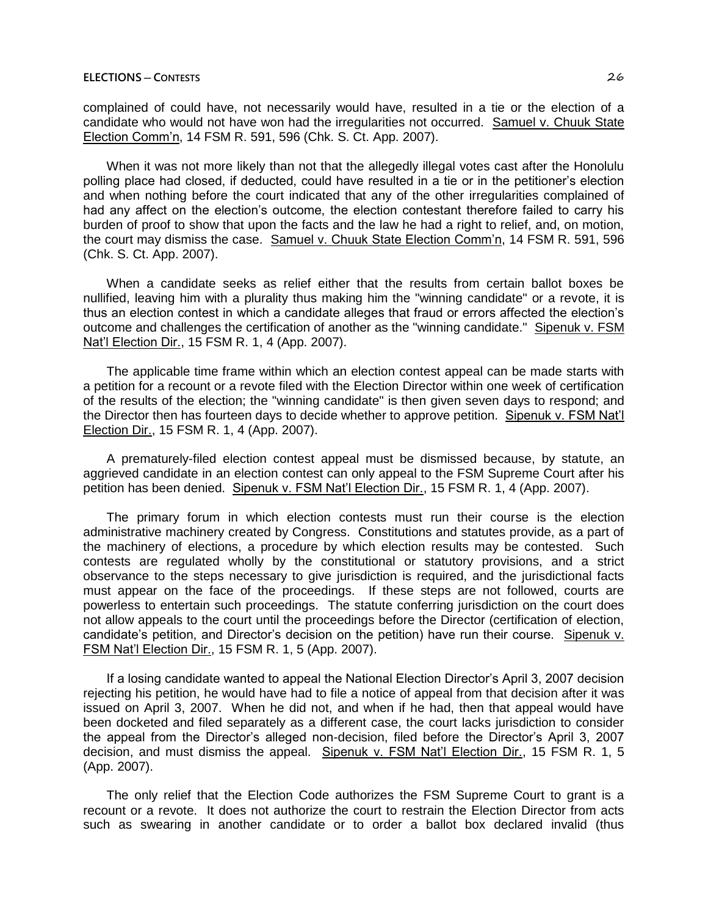complained of could have, not necessarily would have, resulted in a tie or the election of a candidate who would not have won had the irregularities not occurred. Samuel v. Chuuk State Election Comm'n, 14 FSM R. 591, 596 (Chk. S. Ct. App. 2007).

When it was not more likely than not that the allegedly illegal votes cast after the Honolulu polling place had closed, if deducted, could have resulted in a tie or in the petitioner's election and when nothing before the court indicated that any of the other irregularities complained of had any affect on the election's outcome, the election contestant therefore failed to carry his burden of proof to show that upon the facts and the law he had a right to relief, and, on motion, the court may dismiss the case. Samuel v. Chuuk State Election Comm'n, 14 FSM R. 591, 596 (Chk. S. Ct. App. 2007).

When a candidate seeks as relief either that the results from certain ballot boxes be nullified, leaving him with a plurality thus making him the "winning candidate" or a revote, it is thus an election contest in which a candidate alleges that fraud or errors affected the election's outcome and challenges the certification of another as the "winning candidate." Sipenuk v. FSM Nat'l Election Dir., 15 FSM R. 1, 4 (App. 2007).

The applicable time frame within which an election contest appeal can be made starts with a petition for a recount or a revote filed with the Election Director within one week of certification of the results of the election; the "winning candidate" is then given seven days to respond; and the Director then has fourteen days to decide whether to approve petition. Sipenuk v. FSM Nat'l Election Dir., 15 FSM R. 1, 4 (App. 2007).

A prematurely-filed election contest appeal must be dismissed because, by statute, an aggrieved candidate in an election contest can only appeal to the FSM Supreme Court after his petition has been denied. Sipenuk v. FSM Nat'l Election Dir., 15 FSM R. 1, 4 (App. 2007).

The primary forum in which election contests must run their course is the election administrative machinery created by Congress. Constitutions and statutes provide, as a part of the machinery of elections, a procedure by which election results may be contested. Such contests are regulated wholly by the constitutional or statutory provisions, and a strict observance to the steps necessary to give jurisdiction is required, and the jurisdictional facts must appear on the face of the proceedings. If these steps are not followed, courts are powerless to entertain such proceedings. The statute conferring jurisdiction on the court does not allow appeals to the court until the proceedings before the Director (certification of election, candidate's petition, and Director's decision on the petition) have run their course. Sipenuk v. FSM Nat'l Election Dir., 15 FSM R. 1, 5 (App. 2007).

If a losing candidate wanted to appeal the National Election Director's April 3, 2007 decision rejecting his petition, he would have had to file a notice of appeal from that decision after it was issued on April 3, 2007. When he did not, and when if he had, then that appeal would have been docketed and filed separately as a different case, the court lacks jurisdiction to consider the appeal from the Director's alleged non-decision, filed before the Director's April 3, 2007 decision, and must dismiss the appeal. Sipenuk v. FSM Nat'l Election Dir., 15 FSM R. 1, 5 (App. 2007).

The only relief that the Election Code authorizes the FSM Supreme Court to grant is a recount or a revote. It does not authorize the court to restrain the Election Director from acts such as swearing in another candidate or to order a ballot box declared invalid (thus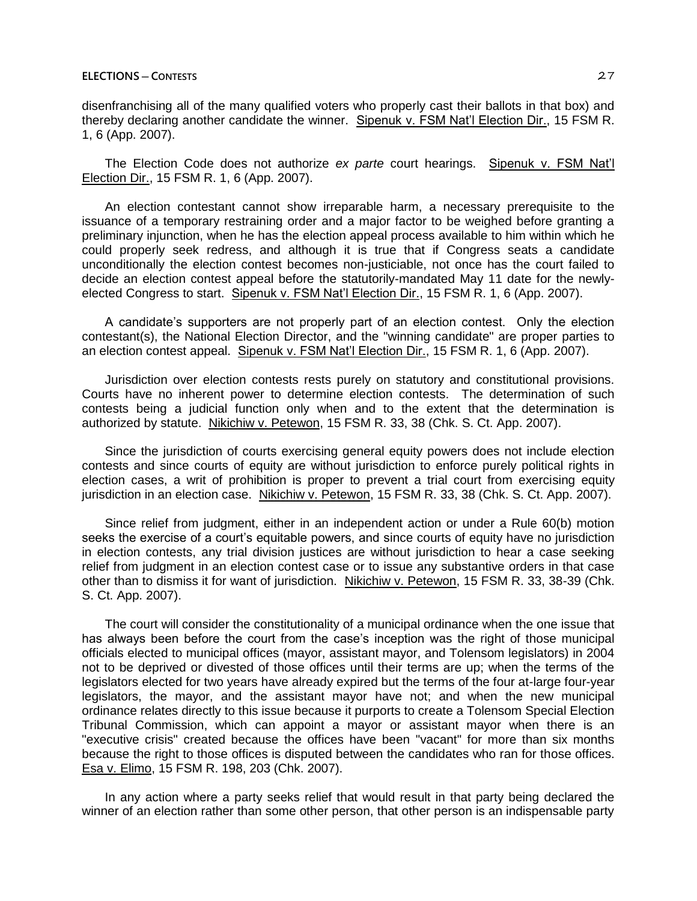disenfranchising all of the many qualified voters who properly cast their ballots in that box) and thereby declaring another candidate the winner. Sipenuk v. FSM Nat'l Election Dir., 15 FSM R. 1, 6 (App. 2007).

The Election Code does not authorize *ex parte* court hearings. Sipenuk v. FSM Nat'l Election Dir., 15 FSM R. 1, 6 (App. 2007).

An election contestant cannot show irreparable harm, a necessary prerequisite to the issuance of a temporary restraining order and a major factor to be weighed before granting a preliminary injunction, when he has the election appeal process available to him within which he could properly seek redress, and although it is true that if Congress seats a candidate unconditionally the election contest becomes non-justiciable, not once has the court failed to decide an election contest appeal before the statutorily-mandated May 11 date for the newly-elected Congress to start. Sipenuk v. FSM Nat'l Election Dir., 15 FSM R. 1, 6 (App. 2007).

A candidate's supporters are not properly part of an election contest. Only the election contestant(s), the National Election Director, and the "winning candidate" are proper parties to an election contest appeal. Sipenuk v. FSM Nat'l Election Dir., 15 FSM R. 1, 6 (App. 2007).

Jurisdiction over election contests rests purely on statutory and constitutional provisions. Courts have no inherent power to determine election contests. The determination of such contests being a judicial function only when and to the extent that the determination is authorized by statute. Nikichiw v. Petewon, 15 FSM R. 33, 38 (Chk. S. Ct. App. 2007).

Since the jurisdiction of courts exercising general equity powers does not include election contests and since courts of equity are without jurisdiction to enforce purely political rights in election cases, a writ of prohibition is proper to prevent a trial court from exercising equity jurisdiction in an election case. Nikichiw v. Petewon, 15 FSM R. 33, 38 (Chk. S. Ct. App. 2007).

Since relief from judgment, either in an independent action or under a Rule 60(b) motion seeks the exercise of a court's equitable powers, and since courts of equity have no jurisdiction in election contests, any trial division justices are without jurisdiction to hear a case seeking relief from judgment in an election contest case or to issue any substantive orders in that case other than to dismiss it for want of jurisdiction. Nikichiw v. Petewon, 15 FSM R. 33, 38-39 (Chk. S. Ct. App. 2007).

The court will consider the constitutionality of a municipal ordinance when the one issue that has always been before the court from the case's inception was the right of those municipal officials elected to municipal offices (mayor, assistant mayor, and Tolensom legislators) in 2004 not to be deprived or divested of those offices until their terms are up; when the terms of the legislators elected for two years have already expired but the terms of the four at-large four-year legislators, the mayor, and the assistant mayor have not; and when the new municipal ordinance relates directly to this issue because it purports to create a Tolensom Special Election Tribunal Commission, which can appoint a mayor or assistant mayor when there is an "executive crisis" created because the offices have been "vacant" for more than six months because the right to those offices is disputed between the candidates who ran for those offices. Esa v. Elimo, 15 FSM R. 198, 203 (Chk. 2007).

In any action where a party seeks relief that would result in that party being declared the winner of an election rather than some other person, that other person is an indispensable party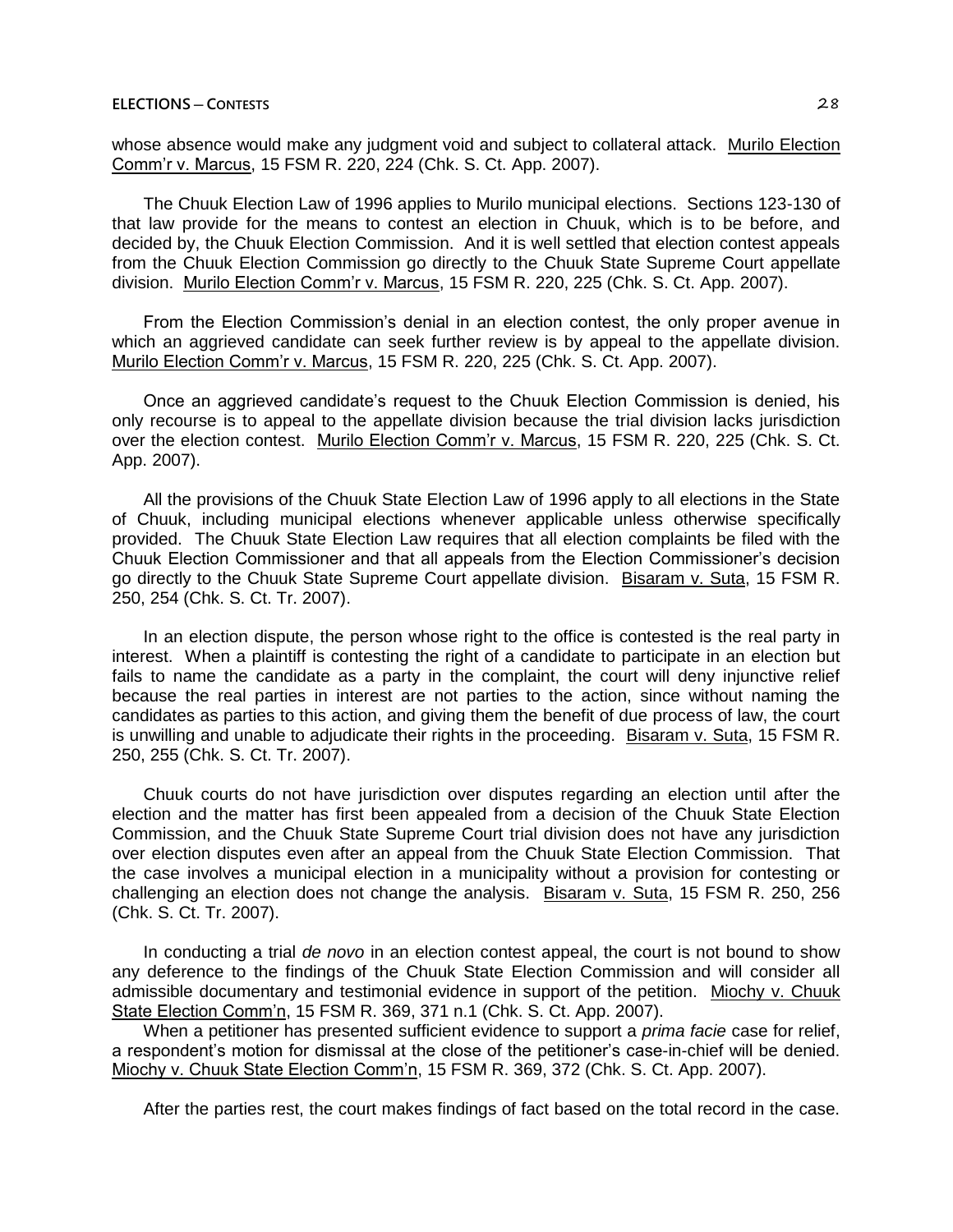whose absence would make any judgment void and subject to collateral attack. Murilo Election Comm'r v. Marcus, 15 FSM R. 220, 224 (Chk. S. Ct. App. 2007).

The Chuuk Election Law of 1996 applies to Murilo municipal elections. Sections 123-130 of that law provide for the means to contest an election in Chuuk, which is to be before, and decided by, the Chuuk Election Commission. And it is well settled that election contest appeals from the Chuuk Election Commission go directly to the Chuuk State Supreme Court appellate division. Murilo Election Comm'r v. Marcus, 15 FSM R. 220, 225 (Chk. S. Ct. App. 2007).

From the Election Commission's denial in an election contest, the only proper avenue in which an aggrieved candidate can seek further review is by appeal to the appellate division. Murilo Election Comm'r v. Marcus, 15 FSM R. 220, 225 (Chk. S. Ct. App. 2007).

Once an aggrieved candidate's request to the Chuuk Election Commission is denied, his only recourse is to appeal to the appellate division because the trial division lacks jurisdiction over the election contest. Murilo Election Comm'r v. Marcus, 15 FSM R. 220, 225 (Chk. S. Ct. App. 2007).

All the provisions of the Chuuk State Election Law of 1996 apply to all elections in the State of Chuuk, including municipal elections whenever applicable unless otherwise specifically provided. The Chuuk State Election Law requires that all election complaints be filed with the Chuuk Election Commissioner and that all appeals from the Election Commissioner's decision go directly to the Chuuk State Supreme Court appellate division. Bisaram v. Suta, 15 FSM R. 250, 254 (Chk. S. Ct. Tr. 2007).

In an election dispute, the person whose right to the office is contested is the real party in interest. When a plaintiff is contesting the right of a candidate to participate in an election but fails to name the candidate as a party in the complaint, the court will deny injunctive relief because the real parties in interest are not parties to the action, since without naming the candidates as parties to this action, and giving them the benefit of due process of law, the court is unwilling and unable to adjudicate their rights in the proceeding. Bisaram v. Suta, 15 FSM R. 250, 255 (Chk. S. Ct. Tr. 2007).

Chuuk courts do not have jurisdiction over disputes regarding an election until after the election and the matter has first been appealed from a decision of the Chuuk State Election Commission, and the Chuuk State Supreme Court trial division does not have any jurisdiction over election disputes even after an appeal from the Chuuk State Election Commission. That the case involves a municipal election in a municipality without a provision for contesting or challenging an election does not change the analysis. Bisaram v. Suta, 15 FSM R. 250, 256 (Chk. S. Ct. Tr. 2007).

In conducting a trial *de novo* in an election contest appeal, the court is not bound to show any deference to the findings of the Chuuk State Election Commission and will consider all admissible documentary and testimonial evidence in support of the petition. Miochy v. Chuuk State Election Comm'n, 15 FSM R. 369, 371 n.1 (Chk. S. Ct. App. 2007).

When a petitioner has presented sufficient evidence to support a *prima facie* case for relief, a respondent's motion for dismissal at the close of the petitioner's case-in-chief will be denied. Miochy v. Chuuk State Election Comm'n, 15 FSM R. 369, 372 (Chk. S. Ct. App. 2007).

After the parties rest, the court makes findings of fact based on the total record in the case.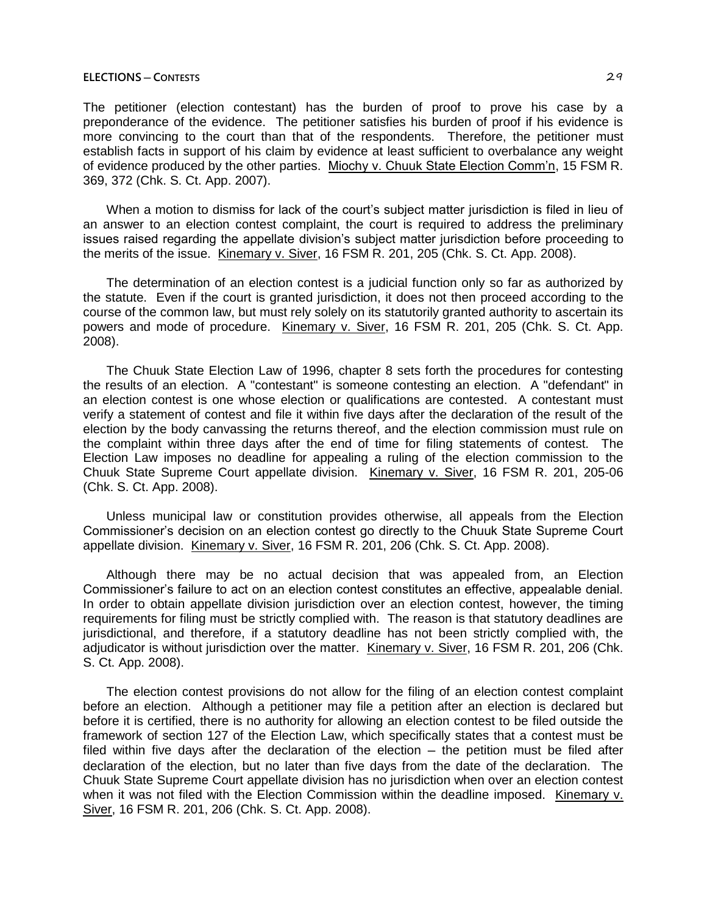The petitioner (election contestant) has the burden of proof to prove his case by a preponderance of the evidence. The petitioner satisfies his burden of proof if his evidence is more convincing to the court than that of the respondents. Therefore, the petitioner must establish facts in support of his claim by evidence at least sufficient to overbalance any weight of evidence produced by the other parties. Miochy v. Chuuk State Election Comm'n, 15 FSM R. 369, 372 (Chk. S. Ct. App. 2007).

When a motion to dismiss for lack of the court's subject matter jurisdiction is filed in lieu of an answer to an election contest complaint, the court is required to address the preliminary issues raised regarding the appellate division's subject matter jurisdiction before proceeding to the merits of the issue. Kinemary v. Siver, 16 FSM R. 201, 205 (Chk. S. Ct. App. 2008).

The determination of an election contest is a judicial function only so far as authorized by the statute. Even if the court is granted jurisdiction, it does not then proceed according to the course of the common law, but must rely solely on its statutorily granted authority to ascertain its powers and mode of procedure. Kinemary v. Siver, 16 FSM R. 201, 205 (Chk. S. Ct. App. 2008).

The Chuuk State Election Law of 1996, chapter 8 sets forth the procedures for contesting the results of an election. A "contestant" is someone contesting an election. A "defendant" in an election contest is one whose election or qualifications are contested. A contestant must verify a statement of contest and file it within five days after the declaration of the result of the election by the body canvassing the returns thereof, and the election commission must rule on the complaint within three days after the end of time for filing statements of contest. The Election Law imposes no deadline for appealing a ruling of the election commission to the Chuuk State Supreme Court appellate division. Kinemary v. Siver, 16 FSM R. 201, 205-06 (Chk. S. Ct. App. 2008).

Unless municipal law or constitution provides otherwise, all appeals from the Election Commissioner's decision on an election contest go directly to the Chuuk State Supreme Court appellate division. Kinemary v. Siver, 16 FSM R. 201, 206 (Chk. S. Ct. App. 2008).

Although there may be no actual decision that was appealed from, an Election Commissioner's failure to act on an election contest constitutes an effective, appealable denial. In order to obtain appellate division jurisdiction over an election contest, however, the timing requirements for filing must be strictly complied with. The reason is that statutory deadlines are jurisdictional, and therefore, if a statutory deadline has not been strictly complied with, the adjudicator is without jurisdiction over the matter. Kinemary v. Siver, 16 FSM R. 201, 206 (Chk. S. Ct. App. 2008).

The election contest provisions do not allow for the filing of an election contest complaint before an election. Although a petitioner may file a petition after an election is declared but before it is certified, there is no authority for allowing an election contest to be filed outside the framework of section 127 of the Election Law, which specifically states that a contest must be filed within five days after the declaration of the election – the petition must be filed after declaration of the election, but no later than five days from the date of the declaration. The Chuuk State Supreme Court appellate division has no jurisdiction when over an election contest when it was not filed with the Election Commission within the deadline imposed. Kinemary v. Siver, 16 FSM R. 201, 206 (Chk. S. Ct. App. 2008).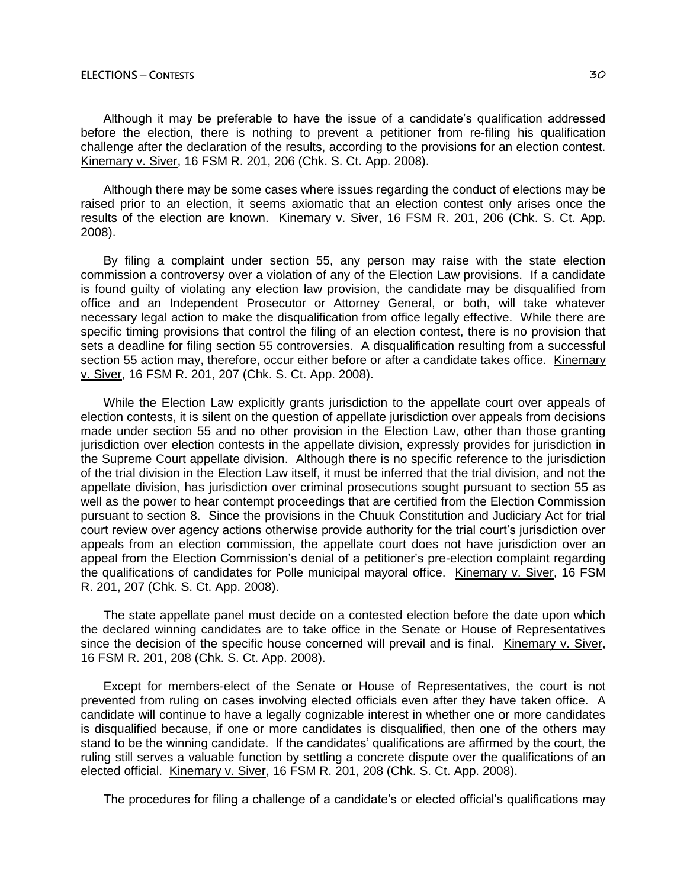Although it may be preferable to have the issue of a candidate's qualification addressed before the election, there is nothing to prevent a petitioner from re-filing his qualification challenge after the declaration of the results, according to the provisions for an election contest. Kinemary v. Siver, 16 FSM R. 201, 206 (Chk. S. Ct. App. 2008).

Although there may be some cases where issues regarding the conduct of elections may be raised prior to an election, it seems axiomatic that an election contest only arises once the results of the election are known. Kinemary v. Siver, 16 FSM R. 201, 206 (Chk. S. Ct. App. 2008).

By filing a complaint under section 55, any person may raise with the state election commission a controversy over a violation of any of the Election Law provisions. If a candidate is found guilty of violating any election law provision, the candidate may be disqualified from office and an Independent Prosecutor or Attorney General, or both, will take whatever necessary legal action to make the disqualification from office legally effective. While there are specific timing provisions that control the filing of an election contest, there is no provision that sets a deadline for filing section 55 controversies. A disqualification resulting from a successful section 55 action may, therefore, occur either before or after a candidate takes office. Kinemary v. Siver, 16 FSM R. 201, 207 (Chk. S. Ct. App. 2008).

While the Election Law explicitly grants jurisdiction to the appellate court over appeals of election contests, it is silent on the question of appellate jurisdiction over appeals from decisions made under section 55 and no other provision in the Election Law, other than those granting jurisdiction over election contests in the appellate division, expressly provides for jurisdiction in the Supreme Court appellate division. Although there is no specific reference to the jurisdiction of the trial division in the Election Law itself, it must be inferred that the trial division, and not the appellate division, has jurisdiction over criminal prosecutions sought pursuant to section 55 as well as the power to hear contempt proceedings that are certified from the Election Commission pursuant to section 8. Since the provisions in the Chuuk Constitution and Judiciary Act for trial court review over agency actions otherwise provide authority for the trial court's jurisdiction over appeals from an election commission, the appellate court does not have jurisdiction over an appeal from the Election Commission's denial of a petitioner's pre-election complaint regarding the qualifications of candidates for Polle municipal mayoral office. Kinemary v. Siver, 16 FSM R. 201, 207 (Chk. S. Ct. App. 2008).

The state appellate panel must decide on a contested election before the date upon which the declared winning candidates are to take office in the Senate or House of Representatives since the decision of the specific house concerned will prevail and is final. Kinemary v. Siver, 16 FSM R. 201, 208 (Chk. S. Ct. App. 2008).

Except for members-elect of the Senate or House of Representatives, the court is not prevented from ruling on cases involving elected officials even after they have taken office. A candidate will continue to have a legally cognizable interest in whether one or more candidates is disqualified because, if one or more candidates is disqualified, then one of the others may stand to be the winning candidate. If the candidates' qualifications are affirmed by the court, the ruling still serves a valuable function by settling a concrete dispute over the qualifications of an elected official. Kinemary v. Siver, 16 FSM R. 201, 208 (Chk. S. Ct. App. 2008).

The procedures for filing a challenge of a candidate's or elected official's qualifications may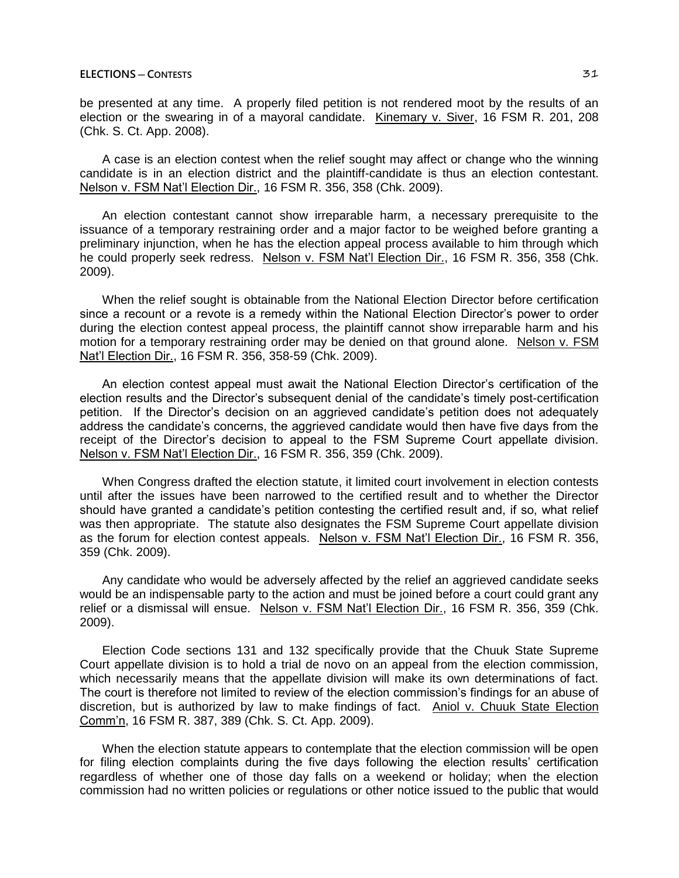be presented at any time. A properly filed petition is not rendered moot by the results of an election or the swearing in of a mayoral candidate. Kinemary v. Siver, 16 FSM R. 201, 208 (Chk. S. Ct. App. 2008).

A case is an election contest when the relief sought may affect or change who the winning candidate is in an election district and the plaintiff-candidate is thus an election contestant. Nelson v. FSM Nat'l Election Dir., 16 FSM R. 356, 358 (Chk. 2009).

An election contestant cannot show irreparable harm, a necessary prerequisite to the issuance of a temporary restraining order and a major factor to be weighed before granting a preliminary injunction, when he has the election appeal process available to him through which he could properly seek redress. Nelson v. FSM Nat'l Election Dir., 16 FSM R. 356, 358 (Chk. 2009).

When the relief sought is obtainable from the National Election Director before certification since a recount or a revote is a remedy within the National Election Director's power to order during the election contest appeal process, the plaintiff cannot show irreparable harm and his motion for a temporary restraining order may be denied on that ground alone. Nelson v. FSM Nat'l Election Dir., 16 FSM R. 356, 358-59 (Chk. 2009).

An election contest appeal must await the National Election Director's certification of the election results and the Director's subsequent denial of the candidate's timely post-certification petition. If the Director's decision on an aggrieved candidate's petition does not adequately address the candidate's concerns, the aggrieved candidate would then have five days from the receipt of the Director's decision to appeal to the FSM Supreme Court appellate division. Nelson v. FSM Nat'l Election Dir., 16 FSM R. 356, 359 (Chk. 2009).

When Congress drafted the election statute, it limited court involvement in election contests until after the issues have been narrowed to the certified result and to whether the Director should have granted a candidate's petition contesting the certified result and, if so, what relief was then appropriate. The statute also designates the FSM Supreme Court appellate division as the forum for election contest appeals. Nelson v. FSM Nat'l Election Dir., 16 FSM R. 356, 359 (Chk. 2009).

Any candidate who would be adversely affected by the relief an aggrieved candidate seeks would be an indispensable party to the action and must be joined before a court could grant any relief or a dismissal will ensue. Nelson v. FSM Nat'l Election Dir., 16 FSM R. 356, 359 (Chk. 2009).

Election Code sections 131 and 132 specifically provide that the Chuuk State Supreme Court appellate division is to hold a trial de novo on an appeal from the election commission, which necessarily means that the appellate division will make its own determinations of fact. The court is therefore not limited to review of the election commission's findings for an abuse of discretion, but is authorized by law to make findings of fact. Aniol v. Chuuk State Election Comm'n, 16 FSM R. 387, 389 (Chk. S. Ct. App. 2009).

When the election statute appears to contemplate that the election commission will be open for filing election complaints during the five days following the election results' certification regardless of whether one of those day falls on a weekend or holiday; when the election commission had no written policies or regulations or other notice issued to the public that would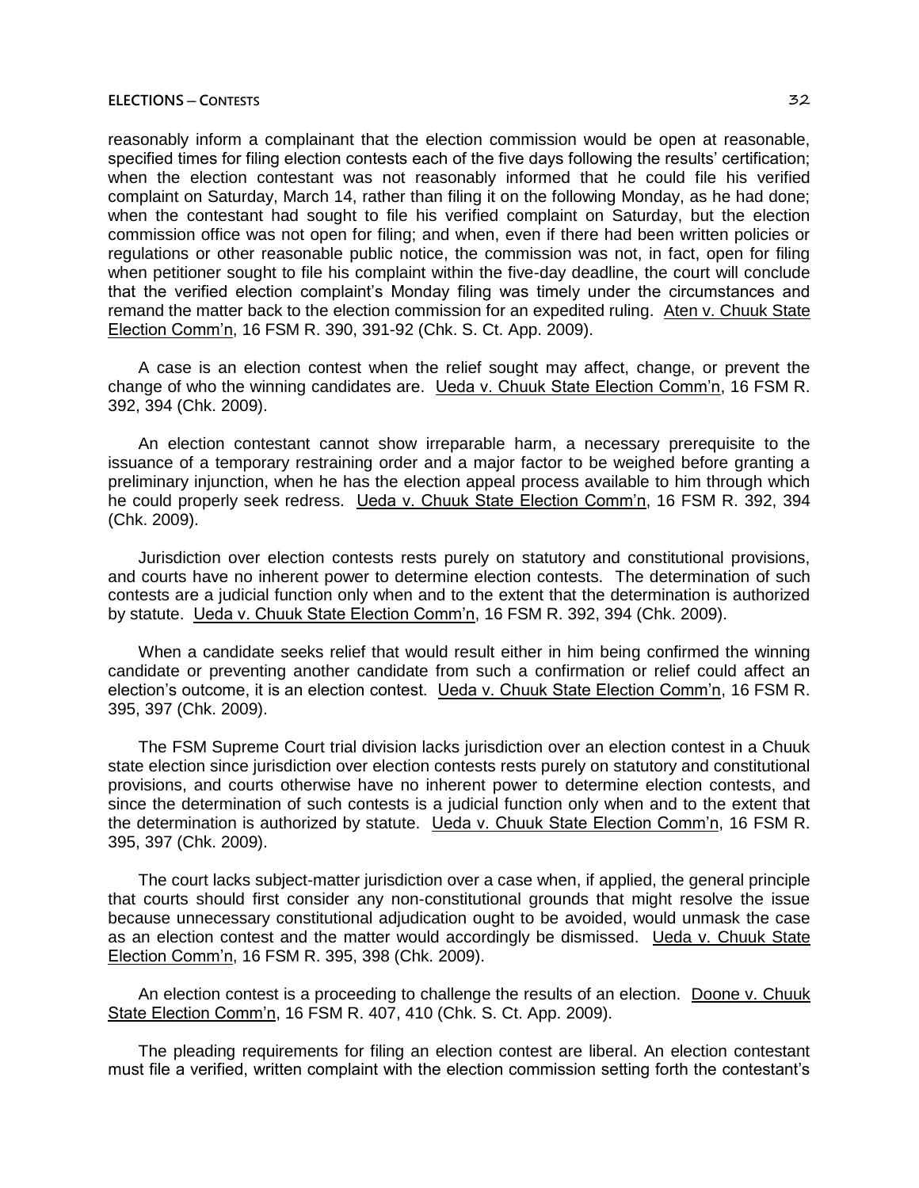reasonably inform a complainant that the election commission would be open at reasonable, specified times for filing election contests each of the five days following the results' certification; when the election contestant was not reasonably informed that he could file his verified complaint on Saturday, March 14, rather than filing it on the following Monday, as he had done; when the contestant had sought to file his verified complaint on Saturday, but the election commission office was not open for filing; and when, even if there had been written policies or regulations or other reasonable public notice, the commission was not, in fact, open for filing when petitioner sought to file his complaint within the five-day deadline, the court will conclude that the verified election complaint's Monday filing was timely under the circumstances and remand the matter back to the election commission for an expedited ruling. Aten v. Chuuk State Election Comm'n, 16 FSM R. 390, 391-92 (Chk. S. Ct. App. 2009).

A case is an election contest when the relief sought may affect, change, or prevent the change of who the winning candidates are. Ueda v. Chuuk State Election Comm'n, 16 FSM R. 392, 394 (Chk. 2009).

An election contestant cannot show irreparable harm, a necessary prerequisite to the issuance of a temporary restraining order and a major factor to be weighed before granting a preliminary injunction, when he has the election appeal process available to him through which he could properly seek redress. Ueda v. Chuuk State Election Comm'n, 16 FSM R. 392, 394 (Chk. 2009).

Jurisdiction over election contests rests purely on statutory and constitutional provisions, and courts have no inherent power to determine election contests. The determination of such contests are a judicial function only when and to the extent that the determination is authorized by statute. Ueda v. Chuuk State Election Comm'n, 16 FSM R. 392, 394 (Chk. 2009).

When a candidate seeks relief that would result either in him being confirmed the winning candidate or preventing another candidate from such a confirmation or relief could affect an election's outcome, it is an election contest. Ueda v. Chuuk State Election Comm'n, 16 FSM R. 395, 397 (Chk. 2009).

The FSM Supreme Court trial division lacks jurisdiction over an election contest in a Chuuk state election since jurisdiction over election contests rests purely on statutory and constitutional provisions, and courts otherwise have no inherent power to determine election contests, and since the determination of such contests is a judicial function only when and to the extent that the determination is authorized by statute. Ueda v. Chuuk State Election Comm'n, 16 FSM R. 395, 397 (Chk. 2009).

The court lacks subject-matter jurisdiction over a case when, if applied, the general principle that courts should first consider any non-constitutional grounds that might resolve the issue because unnecessary constitutional adjudication ought to be avoided, would unmask the case as an election contest and the matter would accordingly be dismissed. Ueda v. Chuuk State Election Comm'n, 16 FSM R. 395, 398 (Chk. 2009).

An election contest is a proceeding to challenge the results of an election. Doone v. Chuuk State Election Comm'n, 16 FSM R. 407, 410 (Chk. S. Ct. App. 2009).

The pleading requirements for filing an election contest are liberal. An election contestant must file a verified, written complaint with the election commission setting forth the contestant's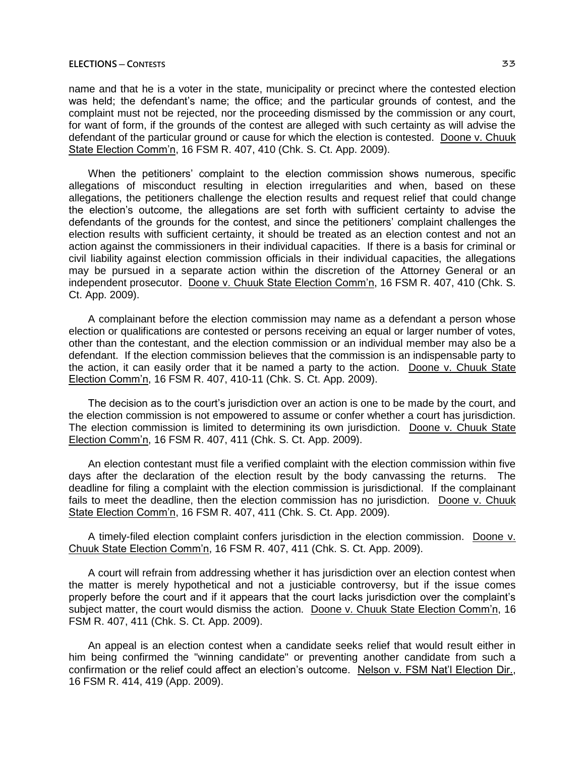name and that he is a voter in the state, municipality or precinct where the contested election was held; the defendant's name; the office; and the particular grounds of contest, and the complaint must not be rejected, nor the proceeding dismissed by the commission or any court, for want of form, if the grounds of the contest are alleged with such certainty as will advise the defendant of the particular ground or cause for which the election is contested. Doone v. Chuuk State Election Comm'n, 16 FSM R. 407, 410 (Chk. S. Ct. App. 2009).

When the petitioners' complaint to the election commission shows numerous, specific allegations of misconduct resulting in election irregularities and when, based on these allegations, the petitioners challenge the election results and request relief that could change the election's outcome, the allegations are set forth with sufficient certainty to advise the defendants of the grounds for the contest, and since the petitioners' complaint challenges the election results with sufficient certainty, it should be treated as an election contest and not an action against the commissioners in their individual capacities. If there is a basis for criminal or civil liability against election commission officials in their individual capacities, the allegations may be pursued in a separate action within the discretion of the Attorney General or an independent prosecutor. Doone v. Chuuk State Election Comm'n, 16 FSM R. 407, 410 (Chk. S. Ct. App. 2009).

A complainant before the election commission may name as a defendant a person whose election or qualifications are contested or persons receiving an equal or larger number of votes, other than the contestant, and the election commission or an individual member may also be a defendant. If the election commission believes that the commission is an indispensable party to the action, it can easily order that it be named a party to the action. Doone v. Chuuk State Election Comm'n, 16 FSM R. 407, 410-11 (Chk. S. Ct. App. 2009).

The decision as to the court's jurisdiction over an action is one to be made by the court, and the election commission is not empowered to assume or confer whether a court has jurisdiction. The election commission is limited to determining its own jurisdiction. Doone v. Chuuk State Election Comm'n, 16 FSM R. 407, 411 (Chk. S. Ct. App. 2009).

An election contestant must file a verified complaint with the election commission within five days after the declaration of the election result by the body canvassing the returns. The deadline for filing a complaint with the election commission is jurisdictional. If the complainant fails to meet the deadline, then the election commission has no jurisdiction. Doone v. Chuuk State Election Comm'n, 16 FSM R. 407, 411 (Chk. S. Ct. App. 2009).

A timely-filed election complaint confers jurisdiction in the election commission. Doone v. Chuuk State Election Comm'n, 16 FSM R. 407, 411 (Chk. S. Ct. App. 2009).

A court will refrain from addressing whether it has jurisdiction over an election contest when the matter is merely hypothetical and not a justiciable controversy, but if the issue comes properly before the court and if it appears that the court lacks jurisdiction over the complaint's subject matter, the court would dismiss the action. Doone v. Chuuk State Election Comm'n, 16 FSM R. 407, 411 (Chk. S. Ct. App. 2009).

An appeal is an election contest when a candidate seeks relief that would result either in him being confirmed the "winning candidate" or preventing another candidate from such a confirmation or the relief could affect an election's outcome. Nelson v. FSM Nat'l Election Dir., 16 FSM R. 414, 419 (App. 2009).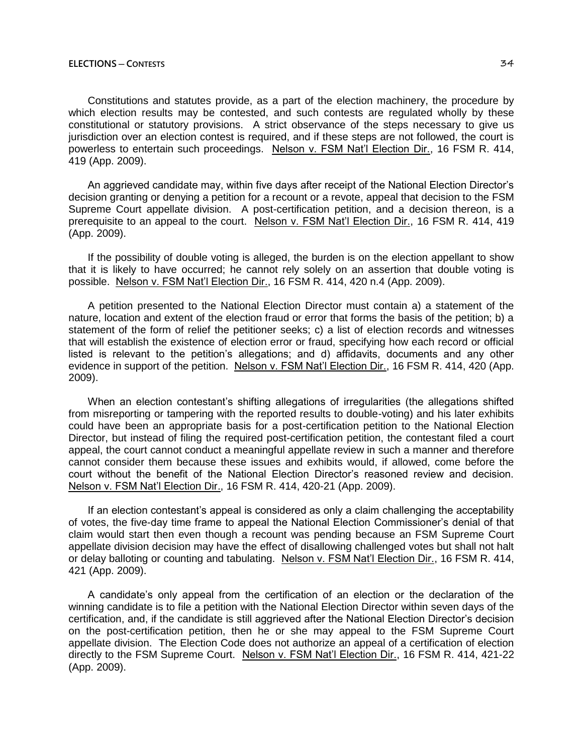Constitutions and statutes provide, as a part of the election machinery, the procedure by which election results may be contested, and such contests are regulated wholly by these constitutional or statutory provisions. A strict observance of the steps necessary to give us jurisdiction over an election contest is required, and if these steps are not followed, the court is powerless to entertain such proceedings. Nelson v. FSM Nat'l Election Dir., 16 FSM R. 414, 419 (App. 2009).

An aggrieved candidate may, within five days after receipt of the National Election Director's decision granting or denying a petition for a recount or a revote, appeal that decision to the FSM Supreme Court appellate division. A post-certification petition, and a decision thereon, is a prerequisite to an appeal to the court. Nelson v. FSM Nat'l Election Dir., 16 FSM R. 414, 419 (App. 2009).

If the possibility of double voting is alleged, the burden is on the election appellant to show that it is likely to have occurred; he cannot rely solely on an assertion that double voting is possible. Nelson v. FSM Nat'l Election Dir., 16 FSM R. 414, 420 n.4 (App. 2009).

A petition presented to the National Election Director must contain a) a statement of the nature, location and extent of the election fraud or error that forms the basis of the petition; b) a statement of the form of relief the petitioner seeks; c) a list of election records and witnesses that will establish the existence of election error or fraud, specifying how each record or official listed is relevant to the petition's allegations; and d) affidavits, documents and any other evidence in support of the petition. Nelson v. FSM Nat'l Election Dir., 16 FSM R. 414, 420 (App. 2009).

When an election contestant's shifting allegations of irregularities (the allegations shifted from misreporting or tampering with the reported results to double-voting) and his later exhibits could have been an appropriate basis for a post-certification petition to the National Election Director, but instead of filing the required post-certification petition, the contestant filed a court appeal, the court cannot conduct a meaningful appellate review in such a manner and therefore cannot consider them because these issues and exhibits would, if allowed, come before the court without the benefit of the National Election Director's reasoned review and decision. Nelson v. FSM Nat'l Election Dir., 16 FSM R. 414, 420-21 (App. 2009).

If an election contestant's appeal is considered as only a claim challenging the acceptability of votes, the five-day time frame to appeal the National Election Commissioner's denial of that claim would start then even though a recount was pending because an FSM Supreme Court appellate division decision may have the effect of disallowing challenged votes but shall not halt or delay balloting or counting and tabulating. Nelson v. FSM Nat'l Election Dir., 16 FSM R. 414, 421 (App. 2009).

A candidate's only appeal from the certification of an election or the declaration of the winning candidate is to file a petition with the National Election Director within seven days of the certification, and, if the candidate is still aggrieved after the National Election Director's decision on the post-certification petition, then he or she may appeal to the FSM Supreme Court appellate division. The Election Code does not authorize an appeal of a certification of election directly to the FSM Supreme Court. Nelson v. FSM Nat'l Election Dir., 16 FSM R. 414, 421-22 (App. 2009).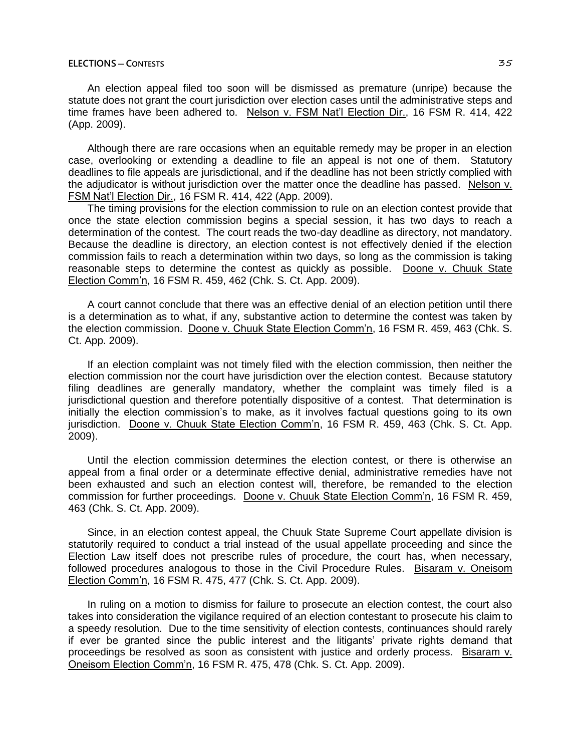An election appeal filed too soon will be dismissed as premature (unripe) because the statute does not grant the court jurisdiction over election cases until the administrative steps and time frames have been adhered to. Nelson v. FSM Nat'l Election Dir., 16 FSM R. 414, 422 (App. 2009).

Although there are rare occasions when an equitable remedy may be proper in an election case, overlooking or extending a deadline to file an appeal is not one of them. Statutory deadlines to file appeals are jurisdictional, and if the deadline has not been strictly complied with the adjudicator is without jurisdiction over the matter once the deadline has passed. Nelson v. FSM Nat'l Election Dir., 16 FSM R. 414, 422 (App. 2009).

The timing provisions for the election commission to rule on an election contest provide that once the state election commission begins a special session, it has two days to reach a determination of the contest. The court reads the two-day deadline as directory, not mandatory. Because the deadline is directory, an election contest is not effectively denied if the election commission fails to reach a determination within two days, so long as the commission is taking reasonable steps to determine the contest as quickly as possible. Doone v. Chuuk State Election Comm'n, 16 FSM R. 459, 462 (Chk. S. Ct. App. 2009).

A court cannot conclude that there was an effective denial of an election petition until there is a determination as to what, if any, substantive action to determine the contest was taken by the election commission. Doone v. Chuuk State Election Comm'n, 16 FSM R. 459, 463 (Chk. S. Ct. App. 2009).

If an election complaint was not timely filed with the election commission, then neither the election commission nor the court have jurisdiction over the election contest. Because statutory filing deadlines are generally mandatory, whether the complaint was timely filed is a jurisdictional question and therefore potentially dispositive of a contest. That determination is initially the election commission's to make, as it involves factual questions going to its own jurisdiction. Doone v. Chuuk State Election Comm'n, 16 FSM R. 459, 463 (Chk. S. Ct. App. 2009).

Until the election commission determines the election contest, or there is otherwise an appeal from a final order or a determinate effective denial, administrative remedies have not been exhausted and such an election contest will, therefore, be remanded to the election commission for further proceedings. Doone v. Chuuk State Election Comm'n, 16 FSM R. 459, 463 (Chk. S. Ct. App. 2009).

Since, in an election contest appeal, the Chuuk State Supreme Court appellate division is statutorily required to conduct a trial instead of the usual appellate proceeding and since the Election Law itself does not prescribe rules of procedure, the court has, when necessary, followed procedures analogous to those in the Civil Procedure Rules. Bisaram v. Oneisom Election Comm'n, 16 FSM R. 475, 477 (Chk. S. Ct. App. 2009).

In ruling on a motion to dismiss for failure to prosecute an election contest, the court also takes into consideration the vigilance required of an election contestant to prosecute his claim to a speedy resolution. Due to the time sensitivity of election contests, continuances should rarely if ever be granted since the public interest and the litigants' private rights demand that proceedings be resolved as soon as consistent with justice and orderly process. Bisaram v. Oneisom Election Comm'n, 16 FSM R. 475, 478 (Chk. S. Ct. App. 2009).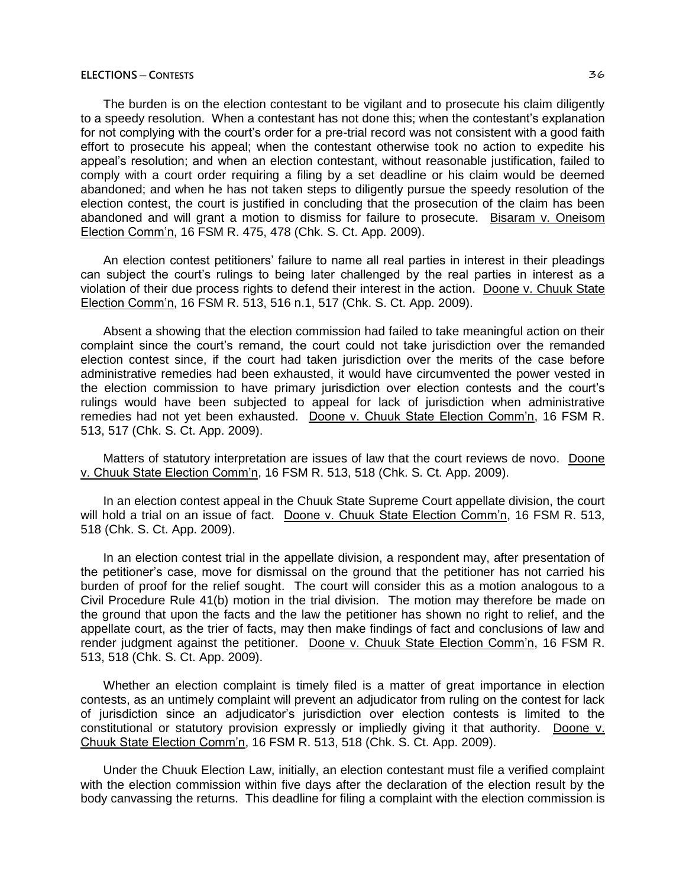The burden is on the election contestant to be vigilant and to prosecute his claim diligently to a speedy resolution. When a contestant has not done this; when the contestant's explanation for not complying with the court's order for a pre-trial record was not consistent with a good faith effort to prosecute his appeal; when the contestant otherwise took no action to expedite his appeal's resolution; and when an election contestant, without reasonable justification, failed to comply with a court order requiring a filing by a set deadline or his claim would be deemed abandoned; and when he has not taken steps to diligently pursue the speedy resolution of the election contest, the court is justified in concluding that the prosecution of the claim has been abandoned and will grant a motion to dismiss for failure to prosecute. Bisaram v. Oneisom Election Comm'n, 16 FSM R. 475, 478 (Chk. S. Ct. App. 2009).

An election contest petitioners' failure to name all real parties in interest in their pleadings can subject the court's rulings to being later challenged by the real parties in interest as a violation of their due process rights to defend their interest in the action. Doone v. Chuuk State Election Comm'n, 16 FSM R. 513, 516 n.1, 517 (Chk. S. Ct. App. 2009).

Absent a showing that the election commission had failed to take meaningful action on their complaint since the court's remand, the court could not take jurisdiction over the remanded election contest since, if the court had taken jurisdiction over the merits of the case before administrative remedies had been exhausted, it would have circumvented the power vested in the election commission to have primary jurisdiction over election contests and the court's rulings would have been subjected to appeal for lack of jurisdiction when administrative remedies had not yet been exhausted. Doone v. Chuuk State Election Comm'n, 16 FSM R. 513, 517 (Chk. S. Ct. App. 2009).

Matters of statutory interpretation are issues of law that the court reviews de novo. Doone v. Chuuk State Election Comm'n, 16 FSM R. 513, 518 (Chk. S. Ct. App. 2009).

In an election contest appeal in the Chuuk State Supreme Court appellate division, the court will hold a trial on an issue of fact. Doone v. Chuuk State Election Comm'n, 16 FSM R. 513, 518 (Chk. S. Ct. App. 2009).

In an election contest trial in the appellate division, a respondent may, after presentation of the petitioner's case, move for dismissal on the ground that the petitioner has not carried his burden of proof for the relief sought. The court will consider this as a motion analogous to a Civil Procedure Rule 41(b) motion in the trial division. The motion may therefore be made on the ground that upon the facts and the law the petitioner has shown no right to relief, and the appellate court, as the trier of facts, may then make findings of fact and conclusions of law and render judgment against the petitioner. Doone v. Chuuk State Election Comm'n, 16 FSM R. 513, 518 (Chk. S. Ct. App. 2009).

Whether an election complaint is timely filed is a matter of great importance in election contests, as an untimely complaint will prevent an adjudicator from ruling on the contest for lack of jurisdiction since an adjudicator's jurisdiction over election contests is limited to the constitutional or statutory provision expressly or impliedly giving it that authority. Doone v. Chuuk State Election Comm'n, 16 FSM R. 513, 518 (Chk. S. Ct. App. 2009).

Under the Chuuk Election Law, initially, an election contestant must file a verified complaint with the election commission within five days after the declaration of the election result by the body canvassing the returns. This deadline for filing a complaint with the election commission is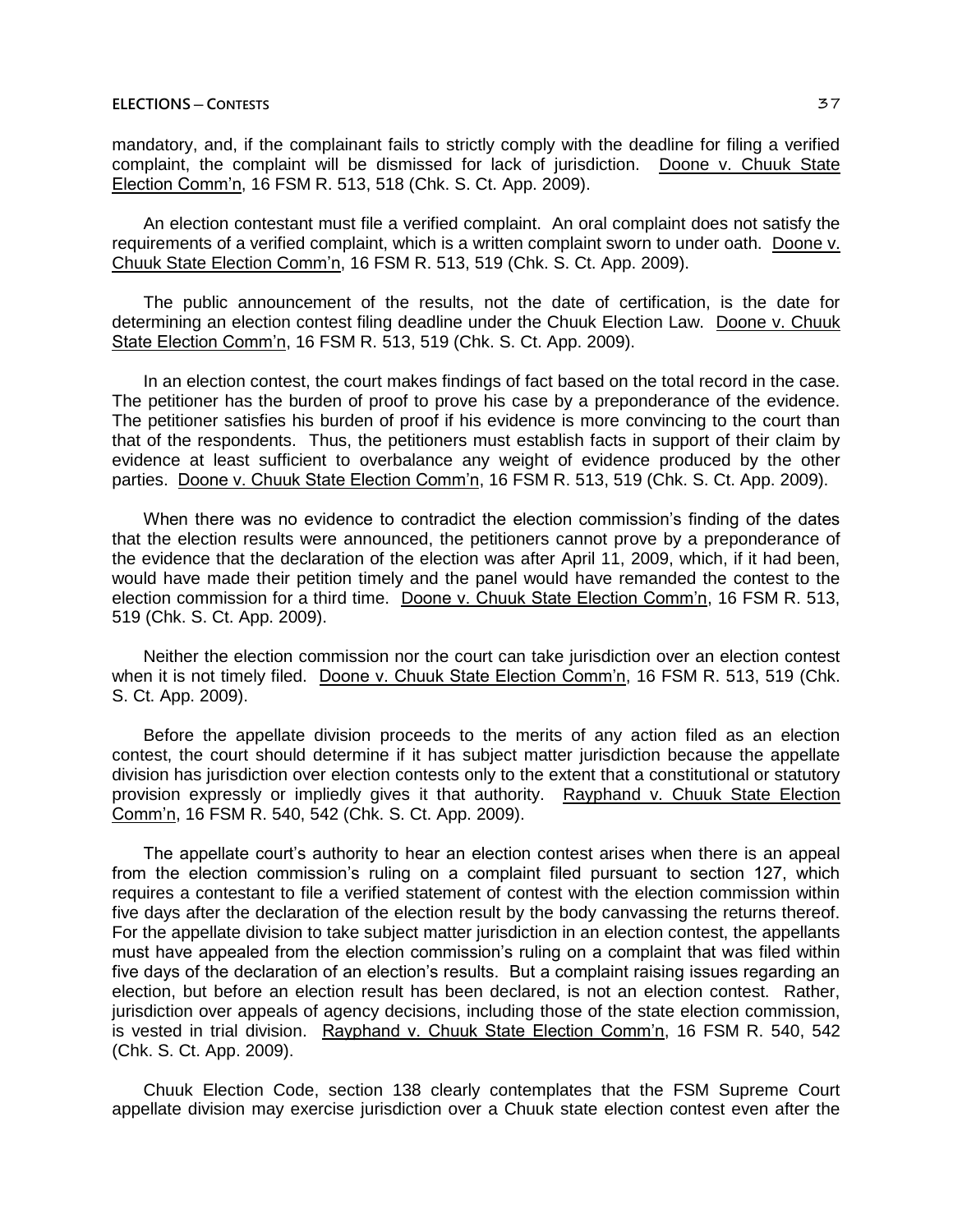mandatory, and, if the complainant fails to strictly comply with the deadline for filing a verified complaint, the complaint will be dismissed for lack of jurisdiction. Doone v. Chuuk State Election Comm'n, 16 FSM R. 513, 518 (Chk. S. Ct. App. 2009).

An election contestant must file a verified complaint. An oral complaint does not satisfy the requirements of a verified complaint, which is a written complaint sworn to under oath. Doone v. Chuuk State Election Comm'n, 16 FSM R. 513, 519 (Chk. S. Ct. App. 2009).

The public announcement of the results, not the date of certification, is the date for determining an election contest filing deadline under the Chuuk Election Law. Doone v. Chuuk State Election Comm'n, 16 FSM R. 513, 519 (Chk. S. Ct. App. 2009).

In an election contest, the court makes findings of fact based on the total record in the case. The petitioner has the burden of proof to prove his case by a preponderance of the evidence. The petitioner satisfies his burden of proof if his evidence is more convincing to the court than that of the respondents. Thus, the petitioners must establish facts in support of their claim by evidence at least sufficient to overbalance any weight of evidence produced by the other parties. Doone v. Chuuk State Election Comm'n, 16 FSM R. 513, 519 (Chk. S. Ct. App. 2009).

When there was no evidence to contradict the election commission's finding of the dates that the election results were announced, the petitioners cannot prove by a preponderance of the evidence that the declaration of the election was after April 11, 2009, which, if it had been, would have made their petition timely and the panel would have remanded the contest to the election commission for a third time. Doone v. Chuuk State Election Comm'n, 16 FSM R. 513, 519 (Chk. S. Ct. App. 2009).

Neither the election commission nor the court can take jurisdiction over an election contest when it is not timely filed. Doone v. Chuuk State Election Comm'n, 16 FSM R. 513, 519 (Chk. S. Ct. App. 2009).

Before the appellate division proceeds to the merits of any action filed as an election contest, the court should determine if it has subject matter jurisdiction because the appellate division has jurisdiction over election contests only to the extent that a constitutional or statutory provision expressly or impliedly gives it that authority. Rayphand v. Chuuk State Election Comm'n, 16 FSM R. 540, 542 (Chk. S. Ct. App. 2009).

The appellate court's authority to hear an election contest arises when there is an appeal from the election commission's ruling on a complaint filed pursuant to section 127, which requires a contestant to file a verified statement of contest with the election commission within five days after the declaration of the election result by the body canvassing the returns thereof. For the appellate division to take subject matter jurisdiction in an election contest, the appellants must have appealed from the election commission's ruling on a complaint that was filed within five days of the declaration of an election's results. But a complaint raising issues regarding an election, but before an election result has been declared, is not an election contest. Rather, jurisdiction over appeals of agency decisions, including those of the state election commission, is vested in trial division. Rayphand v. Chuuk State Election Comm'n, 16 FSM R. 540, 542 (Chk. S. Ct. App. 2009).

Chuuk Election Code, section 138 clearly contemplates that the FSM Supreme Court appellate division may exercise jurisdiction over a Chuuk state election contest even after the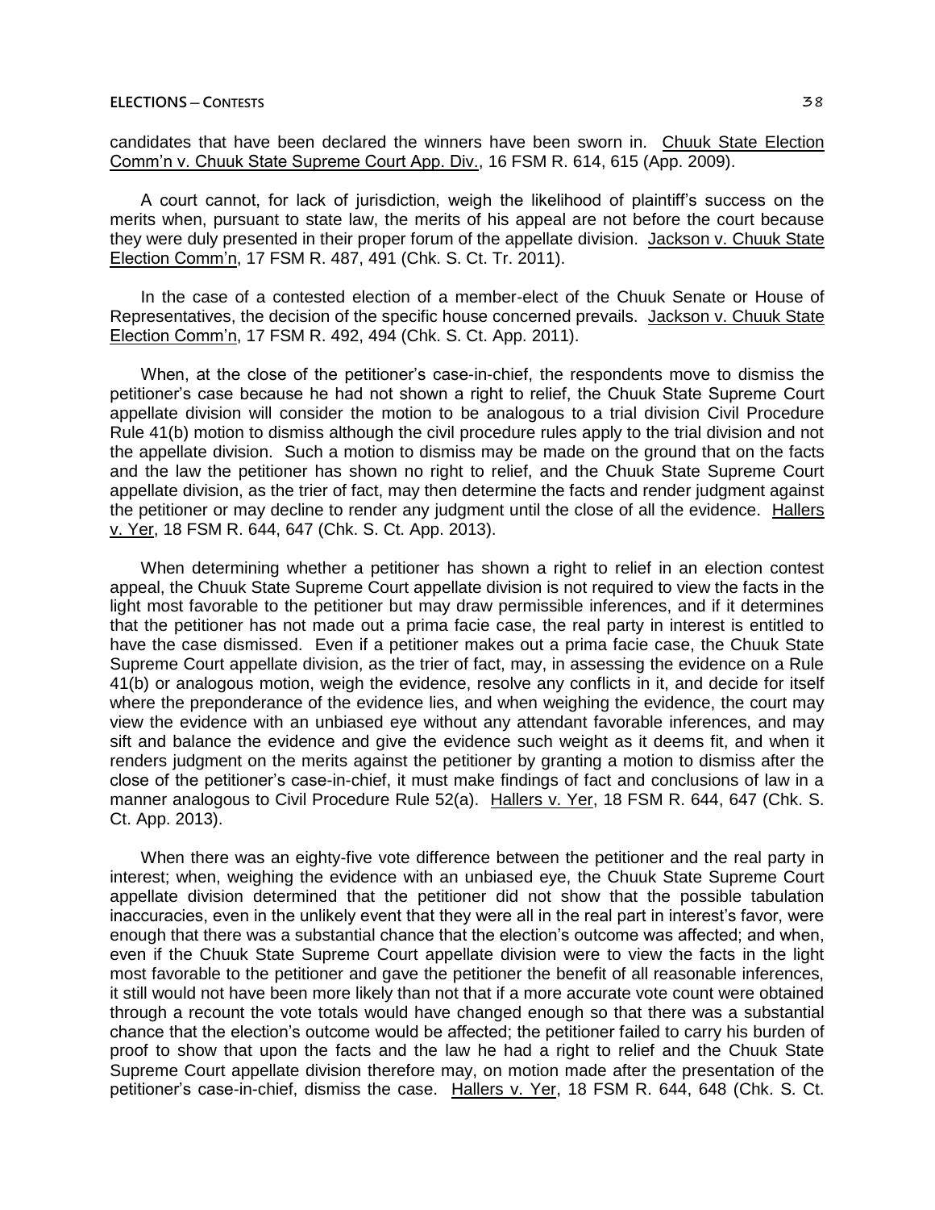candidates that have been declared the winners have been sworn in. Chuuk State Election Comm'n v. Chuuk State Supreme Court App. Div., 16 FSM R. 614, 615 (App. 2009).

A court cannot, for lack of jurisdiction, weigh the likelihood of plaintiff's success on the merits when, pursuant to state law, the merits of his appeal are not before the court because they were duly presented in their proper forum of the appellate division. Jackson v. Chuuk State Election Comm'n, 17 FSM R. 487, 491 (Chk. S. Ct. Tr. 2011).

In the case of a contested election of a member-elect of the Chuuk Senate or House of Representatives, the decision of the specific house concerned prevails. Jackson v. Chuuk State Election Comm'n, 17 FSM R. 492, 494 (Chk. S. Ct. App. 2011).

When, at the close of the petitioner's case-in-chief, the respondents move to dismiss the petitioner's case because he had not shown a right to relief, the Chuuk State Supreme Court appellate division will consider the motion to be analogous to a trial division Civil Procedure Rule 41(b) motion to dismiss although the civil procedure rules apply to the trial division and not the appellate division. Such a motion to dismiss may be made on the ground that on the facts and the law the petitioner has shown no right to relief, and the Chuuk State Supreme Court appellate division, as the trier of fact, may then determine the facts and render judgment against the petitioner or may decline to render any judgment until the close of all the evidence. Hallers v. Yer, 18 FSM R. 644, 647 (Chk. S. Ct. App. 2013).

When determining whether a petitioner has shown a right to relief in an election contest appeal, the Chuuk State Supreme Court appellate division is not required to view the facts in the light most favorable to the petitioner but may draw permissible inferences, and if it determines that the petitioner has not made out a prima facie case, the real party in interest is entitled to have the case dismissed. Even if a petitioner makes out a prima facie case, the Chuuk State Supreme Court appellate division, as the trier of fact, may, in assessing the evidence on a Rule 41(b) or analogous motion, weigh the evidence, resolve any conflicts in it, and decide for itself where the preponderance of the evidence lies, and when weighing the evidence, the court may view the evidence with an unbiased eye without any attendant favorable inferences, and may sift and balance the evidence and give the evidence such weight as it deems fit, and when it renders judgment on the merits against the petitioner by granting a motion to dismiss after the close of the petitioner's case-in-chief, it must make findings of fact and conclusions of law in a manner analogous to Civil Procedure Rule 52(a). Hallers v. Yer, 18 FSM R. 644, 647 (Chk. S. Ct. App. 2013).

When there was an eighty-five vote difference between the petitioner and the real party in interest; when, weighing the evidence with an unbiased eye, the Chuuk State Supreme Court appellate division determined that the petitioner did not show that the possible tabulation inaccuracies, even in the unlikely event that they were all in the real part in interest's favor, were enough that there was a substantial chance that the election's outcome was affected; and when, even if the Chuuk State Supreme Court appellate division were to view the facts in the light most favorable to the petitioner and gave the petitioner the benefit of all reasonable inferences, it still would not have been more likely than not that if a more accurate vote count were obtained through a recount the vote totals would have changed enough so that there was a substantial chance that the election's outcome would be affected; the petitioner failed to carry his burden of proof to show that upon the facts and the law he had a right to relief and the Chuuk State Supreme Court appellate division therefore may, on motion made after the presentation of the petitioner's case-in-chief, dismiss the case. Hallers v. Yer, 18 FSM R. 644, 648 (Chk. S. Ct.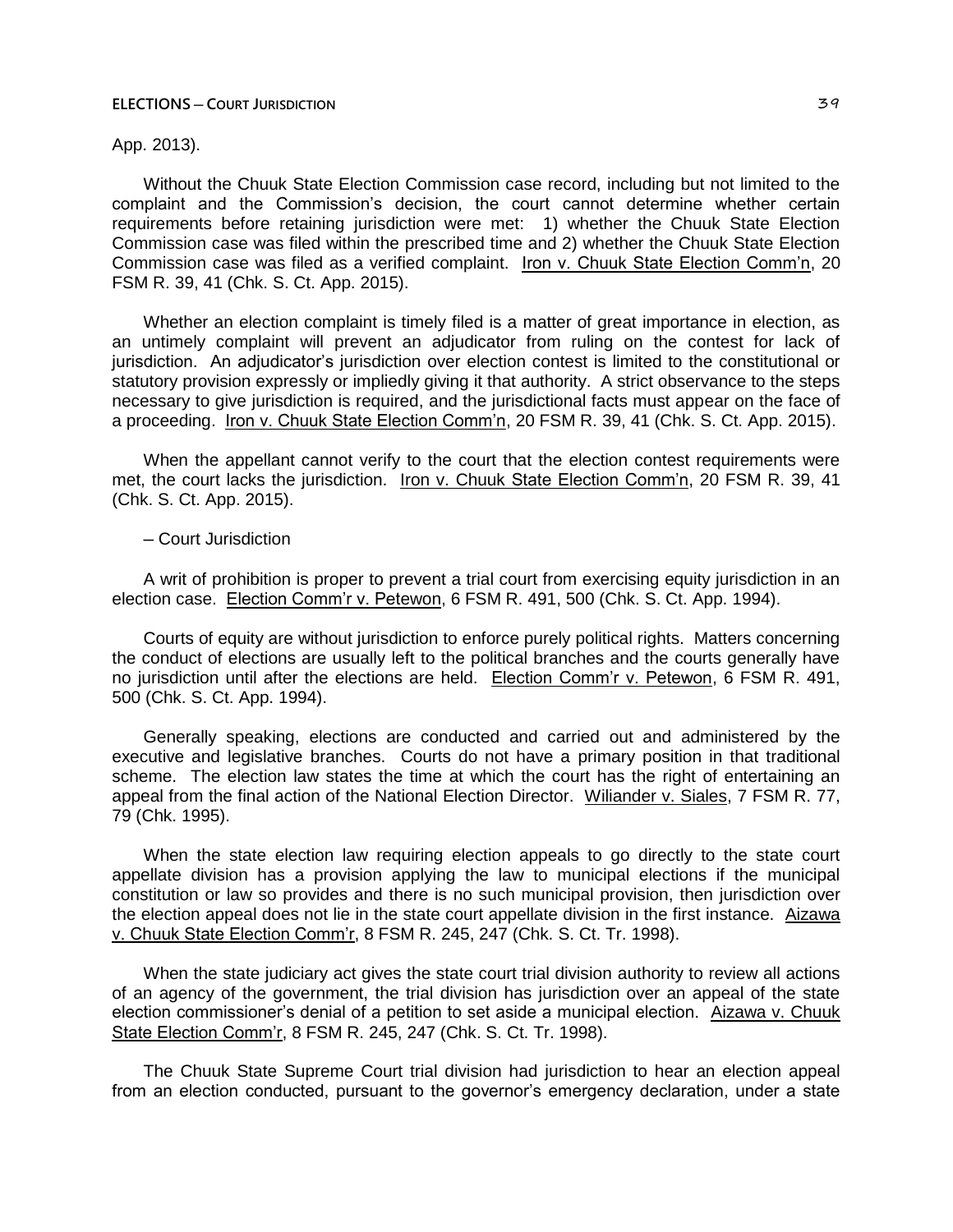App. 2013).

Without the Chuuk State Election Commission case record, including but not limited to the complaint and the Commission's decision, the court cannot determine whether certain requirements before retaining jurisdiction were met: 1) whether the Chuuk State Election Commission case was filed within the prescribed time and 2) whether the Chuuk State Election Commission case was filed as a verified complaint. Iron v. Chuuk State Election Comm'n, 20 FSM R. 39, 41 (Chk. S. Ct. App. 2015).

Whether an election complaint is timely filed is a matter of great importance in election, as an untimely complaint will prevent an adjudicator from ruling on the contest for lack of jurisdiction. An adjudicator's jurisdiction over election contest is limited to the constitutional or statutory provision expressly or impliedly giving it that authority. A strict observance to the steps necessary to give jurisdiction is required, and the jurisdictional facts must appear on the face of a proceeding. Iron v. Chuuk State Election Comm'n, 20 FSM R. 39, 41 (Chk. S. Ct. App. 2015).

When the appellant cannot verify to the court that the election contest requirements were met, the court lacks the jurisdiction. Iron v. Chuuk State Election Comm'n, 20 FSM R. 39, 41 (Chk. S. Ct. App. 2015).

– Court Jurisdiction

A writ of prohibition is proper to prevent a trial court from exercising equity jurisdiction in an election case. Election Comm'r v. Petewon, 6 FSM R. 491, 500 (Chk. S. Ct. App. 1994).

Courts of equity are without jurisdiction to enforce purely political rights. Matters concerning the conduct of elections are usually left to the political branches and the courts generally have no jurisdiction until after the elections are held. Election Comm'r v. Petewon, 6 FSM R. 491, 500 (Chk. S. Ct. App. 1994).

Generally speaking, elections are conducted and carried out and administered by the executive and legislative branches. Courts do not have a primary position in that traditional scheme. The election law states the time at which the court has the right of entertaining an appeal from the final action of the National Election Director. Wiliander v. Siales, 7 FSM R. 77, 79 (Chk. 1995).

When the state election law requiring election appeals to go directly to the state court appellate division has a provision applying the law to municipal elections if the municipal constitution or law so provides and there is no such municipal provision, then jurisdiction over the election appeal does not lie in the state court appellate division in the first instance. Aizawa v. Chuuk State Election Comm'r, 8 FSM R. 245, 247 (Chk. S. Ct. Tr. 1998).

When the state judiciary act gives the state court trial division authority to review all actions of an agency of the government, the trial division has jurisdiction over an appeal of the state election commissioner's denial of a petition to set aside a municipal election. Aizawa v. Chuuk State Election Comm'r, 8 FSM R. 245, 247 (Chk. S. Ct. Tr. 1998).

The Chuuk State Supreme Court trial division had jurisdiction to hear an election appeal from an election conducted, pursuant to the governor's emergency declaration, under a state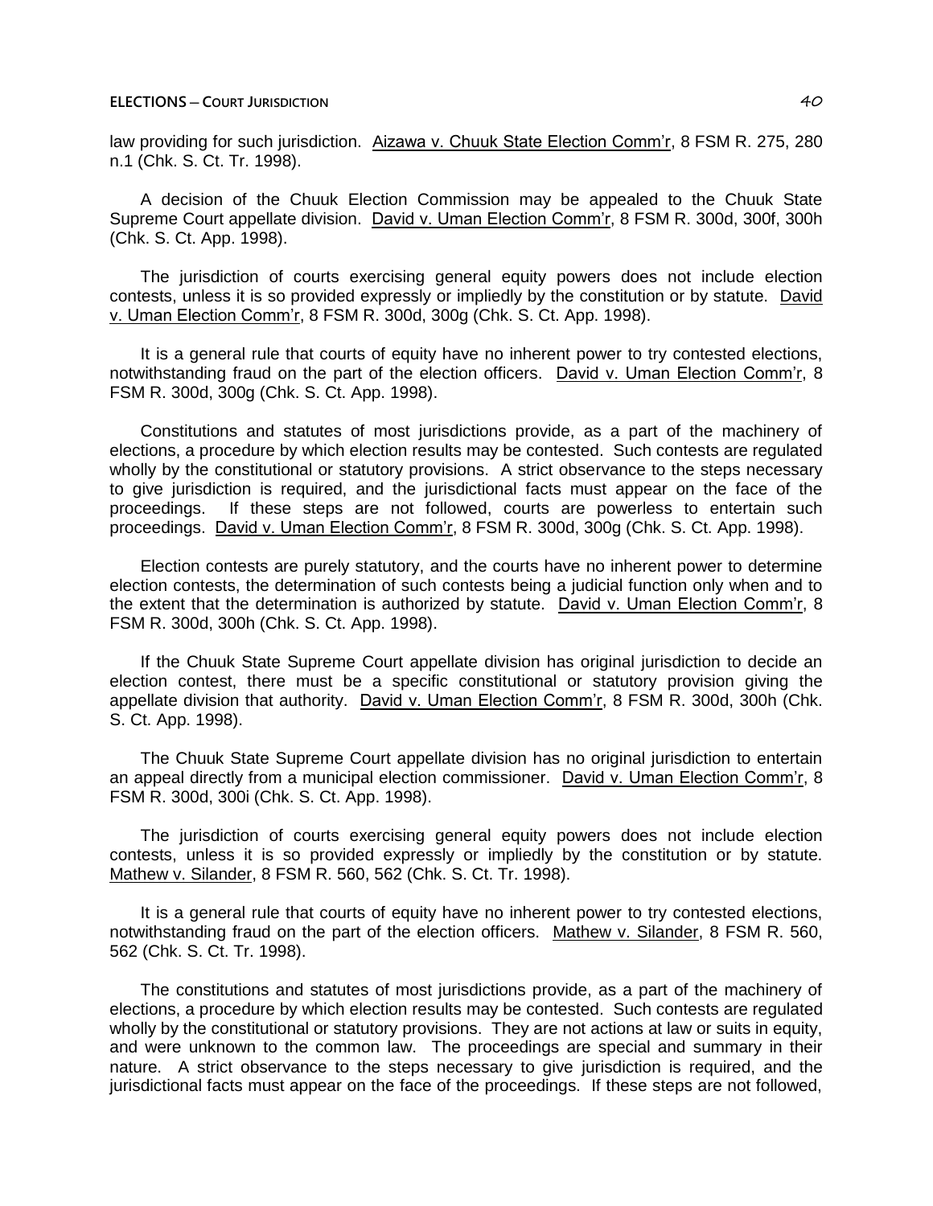law providing for such jurisdiction. Aizawa v. Chuuk State Election Comm'r, 8 FSM R. 275, 280 n.1 (Chk. S. Ct. Tr. 1998).

A decision of the Chuuk Election Commission may be appealed to the Chuuk State Supreme Court appellate division. David v. Uman Election Comm'r, 8 FSM R. 300d, 300f, 300h (Chk. S. Ct. App. 1998).

The jurisdiction of courts exercising general equity powers does not include election contests, unless it is so provided expressly or impliedly by the constitution or by statute. David v. Uman Election Comm'r, 8 FSM R. 300d, 300g (Chk. S. Ct. App. 1998).

It is a general rule that courts of equity have no inherent power to try contested elections, notwithstanding fraud on the part of the election officers. David v. Uman Election Comm'r, 8 FSM R. 300d, 300g (Chk. S. Ct. App. 1998).

Constitutions and statutes of most jurisdictions provide, as a part of the machinery of elections, a procedure by which election results may be contested. Such contests are regulated wholly by the constitutional or statutory provisions. A strict observance to the steps necessary to give jurisdiction is required, and the jurisdictional facts must appear on the face of the proceedings. If these steps are not followed, courts are powerless to entertain such proceedings. David v. Uman Election Comm'r, 8 FSM R. 300d, 300g (Chk. S. Ct. App. 1998).

Election contests are purely statutory, and the courts have no inherent power to determine election contests, the determination of such contests being a judicial function only when and to the extent that the determination is authorized by statute. David v. Uman Election Comm'r, 8 FSM R. 300d, 300h (Chk. S. Ct. App. 1998).

If the Chuuk State Supreme Court appellate division has original jurisdiction to decide an election contest, there must be a specific constitutional or statutory provision giving the appellate division that authority. David v. Uman Election Comm'r, 8 FSM R. 300d, 300h (Chk. S. Ct. App. 1998).

The Chuuk State Supreme Court appellate division has no original jurisdiction to entertain an appeal directly from a municipal election commissioner. David v. Uman Election Comm'r, 8 FSM R. 300d, 300i (Chk. S. Ct. App. 1998).

The jurisdiction of courts exercising general equity powers does not include election contests, unless it is so provided expressly or impliedly by the constitution or by statute. Mathew v. Silander, 8 FSM R. 560, 562 (Chk. S. Ct. Tr. 1998).

It is a general rule that courts of equity have no inherent power to try contested elections, notwithstanding fraud on the part of the election officers. Mathew v. Silander, 8 FSM R. 560, 562 (Chk. S. Ct. Tr. 1998).

The constitutions and statutes of most jurisdictions provide, as a part of the machinery of elections, a procedure by which election results may be contested. Such contests are regulated wholly by the constitutional or statutory provisions. They are not actions at law or suits in equity, and were unknown to the common law. The proceedings are special and summary in their nature. A strict observance to the steps necessary to give jurisdiction is required, and the jurisdictional facts must appear on the face of the proceedings. If these steps are not followed,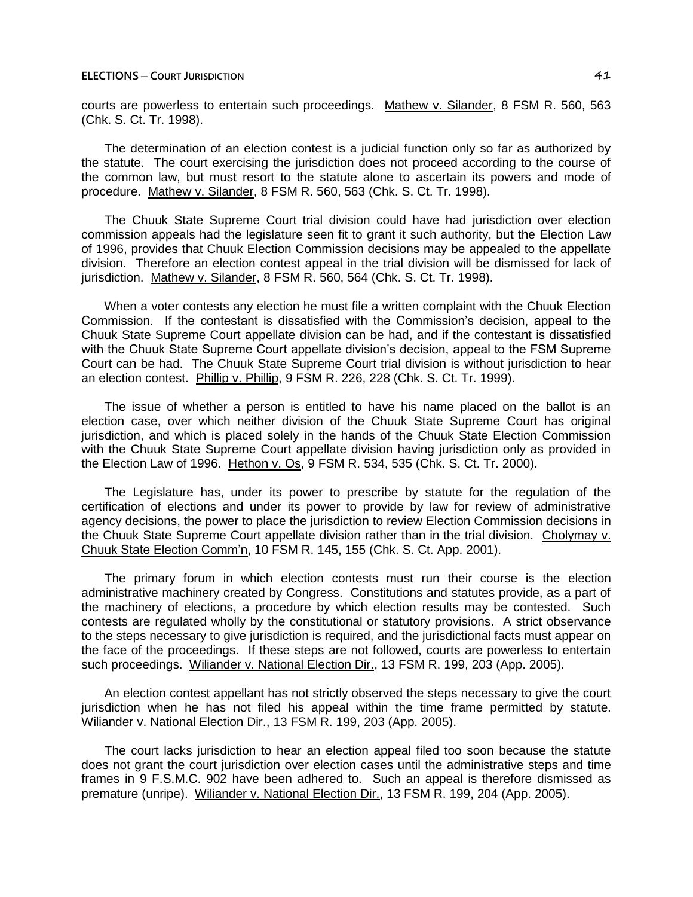courts are powerless to entertain such proceedings. Mathew v. Silander, 8 FSM R. 560, 563 (Chk. S. Ct. Tr. 1998).

The determination of an election contest is a judicial function only so far as authorized by the statute. The court exercising the jurisdiction does not proceed according to the course of the common law, but must resort to the statute alone to ascertain its powers and mode of procedure. Mathew v. Silander, 8 FSM R. 560, 563 (Chk. S. Ct. Tr. 1998).

The Chuuk State Supreme Court trial division could have had jurisdiction over election commission appeals had the legislature seen fit to grant it such authority, but the Election Law of 1996, provides that Chuuk Election Commission decisions may be appealed to the appellate division. Therefore an election contest appeal in the trial division will be dismissed for lack of jurisdiction. Mathew v. Silander, 8 FSM R. 560, 564 (Chk. S. Ct. Tr. 1998).

When a voter contests any election he must file a written complaint with the Chuuk Election Commission. If the contestant is dissatisfied with the Commission's decision, appeal to the Chuuk State Supreme Court appellate division can be had, and if the contestant is dissatisfied with the Chuuk State Supreme Court appellate division's decision, appeal to the FSM Supreme Court can be had. The Chuuk State Supreme Court trial division is without jurisdiction to hear an election contest. Phillip v. Phillip, 9 FSM R. 226, 228 (Chk. S. Ct. Tr. 1999).

The issue of whether a person is entitled to have his name placed on the ballot is an election case, over which neither division of the Chuuk State Supreme Court has original jurisdiction, and which is placed solely in the hands of the Chuuk State Election Commission with the Chuuk State Supreme Court appellate division having jurisdiction only as provided in the Election Law of 1996. Hethon v. Os, 9 FSM R. 534, 535 (Chk. S. Ct. Tr. 2000).

The Legislature has, under its power to prescribe by statute for the regulation of the certification of elections and under its power to provide by law for review of administrative agency decisions, the power to place the jurisdiction to review Election Commission decisions in the Chuuk State Supreme Court appellate division rather than in the trial division. Cholymay v. Chuuk State Election Comm'n, 10 FSM R. 145, 155 (Chk. S. Ct. App. 2001).

The primary forum in which election contests must run their course is the election administrative machinery created by Congress. Constitutions and statutes provide, as a part of the machinery of elections, a procedure by which election results may be contested. Such contests are regulated wholly by the constitutional or statutory provisions. A strict observance to the steps necessary to give jurisdiction is required, and the jurisdictional facts must appear on the face of the proceedings. If these steps are not followed, courts are powerless to entertain such proceedings. Wiliander v. National Election Dir., 13 FSM R. 199, 203 (App. 2005).

An election contest appellant has not strictly observed the steps necessary to give the court jurisdiction when he has not filed his appeal within the time frame permitted by statute. Wiliander v. National Election Dir., 13 FSM R. 199, 203 (App. 2005).

The court lacks jurisdiction to hear an election appeal filed too soon because the statute does not grant the court jurisdiction over election cases until the administrative steps and time frames in 9 F.S.M.C. 902 have been adhered to. Such an appeal is therefore dismissed as premature (unripe). Wiliander v. National Election Dir., 13 FSM R. 199, 204 (App. 2005).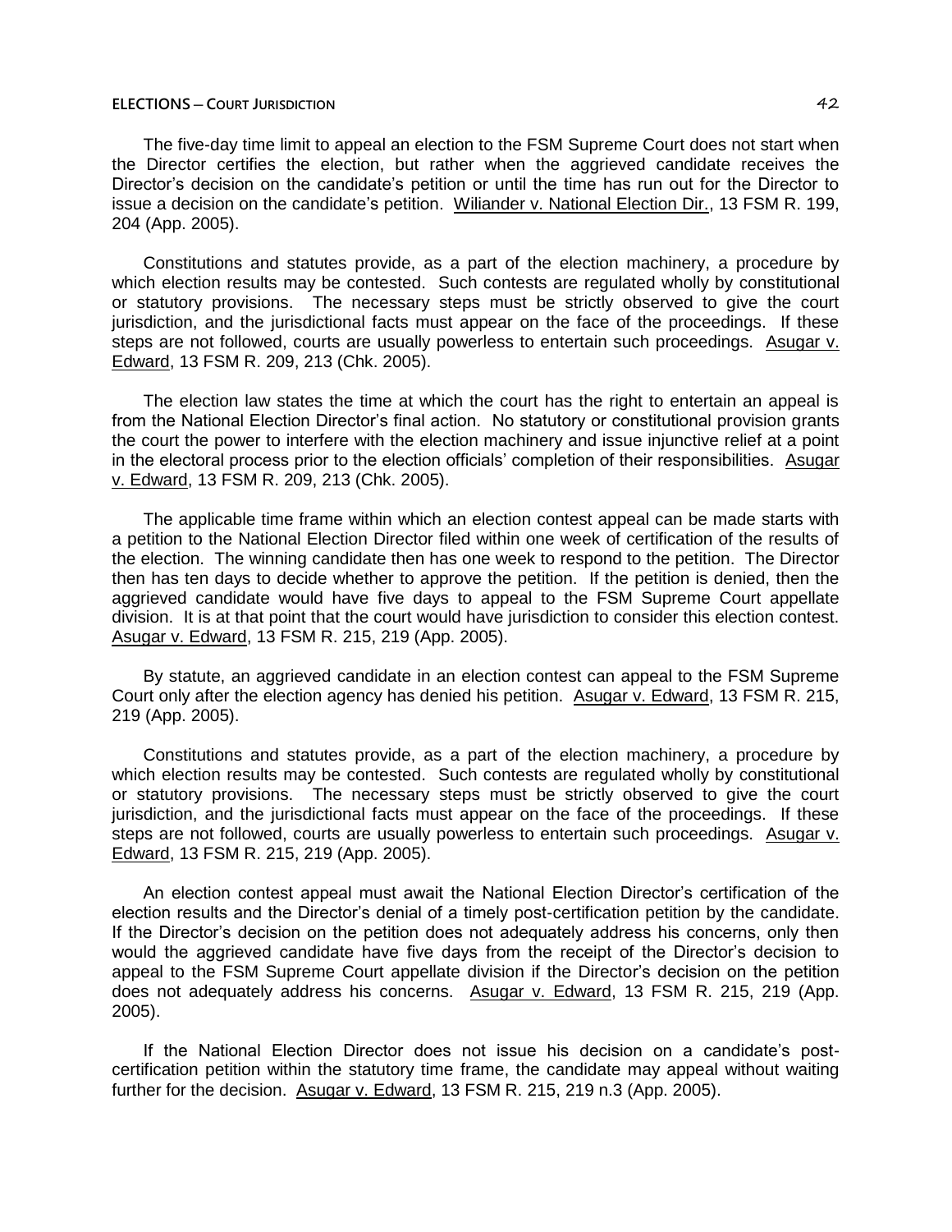The five-day time limit to appeal an election to the FSM Supreme Court does not start when the Director certifies the election, but rather when the aggrieved candidate receives the Director's decision on the candidate's petition or until the time has run out for the Director to issue a decision on the candidate's petition. Wiliander v. National Election Dir., 13 FSM R. 199, 204 (App. 2005).

Constitutions and statutes provide, as a part of the election machinery, a procedure by which election results may be contested. Such contests are regulated wholly by constitutional or statutory provisions. The necessary steps must be strictly observed to give the court jurisdiction, and the jurisdictional facts must appear on the face of the proceedings. If these steps are not followed, courts are usually powerless to entertain such proceedings. Asugar v. Edward, 13 FSM R. 209, 213 (Chk. 2005).

The election law states the time at which the court has the right to entertain an appeal is from the National Election Director's final action. No statutory or constitutional provision grants the court the power to interfere with the election machinery and issue injunctive relief at a point in the electoral process prior to the election officials' completion of their responsibilities. Asugar v. Edward, 13 FSM R. 209, 213 (Chk. 2005).

The applicable time frame within which an election contest appeal can be made starts with a petition to the National Election Director filed within one week of certification of the results of the election. The winning candidate then has one week to respond to the petition. The Director then has ten days to decide whether to approve the petition. If the petition is denied, then the aggrieved candidate would have five days to appeal to the FSM Supreme Court appellate division. It is at that point that the court would have jurisdiction to consider this election contest. Asugar v. Edward, 13 FSM R. 215, 219 (App. 2005).

By statute, an aggrieved candidate in an election contest can appeal to the FSM Supreme Court only after the election agency has denied his petition. Asugar v. Edward, 13 FSM R. 215, 219 (App. 2005).

Constitutions and statutes provide, as a part of the election machinery, a procedure by which election results may be contested. Such contests are regulated wholly by constitutional or statutory provisions. The necessary steps must be strictly observed to give the court jurisdiction, and the jurisdictional facts must appear on the face of the proceedings. If these steps are not followed, courts are usually powerless to entertain such proceedings. Asugar v. Edward, 13 FSM R. 215, 219 (App. 2005).

An election contest appeal must await the National Election Director's certification of the election results and the Director's denial of a timely post-certification petition by the candidate. If the Director's decision on the petition does not adequately address his concerns, only then would the aggrieved candidate have five days from the receipt of the Director's decision to appeal to the FSM Supreme Court appellate division if the Director's decision on the petition does not adequately address his concerns. Asugar v. Edward, 13 FSM R. 215, 219 (App. 2005).

If the National Election Director does not issue his decision on a candidate's post-certification petition within the statutory time frame, the candidate may appeal without waiting further for the decision. Asugar v. Edward, 13 FSM R. 215, 219 n.3 (App. 2005).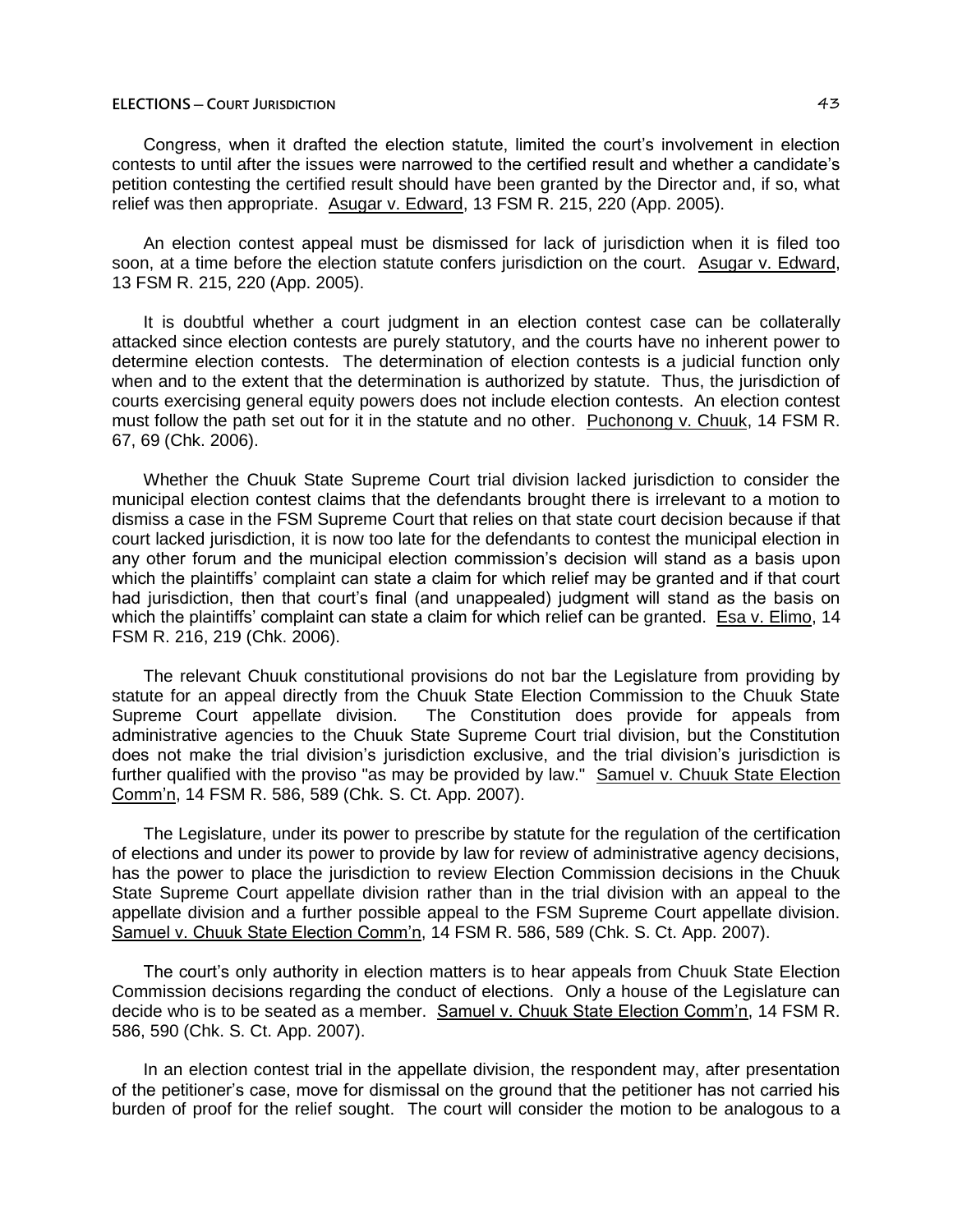Congress, when it drafted the election statute, limited the court's involvement in election contests to until after the issues were narrowed to the certified result and whether a candidate's petition contesting the certified result should have been granted by the Director and, if so, what relief was then appropriate. Asugar v. Edward, 13 FSM R. 215, 220 (App. 2005).

An election contest appeal must be dismissed for lack of jurisdiction when it is filed too soon, at a time before the election statute confers jurisdiction on the court. Asugar v. Edward, 13 FSM R. 215, 220 (App. 2005).

It is doubtful whether a court judgment in an election contest case can be collaterally attacked since election contests are purely statutory, and the courts have no inherent power to determine election contests. The determination of election contests is a judicial function only when and to the extent that the determination is authorized by statute. Thus, the jurisdiction of courts exercising general equity powers does not include election contests. An election contest must follow the path set out for it in the statute and no other. Puchonong v. Chuuk, 14 FSM R. 67, 69 (Chk. 2006).

Whether the Chuuk State Supreme Court trial division lacked jurisdiction to consider the municipal election contest claims that the defendants brought there is irrelevant to a motion to dismiss a case in the FSM Supreme Court that relies on that state court decision because if that court lacked jurisdiction, it is now too late for the defendants to contest the municipal election in any other forum and the municipal election commission's decision will stand as a basis upon which the plaintiffs' complaint can state a claim for which relief may be granted and if that court had jurisdiction, then that court's final (and unappealed) judgment will stand as the basis on which the plaintiffs' complaint can state a claim for which relief can be granted. Esa v. Elimo, 14 FSM R. 216, 219 (Chk. 2006).

The relevant Chuuk constitutional provisions do not bar the Legislature from providing by statute for an appeal directly from the Chuuk State Election Commission to the Chuuk State Supreme Court appellate division. The Constitution does provide for appeals from administrative agencies to the Chuuk State Supreme Court trial division, but the Constitution does not make the trial division's jurisdiction exclusive, and the trial division's jurisdiction is further qualified with the proviso "as may be provided by law." Samuel v. Chuuk State Election Comm'n, 14 FSM R. 586, 589 (Chk. S. Ct. App. 2007).

The Legislature, under its power to prescribe by statute for the regulation of the certification of elections and under its power to provide by law for review of administrative agency decisions, has the power to place the jurisdiction to review Election Commission decisions in the Chuuk State Supreme Court appellate division rather than in the trial division with an appeal to the appellate division and a further possible appeal to the FSM Supreme Court appellate division. Samuel v. Chuuk State Election Comm'n, 14 FSM R. 586, 589 (Chk. S. Ct. App. 2007).

The court's only authority in election matters is to hear appeals from Chuuk State Election Commission decisions regarding the conduct of elections. Only a house of the Legislature can decide who is to be seated as a member. Samuel v. Chuuk State Election Comm'n, 14 FSM R. 586, 590 (Chk. S. Ct. App. 2007).

In an election contest trial in the appellate division, the respondent may, after presentation of the petitioner's case, move for dismissal on the ground that the petitioner has not carried his burden of proof for the relief sought. The court will consider the motion to be analogous to a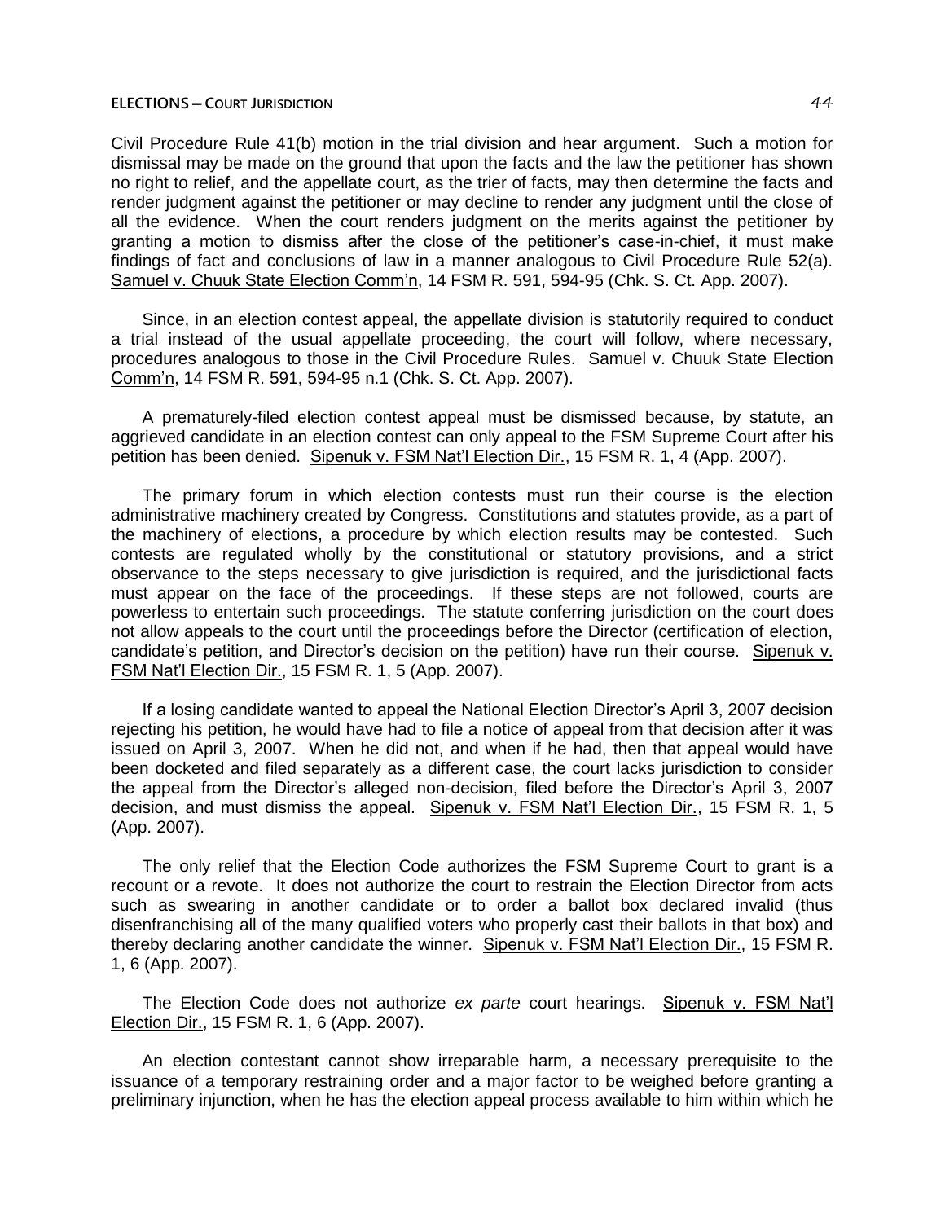Civil Procedure Rule 41(b) motion in the trial division and hear argument. Such a motion for dismissal may be made on the ground that upon the facts and the law the petitioner has shown no right to relief, and the appellate court, as the trier of facts, may then determine the facts and render judgment against the petitioner or may decline to render any judgment until the close of all the evidence. When the court renders judgment on the merits against the petitioner by granting a motion to dismiss after the close of the petitioner's case-in-chief, it must make findings of fact and conclusions of law in a manner analogous to Civil Procedure Rule 52(a). Samuel v. Chuuk State Election Comm'n, 14 FSM R. 591, 594-95 (Chk. S. Ct. App. 2007).

Since, in an election contest appeal, the appellate division is statutorily required to conduct a trial instead of the usual appellate proceeding, the court will follow, where necessary, procedures analogous to those in the Civil Procedure Rules. Samuel v. Chuuk State Election Comm'n, 14 FSM R. 591, 594-95 n.1 (Chk. S. Ct. App. 2007).

A prematurely-filed election contest appeal must be dismissed because, by statute, an aggrieved candidate in an election contest can only appeal to the FSM Supreme Court after his petition has been denied. Sipenuk v. FSM Nat'l Election Dir., 15 FSM R. 1, 4 (App. 2007).

The primary forum in which election contests must run their course is the election administrative machinery created by Congress. Constitutions and statutes provide, as a part of the machinery of elections, a procedure by which election results may be contested. Such contests are regulated wholly by the constitutional or statutory provisions, and a strict observance to the steps necessary to give jurisdiction is required, and the jurisdictional facts must appear on the face of the proceedings. If these steps are not followed, courts are powerless to entertain such proceedings. The statute conferring jurisdiction on the court does not allow appeals to the court until the proceedings before the Director (certification of election, candidate's petition, and Director's decision on the petition) have run their course. Sipenuk v. FSM Nat'l Election Dir., 15 FSM R. 1, 5 (App. 2007).

If a losing candidate wanted to appeal the National Election Director's April 3, 2007 decision rejecting his petition, he would have had to file a notice of appeal from that decision after it was issued on April 3, 2007. When he did not, and when if he had, then that appeal would have been docketed and filed separately as a different case, the court lacks jurisdiction to consider the appeal from the Director's alleged non-decision, filed before the Director's April 3, 2007 decision, and must dismiss the appeal. Sipenuk v. FSM Nat'l Election Dir., 15 FSM R. 1, 5 (App. 2007).

The only relief that the Election Code authorizes the FSM Supreme Court to grant is a recount or a revote. It does not authorize the court to restrain the Election Director from acts such as swearing in another candidate or to order a ballot box declared invalid (thus disenfranchising all of the many qualified voters who properly cast their ballots in that box) and thereby declaring another candidate the winner. Sipenuk v. FSM Nat'l Election Dir., 15 FSM R. 1, 6 (App. 2007).

The Election Code does not authorize *ex parte* court hearings. Sipenuk v. FSM Nat'l Election Dir., 15 FSM R. 1, 6 (App. 2007).

An election contestant cannot show irreparable harm, a necessary prerequisite to the issuance of a temporary restraining order and a major factor to be weighed before granting a preliminary injunction, when he has the election appeal process available to him within which he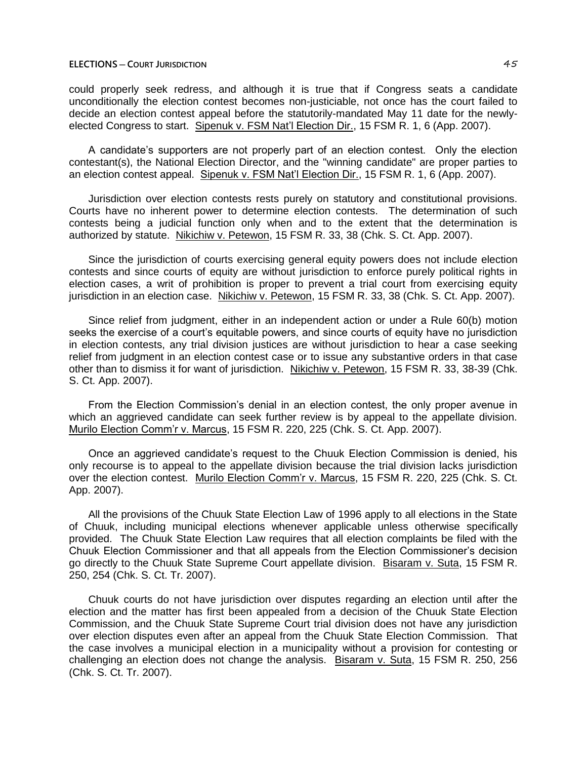could properly seek redress, and although it is true that if Congress seats a candidate unconditionally the election contest becomes non-justiciable, not once has the court failed to decide an election contest appeal before the statutorily-mandated May 11 date for the newly-elected Congress to start. Sipenuk v. FSM Nat'l Election Dir., 15 FSM R. 1, 6 (App. 2007).

A candidate's supporters are not properly part of an election contest. Only the election contestant(s), the National Election Director, and the "winning candidate" are proper parties to an election contest appeal. Sipenuk v. FSM Nat'l Election Dir., 15 FSM R. 1, 6 (App. 2007).

Jurisdiction over election contests rests purely on statutory and constitutional provisions. Courts have no inherent power to determine election contests. The determination of such contests being a judicial function only when and to the extent that the determination is authorized by statute. Nikichiw v. Petewon, 15 FSM R. 33, 38 (Chk. S. Ct. App. 2007).

Since the jurisdiction of courts exercising general equity powers does not include election contests and since courts of equity are without jurisdiction to enforce purely political rights in election cases, a writ of prohibition is proper to prevent a trial court from exercising equity jurisdiction in an election case. Nikichiw v. Petewon, 15 FSM R. 33, 38 (Chk. S. Ct. App. 2007).

Since relief from judgment, either in an independent action or under a Rule 60(b) motion seeks the exercise of a court's equitable powers, and since courts of equity have no jurisdiction in election contests, any trial division justices are without jurisdiction to hear a case seeking relief from judgment in an election contest case or to issue any substantive orders in that case other than to dismiss it for want of jurisdiction. Nikichiw v. Petewon, 15 FSM R. 33, 38-39 (Chk. S. Ct. App. 2007).

From the Election Commission's denial in an election contest, the only proper avenue in which an aggrieved candidate can seek further review is by appeal to the appellate division. Murilo Election Comm'r v. Marcus, 15 FSM R. 220, 225 (Chk. S. Ct. App. 2007).

Once an aggrieved candidate's request to the Chuuk Election Commission is denied, his only recourse is to appeal to the appellate division because the trial division lacks jurisdiction over the election contest. Murilo Election Comm'r v. Marcus, 15 FSM R. 220, 225 (Chk. S. Ct. App. 2007).

All the provisions of the Chuuk State Election Law of 1996 apply to all elections in the State of Chuuk, including municipal elections whenever applicable unless otherwise specifically provided. The Chuuk State Election Law requires that all election complaints be filed with the Chuuk Election Commissioner and that all appeals from the Election Commissioner's decision go directly to the Chuuk State Supreme Court appellate division. Bisaram v. Suta, 15 FSM R. 250, 254 (Chk. S. Ct. Tr. 2007).

Chuuk courts do not have jurisdiction over disputes regarding an election until after the election and the matter has first been appealed from a decision of the Chuuk State Election Commission, and the Chuuk State Supreme Court trial division does not have any jurisdiction over election disputes even after an appeal from the Chuuk State Election Commission. That the case involves a municipal election in a municipality without a provision for contesting or challenging an election does not change the analysis. Bisaram v. Suta, 15 FSM R. 250, 256 (Chk. S. Ct. Tr. 2007).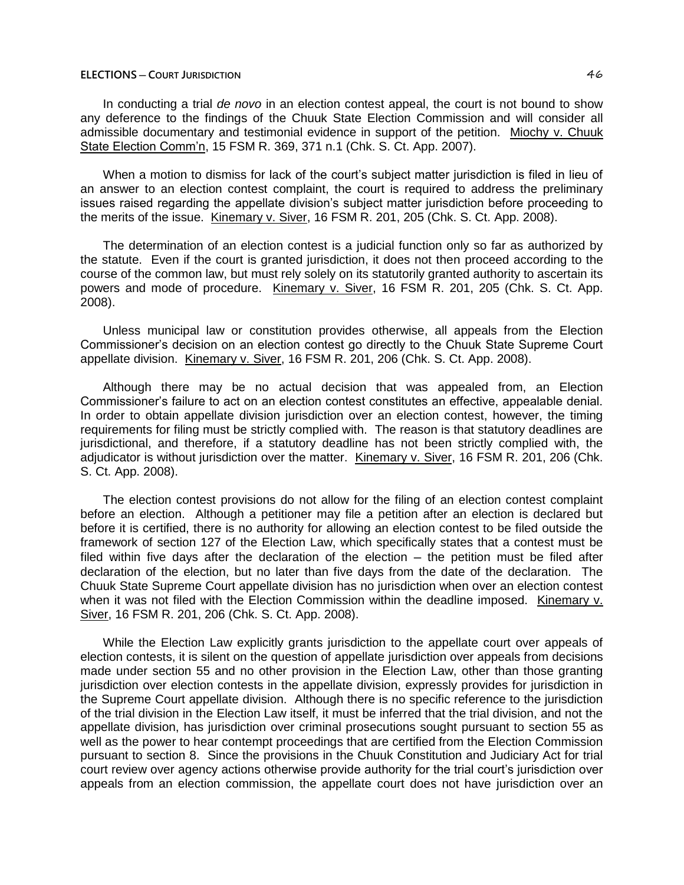In conducting a trial *de novo* in an election contest appeal, the court is not bound to show any deference to the findings of the Chuuk State Election Commission and will consider all admissible documentary and testimonial evidence in support of the petition. Miochy v. Chuuk State Election Comm'n, 15 FSM R. 369, 371 n.1 (Chk. S. Ct. App. 2007).

When a motion to dismiss for lack of the court's subject matter jurisdiction is filed in lieu of an answer to an election contest complaint, the court is required to address the preliminary issues raised regarding the appellate division's subject matter jurisdiction before proceeding to the merits of the issue. Kinemary v. Siver, 16 FSM R. 201, 205 (Chk. S. Ct. App. 2008).

The determination of an election contest is a judicial function only so far as authorized by the statute. Even if the court is granted jurisdiction, it does not then proceed according to the course of the common law, but must rely solely on its statutorily granted authority to ascertain its powers and mode of procedure. Kinemary v. Siver, 16 FSM R. 201, 205 (Chk. S. Ct. App. 2008).

Unless municipal law or constitution provides otherwise, all appeals from the Election Commissioner's decision on an election contest go directly to the Chuuk State Supreme Court appellate division. Kinemary v. Siver, 16 FSM R. 201, 206 (Chk. S. Ct. App. 2008).

Although there may be no actual decision that was appealed from, an Election Commissioner's failure to act on an election contest constitutes an effective, appealable denial. In order to obtain appellate division jurisdiction over an election contest, however, the timing requirements for filing must be strictly complied with. The reason is that statutory deadlines are jurisdictional, and therefore, if a statutory deadline has not been strictly complied with, the adjudicator is without jurisdiction over the matter. Kinemary v. Siver, 16 FSM R. 201, 206 (Chk. S. Ct. App. 2008).

The election contest provisions do not allow for the filing of an election contest complaint before an election. Although a petitioner may file a petition after an election is declared but before it is certified, there is no authority for allowing an election contest to be filed outside the framework of section 127 of the Election Law, which specifically states that a contest must be filed within five days after the declaration of the election – the petition must be filed after declaration of the election, but no later than five days from the date of the declaration. The Chuuk State Supreme Court appellate division has no jurisdiction when over an election contest when it was not filed with the Election Commission within the deadline imposed. Kinemary v. Siver, 16 FSM R. 201, 206 (Chk. S. Ct. App. 2008).

While the Election Law explicitly grants jurisdiction to the appellate court over appeals of election contests, it is silent on the question of appellate jurisdiction over appeals from decisions made under section 55 and no other provision in the Election Law, other than those granting jurisdiction over election contests in the appellate division, expressly provides for jurisdiction in the Supreme Court appellate division. Although there is no specific reference to the jurisdiction of the trial division in the Election Law itself, it must be inferred that the trial division, and not the appellate division, has jurisdiction over criminal prosecutions sought pursuant to section 55 as well as the power to hear contempt proceedings that are certified from the Election Commission pursuant to section 8. Since the provisions in the Chuuk Constitution and Judiciary Act for trial court review over agency actions otherwise provide authority for the trial court's jurisdiction over appeals from an election commission, the appellate court does not have jurisdiction over an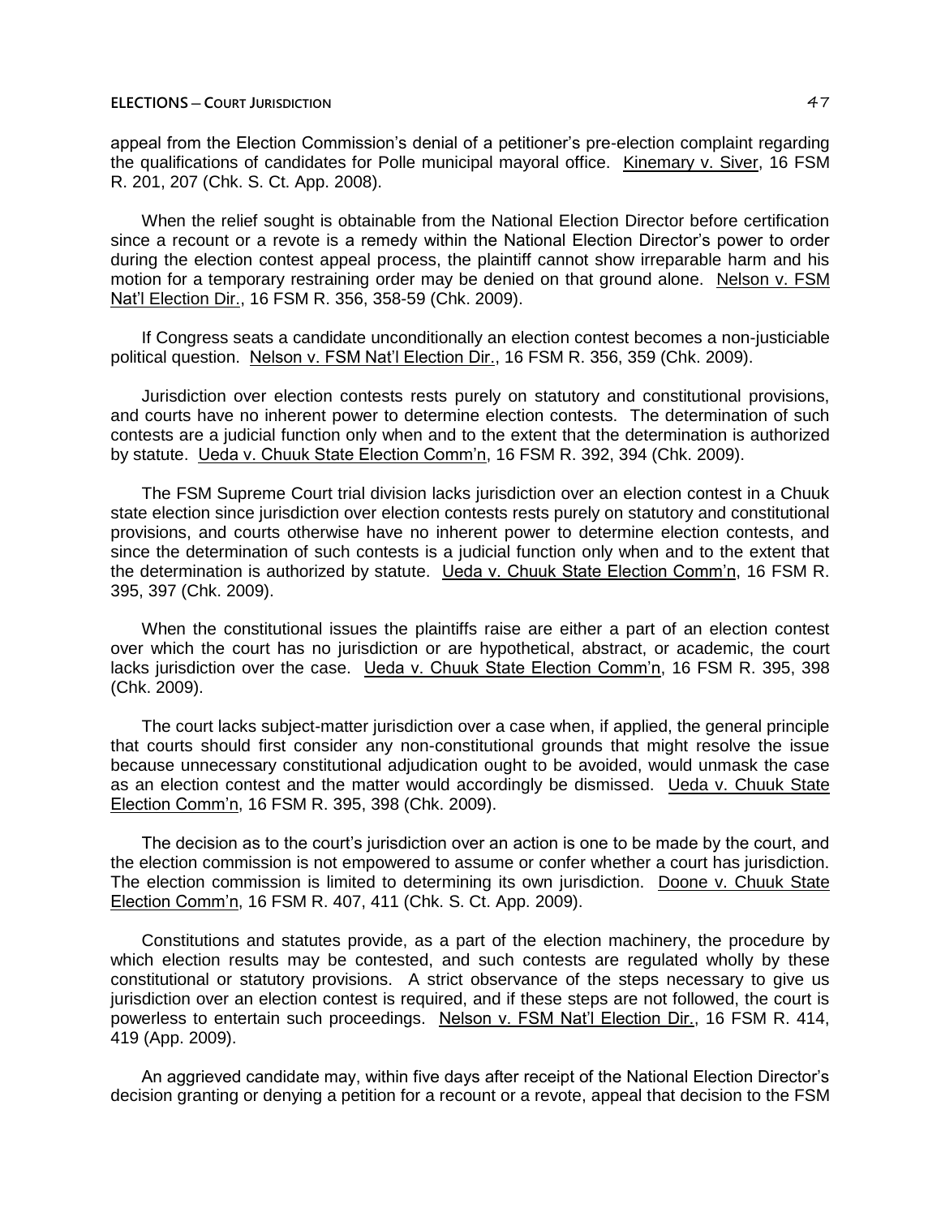appeal from the Election Commission's denial of a petitioner's pre-election complaint regarding the qualifications of candidates for Polle municipal mayoral office. Kinemary v. Siver, 16 FSM R. 201, 207 (Chk. S. Ct. App. 2008).

When the relief sought is obtainable from the National Election Director before certification since a recount or a revote is a remedy within the National Election Director's power to order during the election contest appeal process, the plaintiff cannot show irreparable harm and his motion for a temporary restraining order may be denied on that ground alone. Nelson v. FSM Nat'l Election Dir., 16 FSM R. 356, 358-59 (Chk. 2009).

If Congress seats a candidate unconditionally an election contest becomes a non-justiciable political question. Nelson v. FSM Nat'l Election Dir., 16 FSM R. 356, 359 (Chk. 2009).

Jurisdiction over election contests rests purely on statutory and constitutional provisions, and courts have no inherent power to determine election contests. The determination of such contests are a judicial function only when and to the extent that the determination is authorized by statute. Ueda v. Chuuk State Election Comm'n, 16 FSM R. 392, 394 (Chk. 2009).

The FSM Supreme Court trial division lacks jurisdiction over an election contest in a Chuuk state election since jurisdiction over election contests rests purely on statutory and constitutional provisions, and courts otherwise have no inherent power to determine election contests, and since the determination of such contests is a judicial function only when and to the extent that the determination is authorized by statute. Ueda v. Chuuk State Election Comm'n, 16 FSM R. 395, 397 (Chk. 2009).

When the constitutional issues the plaintiffs raise are either a part of an election contest over which the court has no jurisdiction or are hypothetical, abstract, or academic, the court lacks jurisdiction over the case. Ueda v. Chuuk State Election Comm'n, 16 FSM R. 395, 398 (Chk. 2009).

The court lacks subject-matter jurisdiction over a case when, if applied, the general principle that courts should first consider any non-constitutional grounds that might resolve the issue because unnecessary constitutional adjudication ought to be avoided, would unmask the case as an election contest and the matter would accordingly be dismissed. Ueda v. Chuuk State Election Comm'n, 16 FSM R. 395, 398 (Chk. 2009).

The decision as to the court's jurisdiction over an action is one to be made by the court, and the election commission is not empowered to assume or confer whether a court has jurisdiction. The election commission is limited to determining its own jurisdiction. Doone v. Chuuk State Election Comm'n, 16 FSM R. 407, 411 (Chk. S. Ct. App. 2009).

Constitutions and statutes provide, as a part of the election machinery, the procedure by which election results may be contested, and such contests are regulated wholly by these constitutional or statutory provisions. A strict observance of the steps necessary to give us jurisdiction over an election contest is required, and if these steps are not followed, the court is powerless to entertain such proceedings. Nelson v. FSM Nat'l Election Dir., 16 FSM R. 414, 419 (App. 2009).

An aggrieved candidate may, within five days after receipt of the National Election Director's decision granting or denying a petition for a recount or a revote, appeal that decision to the FSM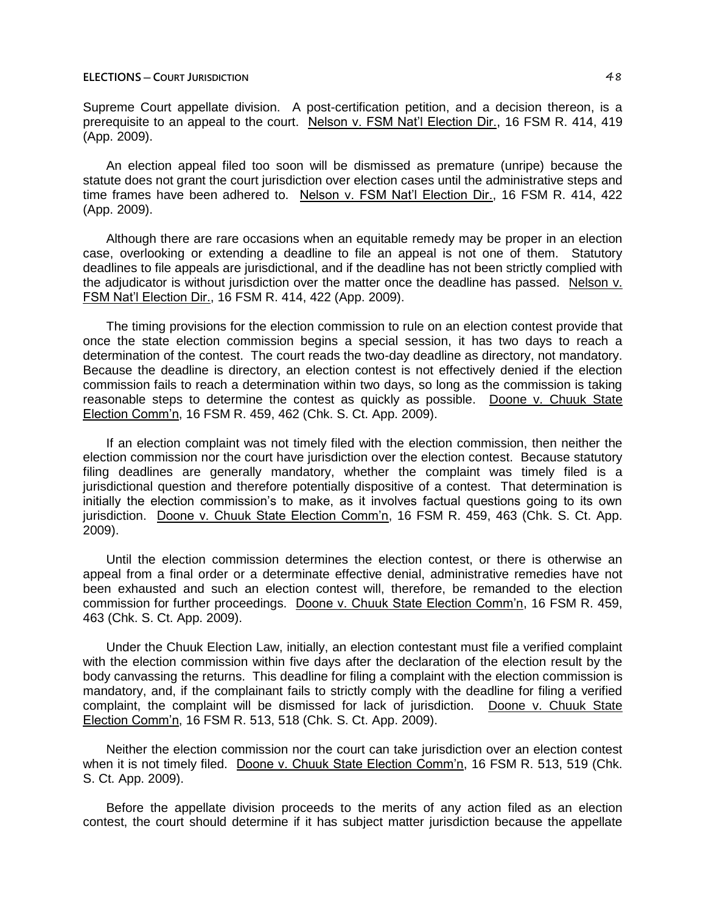Supreme Court appellate division. A post-certification petition, and a decision thereon, is a prerequisite to an appeal to the court. Nelson v. FSM Nat'l Election Dir., 16 FSM R. 414, 419 (App. 2009).

An election appeal filed too soon will be dismissed as premature (unripe) because the statute does not grant the court jurisdiction over election cases until the administrative steps and time frames have been adhered to. Nelson v. FSM Nat'l Election Dir., 16 FSM R. 414, 422 (App. 2009).

Although there are rare occasions when an equitable remedy may be proper in an election case, overlooking or extending a deadline to file an appeal is not one of them. Statutory deadlines to file appeals are jurisdictional, and if the deadline has not been strictly complied with the adjudicator is without jurisdiction over the matter once the deadline has passed. Nelson v. FSM Nat'l Election Dir., 16 FSM R. 414, 422 (App. 2009).

The timing provisions for the election commission to rule on an election contest provide that once the state election commission begins a special session, it has two days to reach a determination of the contest. The court reads the two-day deadline as directory, not mandatory. Because the deadline is directory, an election contest is not effectively denied if the election commission fails to reach a determination within two days, so long as the commission is taking reasonable steps to determine the contest as quickly as possible. Doone v. Chuuk State Election Comm'n, 16 FSM R. 459, 462 (Chk. S. Ct. App. 2009).

If an election complaint was not timely filed with the election commission, then neither the election commission nor the court have jurisdiction over the election contest. Because statutory filing deadlines are generally mandatory, whether the complaint was timely filed is a jurisdictional question and therefore potentially dispositive of a contest. That determination is initially the election commission's to make, as it involves factual questions going to its own jurisdiction. Doone v. Chuuk State Election Comm'n, 16 FSM R. 459, 463 (Chk. S. Ct. App. 2009).

Until the election commission determines the election contest, or there is otherwise an appeal from a final order or a determinate effective denial, administrative remedies have not been exhausted and such an election contest will, therefore, be remanded to the election commission for further proceedings. Doone v. Chuuk State Election Comm'n, 16 FSM R. 459, 463 (Chk. S. Ct. App. 2009).

Under the Chuuk Election Law, initially, an election contestant must file a verified complaint with the election commission within five days after the declaration of the election result by the body canvassing the returns. This deadline for filing a complaint with the election commission is mandatory, and, if the complainant fails to strictly comply with the deadline for filing a verified complaint, the complaint will be dismissed for lack of jurisdiction. Doone v. Chuuk State Election Comm'n, 16 FSM R. 513, 518 (Chk. S. Ct. App. 2009).

Neither the election commission nor the court can take jurisdiction over an election contest when it is not timely filed. Doone v. Chuuk State Election Comm'n, 16 FSM R. 513, 519 (Chk. S. Ct. App. 2009).

Before the appellate division proceeds to the merits of any action filed as an election contest, the court should determine if it has subject matter jurisdiction because the appellate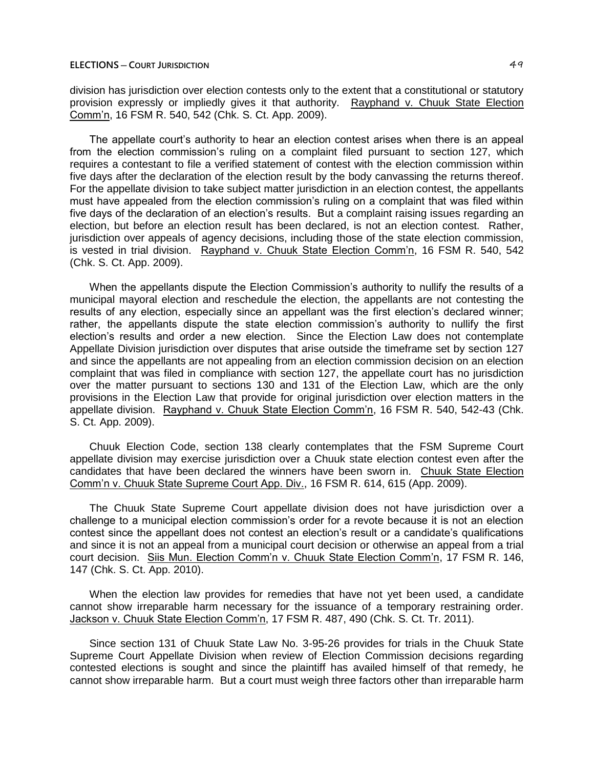division has jurisdiction over election contests only to the extent that a constitutional or statutory provision expressly or impliedly gives it that authority. Rayphand v. Chuuk State Election Comm'n, 16 FSM R. 540, 542 (Chk. S. Ct. App. 2009).

The appellate court's authority to hear an election contest arises when there is an appeal from the election commission's ruling on a complaint filed pursuant to section 127, which requires a contestant to file a verified statement of contest with the election commission within five days after the declaration of the election result by the body canvassing the returns thereof. For the appellate division to take subject matter jurisdiction in an election contest, the appellants must have appealed from the election commission's ruling on a complaint that was filed within five days of the declaration of an election's results. But a complaint raising issues regarding an election, but before an election result has been declared, is not an election contest. Rather, jurisdiction over appeals of agency decisions, including those of the state election commission, is vested in trial division. Rayphand v. Chuuk State Election Comm'n, 16 FSM R. 540, 542 (Chk. S. Ct. App. 2009).

When the appellants dispute the Election Commission's authority to nullify the results of a municipal mayoral election and reschedule the election, the appellants are not contesting the results of any election, especially since an appellant was the first election's declared winner; rather, the appellants dispute the state election commission's authority to nullify the first election's results and order a new election. Since the Election Law does not contemplate Appellate Division jurisdiction over disputes that arise outside the timeframe set by section 127 and since the appellants are not appealing from an election commission decision on an election complaint that was filed in compliance with section 127, the appellate court has no jurisdiction over the matter pursuant to sections 130 and 131 of the Election Law, which are the only provisions in the Election Law that provide for original jurisdiction over election matters in the appellate division. Rayphand v. Chuuk State Election Comm'n, 16 FSM R. 540, 542-43 (Chk. S. Ct. App. 2009).

Chuuk Election Code, section 138 clearly contemplates that the FSM Supreme Court appellate division may exercise jurisdiction over a Chuuk state election contest even after the candidates that have been declared the winners have been sworn in. Chuuk State Election Comm'n v. Chuuk State Supreme Court App. Div., 16 FSM R. 614, 615 (App. 2009).

The Chuuk State Supreme Court appellate division does not have jurisdiction over a challenge to a municipal election commission's order for a revote because it is not an election contest since the appellant does not contest an election's result or a candidate's qualifications and since it is not an appeal from a municipal court decision or otherwise an appeal from a trial court decision. Siis Mun. Election Comm'n v. Chuuk State Election Comm'n, 17 FSM R. 146, 147 (Chk. S. Ct. App. 2010).

When the election law provides for remedies that have not yet been used, a candidate cannot show irreparable harm necessary for the issuance of a temporary restraining order. Jackson v. Chuuk State Election Comm'n, 17 FSM R. 487, 490 (Chk. S. Ct. Tr. 2011).

Since section 131 of Chuuk State Law No. 3-95-26 provides for trials in the Chuuk State Supreme Court Appellate Division when review of Election Commission decisions regarding contested elections is sought and since the plaintiff has availed himself of that remedy, he cannot show irreparable harm. But a court must weigh three factors other than irreparable harm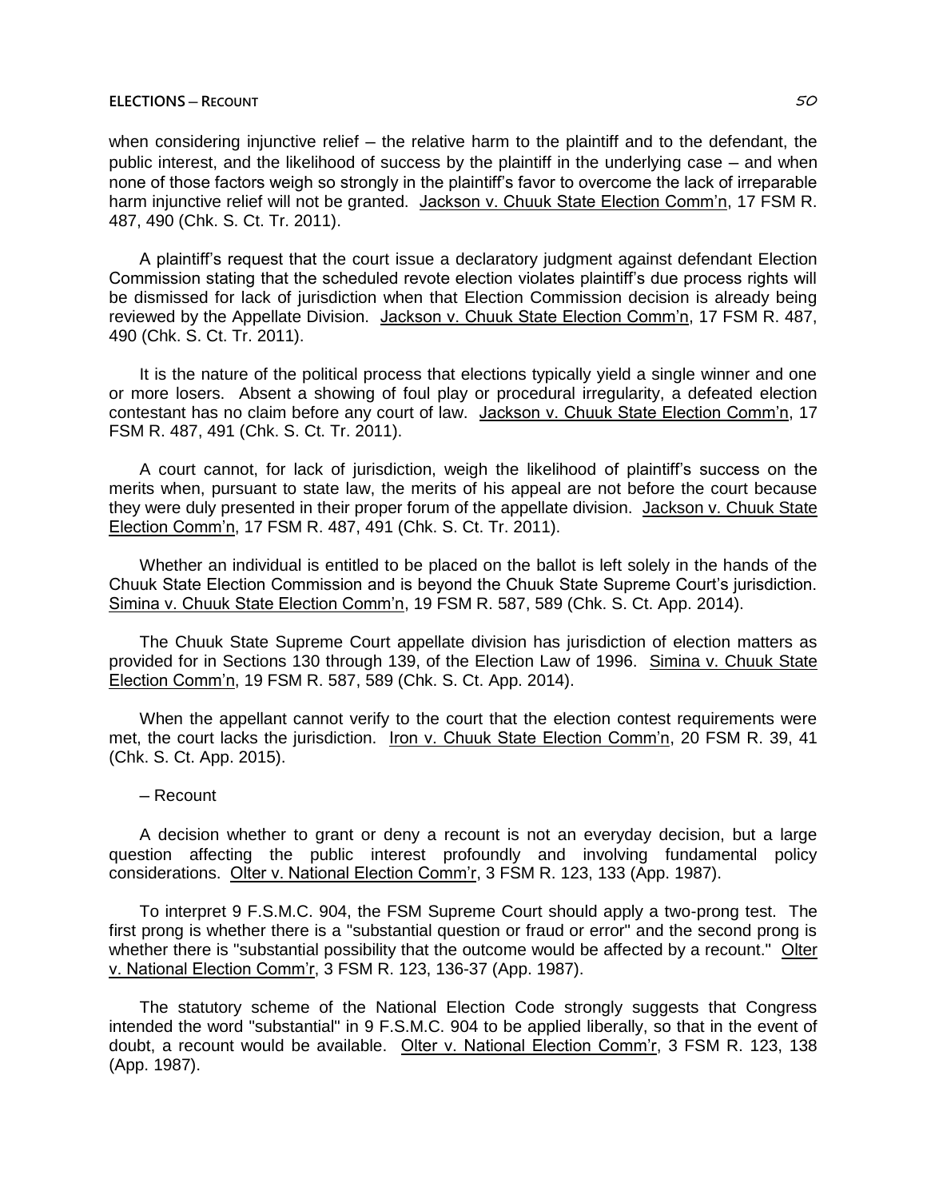when considering injunctive relief – the relative harm to the plaintiff and to the defendant, the public interest, and the likelihood of success by the plaintiff in the underlying case – and when none of those factors weigh so strongly in the plaintiff's favor to overcome the lack of irreparable harm injunctive relief will not be granted. Jackson v. Chuuk State Election Comm'n, 17 FSM R. 487, 490 (Chk. S. Ct. Tr. 2011).

A plaintiff's request that the court issue a declaratory judgment against defendant Election Commission stating that the scheduled revote election violates plaintiff's due process rights will be dismissed for lack of jurisdiction when that Election Commission decision is already being reviewed by the Appellate Division. Jackson v. Chuuk State Election Comm'n, 17 FSM R. 487, 490 (Chk. S. Ct. Tr. 2011).

It is the nature of the political process that elections typically yield a single winner and one or more losers. Absent a showing of foul play or procedural irregularity, a defeated election contestant has no claim before any court of law. Jackson v. Chuuk State Election Comm'n, 17 FSM R. 487, 491 (Chk. S. Ct. Tr. 2011).

A court cannot, for lack of jurisdiction, weigh the likelihood of plaintiff's success on the merits when, pursuant to state law, the merits of his appeal are not before the court because they were duly presented in their proper forum of the appellate division. Jackson v. Chuuk State Election Comm'n, 17 FSM R. 487, 491 (Chk. S. Ct. Tr. 2011).

Whether an individual is entitled to be placed on the ballot is left solely in the hands of the Chuuk State Election Commission and is beyond the Chuuk State Supreme Court's jurisdiction. Simina v. Chuuk State Election Comm'n, 19 FSM R. 587, 589 (Chk. S. Ct. App. 2014).

The Chuuk State Supreme Court appellate division has jurisdiction of election matters as provided for in Sections 130 through 139, of the Election Law of 1996. Simina v. Chuuk State Election Comm'n, 19 FSM R. 587, 589 (Chk. S. Ct. App. 2014).

When the appellant cannot verify to the court that the election contest requirements were met, the court lacks the jurisdiction. Iron v. Chuuk State Election Comm'n, 20 FSM R. 39, 41 (Chk. S. Ct. App. 2015).

– Recount

A decision whether to grant or deny a recount is not an everyday decision, but a large question affecting the public interest profoundly and involving fundamental policy considerations. Olter v. National Election Comm'r, 3 FSM R. 123, 133 (App. 1987).

To interpret 9 F.S.M.C. 904, the FSM Supreme Court should apply a two-prong test. The first prong is whether there is a "substantial question or fraud or error" and the second prong is whether there is "substantial possibility that the outcome would be affected by a recount." Olter v. National Election Comm'r, 3 FSM R. 123, 136-37 (App. 1987).

The statutory scheme of the National Election Code strongly suggests that Congress intended the word "substantial" in 9 F.S.M.C. 904 to be applied liberally, so that in the event of doubt, a recount would be available. Olter v. National Election Comm'r, 3 FSM R. 123, 138 (App. 1987).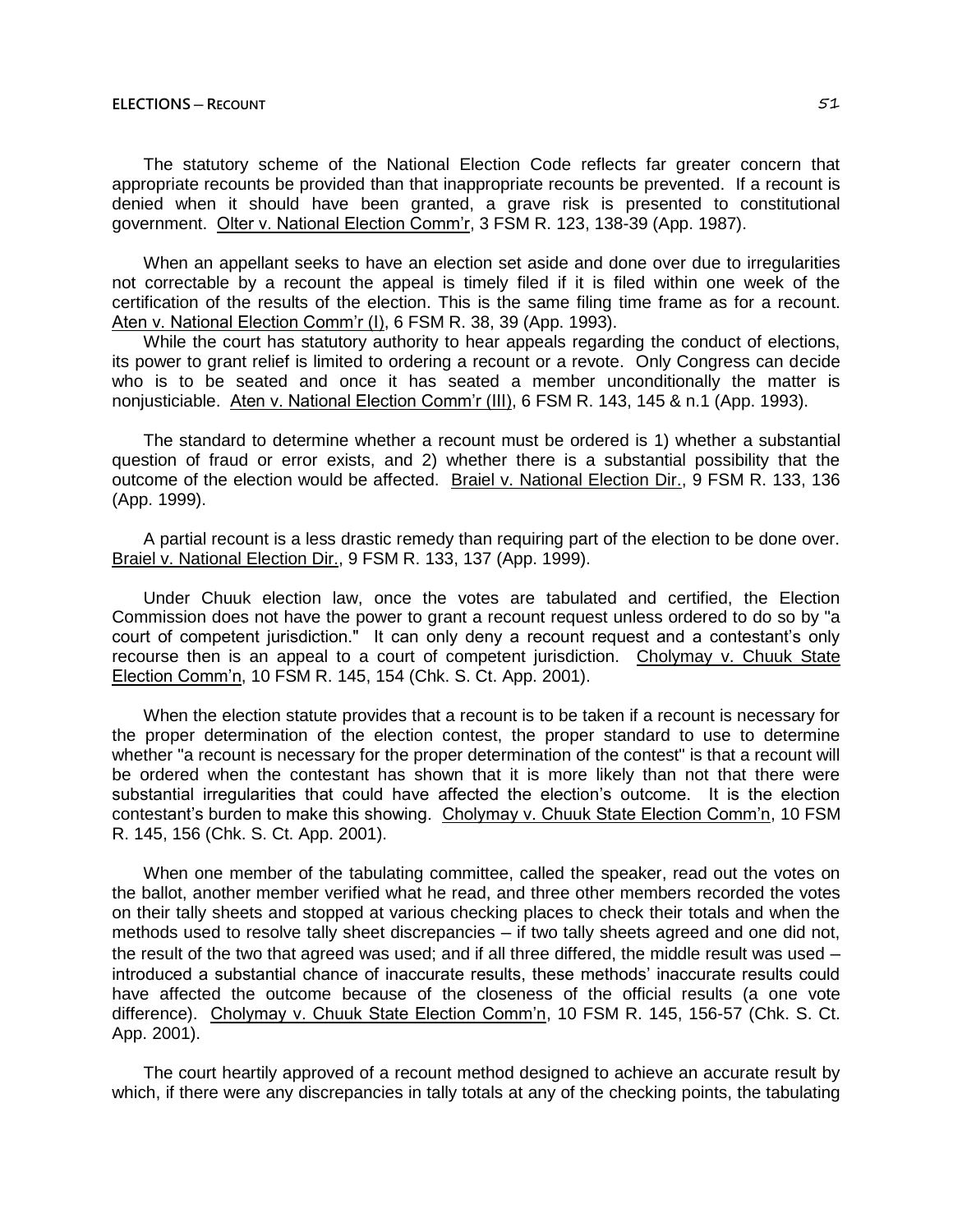The statutory scheme of the National Election Code reflects far greater concern that appropriate recounts be provided than that inappropriate recounts be prevented. If a recount is denied when it should have been granted, a grave risk is presented to constitutional government. Olter v. National Election Comm'r, 3 FSM R. 123, 138-39 (App. 1987).

When an appellant seeks to have an election set aside and done over due to irregularities not correctable by a recount the appeal is timely filed if it is filed within one week of the certification of the results of the election. This is the same filing time frame as for a recount. Aten v. National Election Comm'r (I), 6 FSM R. 38, 39 (App. 1993).

While the court has statutory authority to hear appeals regarding the conduct of elections, its power to grant relief is limited to ordering a recount or a revote. Only Congress can decide who is to be seated and once it has seated a member unconditionally the matter is nonjusticiable. Aten v. National Election Comm'r (III), 6 FSM R. 143, 145 & n.1 (App. 1993).

The standard to determine whether a recount must be ordered is 1) whether a substantial question of fraud or error exists, and 2) whether there is a substantial possibility that the outcome of the election would be affected. Braiel v. National Election Dir., 9 FSM R. 133, 136 (App. 1999).

A partial recount is a less drastic remedy than requiring part of the election to be done over. Braiel v. National Election Dir., 9 FSM R. 133, 137 (App. 1999).

Under Chuuk election law, once the votes are tabulated and certified, the Election Commission does not have the power to grant a recount request unless ordered to do so by "a court of competent jurisdiction." It can only deny a recount request and a contestant's only recourse then is an appeal to a court of competent jurisdiction. Cholymay v. Chuuk State Election Comm'n, 10 FSM R. 145, 154 (Chk. S. Ct. App. 2001).

When the election statute provides that a recount is to be taken if a recount is necessary for the proper determination of the election contest, the proper standard to use to determine whether "a recount is necessary for the proper determination of the contest" is that a recount will be ordered when the contestant has shown that it is more likely than not that there were substantial irregularities that could have affected the election's outcome. It is the election contestant's burden to make this showing. Cholymay v. Chuuk State Election Comm'n, 10 FSM R. 145, 156 (Chk. S. Ct. App. 2001).

When one member of the tabulating committee, called the speaker, read out the votes on the ballot, another member verified what he read, and three other members recorded the votes on their tally sheets and stopped at various checking places to check their totals and when the methods used to resolve tally sheet discrepancies – if two tally sheets agreed and one did not, the result of the two that agreed was used; and if all three differed, the middle result was used – introduced a substantial chance of inaccurate results, these methods' inaccurate results could have affected the outcome because of the closeness of the official results (a one vote difference). Cholymay v. Chuuk State Election Comm'n, 10 FSM R. 145, 156-57 (Chk. S. Ct. App. 2001).

The court heartily approved of a recount method designed to achieve an accurate result by which, if there were any discrepancies in tally totals at any of the checking points, the tabulating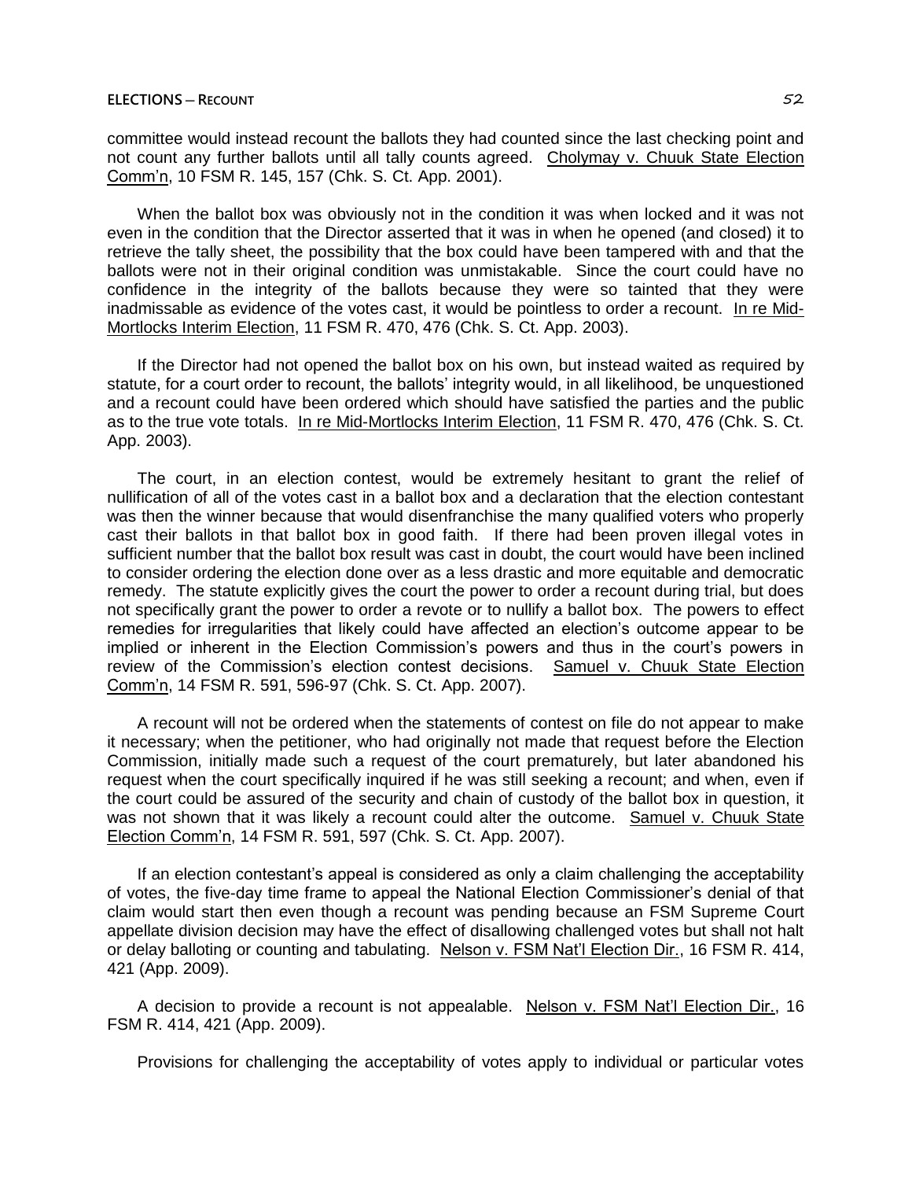committee would instead recount the ballots they had counted since the last checking point and not count any further ballots until all tally counts agreed. Cholymay v. Chuuk State Election Comm'n, 10 FSM R. 145, 157 (Chk. S. Ct. App. 2001).

When the ballot box was obviously not in the condition it was when locked and it was not even in the condition that the Director asserted that it was in when he opened (and closed) it to retrieve the tally sheet, the possibility that the box could have been tampered with and that the ballots were not in their original condition was unmistakable. Since the court could have no confidence in the integrity of the ballots because they were so tainted that they were inadmissable as evidence of the votes cast, it would be pointless to order a recount. In re Mid-Mortlocks Interim Election, 11 FSM R. 470, 476 (Chk. S. Ct. App. 2003).

If the Director had not opened the ballot box on his own, but instead waited as required by statute, for a court order to recount, the ballots' integrity would, in all likelihood, be unquestioned and a recount could have been ordered which should have satisfied the parties and the public as to the true vote totals. In re Mid-Mortlocks Interim Election, 11 FSM R. 470, 476 (Chk. S. Ct. App. 2003).

The court, in an election contest, would be extremely hesitant to grant the relief of nullification of all of the votes cast in a ballot box and a declaration that the election contestant was then the winner because that would disenfranchise the many qualified voters who properly cast their ballots in that ballot box in good faith. If there had been proven illegal votes in sufficient number that the ballot box result was cast in doubt, the court would have been inclined to consider ordering the election done over as a less drastic and more equitable and democratic remedy. The statute explicitly gives the court the power to order a recount during trial, but does not specifically grant the power to order a revote or to nullify a ballot box. The powers to effect remedies for irregularities that likely could have affected an election's outcome appear to be implied or inherent in the Election Commission's powers and thus in the court's powers in review of the Commission's election contest decisions. Samuel v. Chuuk State Election Comm'n, 14 FSM R. 591, 596-97 (Chk. S. Ct. App. 2007).

A recount will not be ordered when the statements of contest on file do not appear to make it necessary; when the petitioner, who had originally not made that request before the Election Commission, initially made such a request of the court prematurely, but later abandoned his request when the court specifically inquired if he was still seeking a recount; and when, even if the court could be assured of the security and chain of custody of the ballot box in question, it was not shown that it was likely a recount could alter the outcome. Samuel v. Chuuk State Election Comm'n, 14 FSM R. 591, 597 (Chk. S. Ct. App. 2007).

If an election contestant's appeal is considered as only a claim challenging the acceptability of votes, the five-day time frame to appeal the National Election Commissioner's denial of that claim would start then even though a recount was pending because an FSM Supreme Court appellate division decision may have the effect of disallowing challenged votes but shall not halt or delay balloting or counting and tabulating. Nelson v. FSM Nat'l Election Dir., 16 FSM R. 414, 421 (App. 2009).

A decision to provide a recount is not appealable. Nelson v. FSM Nat'l Election Dir., 16 FSM R. 414, 421 (App. 2009).

Provisions for challenging the acceptability of votes apply to individual or particular votes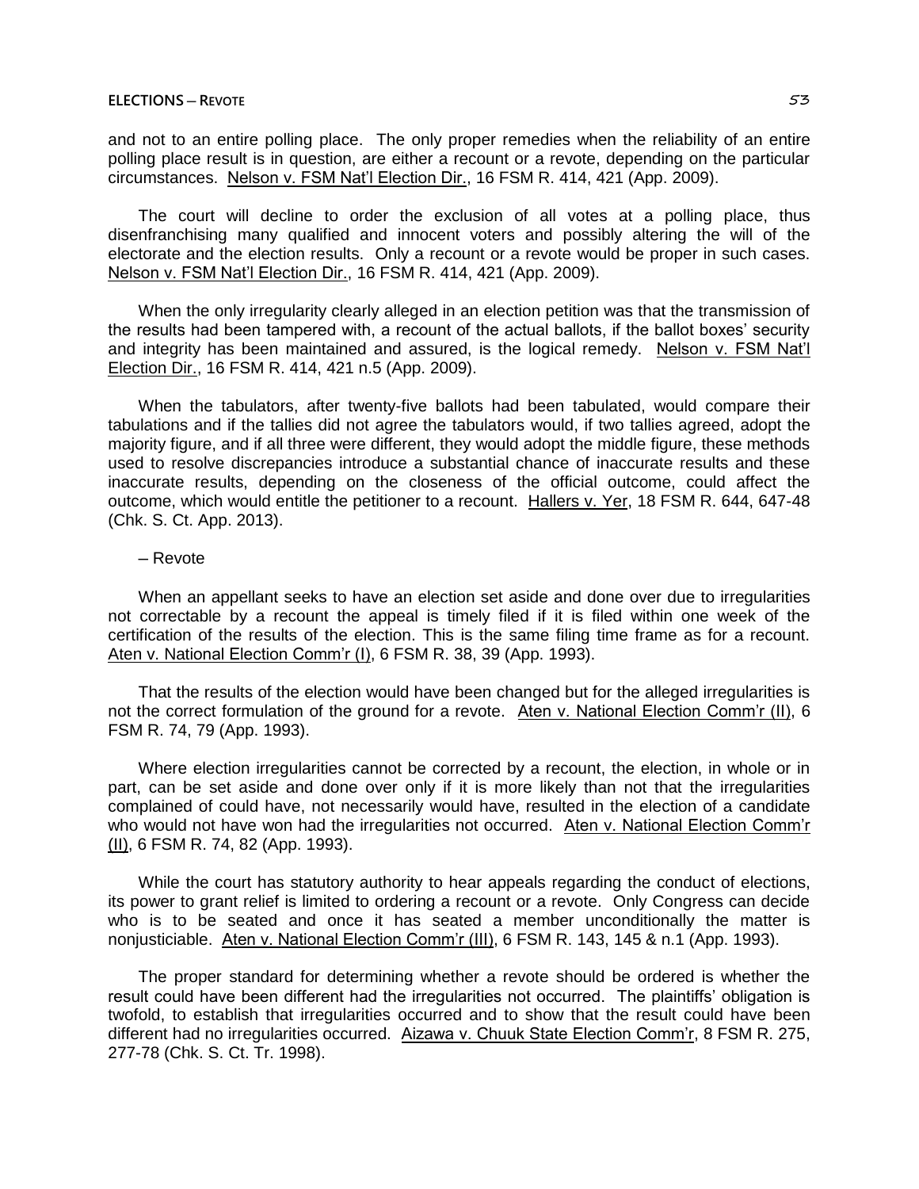and not to an entire polling place. The only proper remedies when the reliability of an entire polling place result is in question, are either a recount or a revote, depending on the particular circumstances. Nelson v. FSM Nat'l Election Dir., 16 FSM R. 414, 421 (App. 2009).

The court will decline to order the exclusion of all votes at a polling place, thus disenfranchising many qualified and innocent voters and possibly altering the will of the electorate and the election results. Only a recount or a revote would be proper in such cases. Nelson v. FSM Nat'l Election Dir., 16 FSM R. 414, 421 (App. 2009).

When the only irregularity clearly alleged in an election petition was that the transmission of the results had been tampered with, a recount of the actual ballots, if the ballot boxes' security and integrity has been maintained and assured, is the logical remedy. Nelson v. FSM Nat'l Election Dir., 16 FSM R. 414, 421 n.5 (App. 2009).

When the tabulators, after twenty-five ballots had been tabulated, would compare their tabulations and if the tallies did not agree the tabulators would, if two tallies agreed, adopt the majority figure, and if all three were different, they would adopt the middle figure, these methods used to resolve discrepancies introduce a substantial chance of inaccurate results and these inaccurate results, depending on the closeness of the official outcome, could affect the outcome, which would entitle the petitioner to a recount. Hallers v. Yer, 18 FSM R. 644, 647-48 (Chk. S. Ct. App. 2013).

– Revote

When an appellant seeks to have an election set aside and done over due to irregularities not correctable by a recount the appeal is timely filed if it is filed within one week of the certification of the results of the election. This is the same filing time frame as for a recount. Aten v. National Election Comm'r (I), 6 FSM R. 38, 39 (App. 1993).

That the results of the election would have been changed but for the alleged irregularities is not the correct formulation of the ground for a revote. Aten v. National Election Comm'r (II), 6 FSM R. 74, 79 (App. 1993).

Where election irregularities cannot be corrected by a recount, the election, in whole or in part, can be set aside and done over only if it is more likely than not that the irregularities complained of could have, not necessarily would have, resulted in the election of a candidate who would not have won had the irregularities not occurred. Aten v. National Election Comm'r (II), 6 FSM R. 74, 82 (App. 1993).

While the court has statutory authority to hear appeals regarding the conduct of elections, its power to grant relief is limited to ordering a recount or a revote. Only Congress can decide who is to be seated and once it has seated a member unconditionally the matter is nonjusticiable. Aten v. National Election Comm'r (III), 6 FSM R. 143, 145 & n.1 (App. 1993).

The proper standard for determining whether a revote should be ordered is whether the result could have been different had the irregularities not occurred. The plaintiffs' obligation is twofold, to establish that irregularities occurred and to show that the result could have been different had no irregularities occurred. Aizawa v. Chuuk State Election Comm'r, 8 FSM R. 275, 277-78 (Chk. S. Ct. Tr. 1998).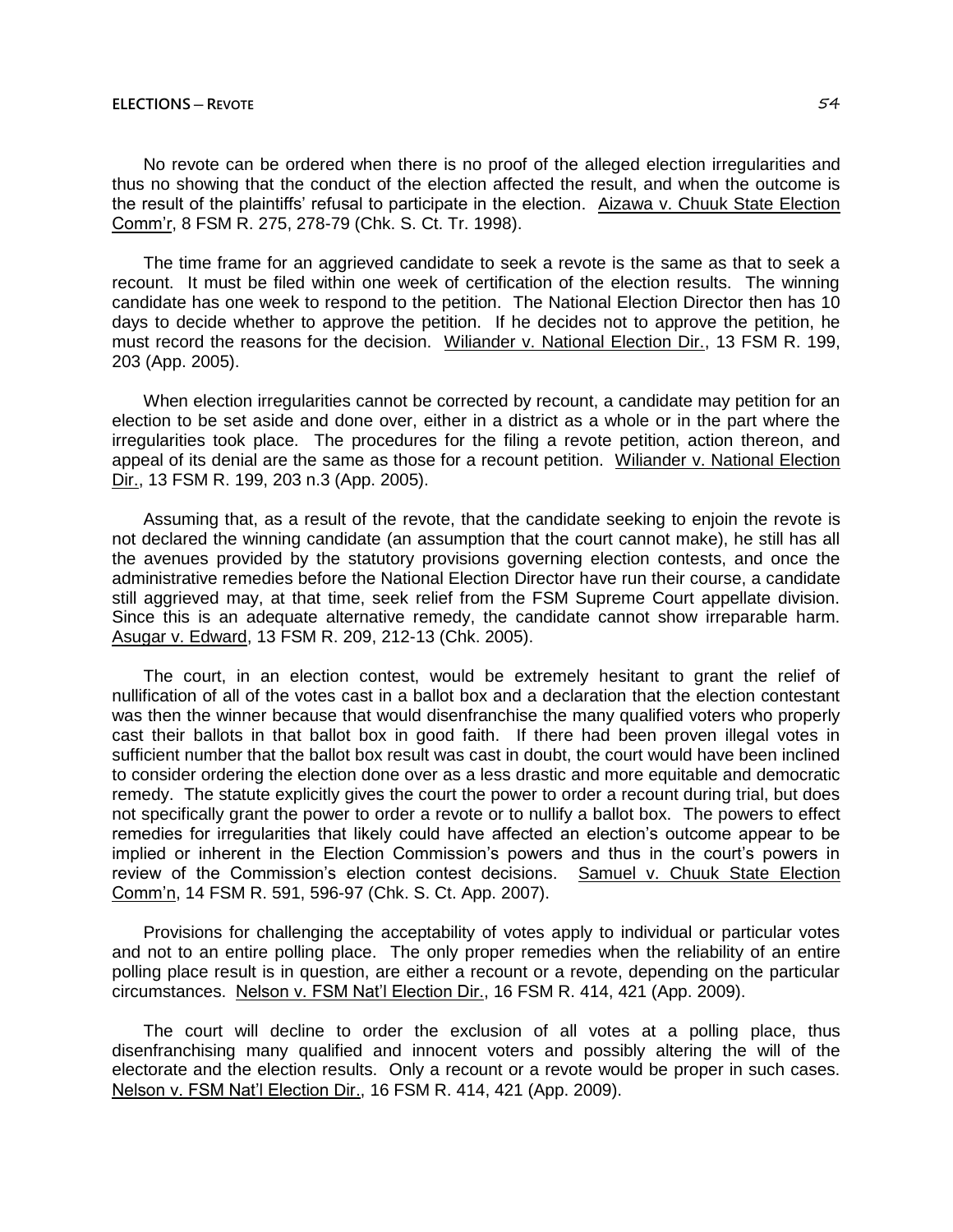No revote can be ordered when there is no proof of the alleged election irregularities and thus no showing that the conduct of the election affected the result, and when the outcome is the result of the plaintiffs' refusal to participate in the election. Aizawa v. Chuuk State Election Comm'r, 8 FSM R. 275, 278-79 (Chk. S. Ct. Tr. 1998).

The time frame for an aggrieved candidate to seek a revote is the same as that to seek a recount. It must be filed within one week of certification of the election results. The winning candidate has one week to respond to the petition. The National Election Director then has 10 days to decide whether to approve the petition. If he decides not to approve the petition, he must record the reasons for the decision. Wiliander v. National Election Dir., 13 FSM R. 199, 203 (App. 2005).

When election irregularities cannot be corrected by recount, a candidate may petition for an election to be set aside and done over, either in a district as a whole or in the part where the irregularities took place. The procedures for the filing a revote petition, action thereon, and appeal of its denial are the same as those for a recount petition. Wiliander v. National Election Dir., 13 FSM R. 199, 203 n.3 (App. 2005).

Assuming that, as a result of the revote, that the candidate seeking to enjoin the revote is not declared the winning candidate (an assumption that the court cannot make), he still has all the avenues provided by the statutory provisions governing election contests, and once the administrative remedies before the National Election Director have run their course, a candidate still aggrieved may, at that time, seek relief from the FSM Supreme Court appellate division. Since this is an adequate alternative remedy, the candidate cannot show irreparable harm. Asugar v. Edward, 13 FSM R. 209, 212-13 (Chk. 2005).

The court, in an election contest, would be extremely hesitant to grant the relief of nullification of all of the votes cast in a ballot box and a declaration that the election contestant was then the winner because that would disenfranchise the many qualified voters who properly cast their ballots in that ballot box in good faith. If there had been proven illegal votes in sufficient number that the ballot box result was cast in doubt, the court would have been inclined to consider ordering the election done over as a less drastic and more equitable and democratic remedy. The statute explicitly gives the court the power to order a recount during trial, but does not specifically grant the power to order a revote or to nullify a ballot box. The powers to effect remedies for irregularities that likely could have affected an election's outcome appear to be implied or inherent in the Election Commission's powers and thus in the court's powers in review of the Commission's election contest decisions. Samuel v. Chuuk State Election Comm'n, 14 FSM R. 591, 596-97 (Chk. S. Ct. App. 2007).

Provisions for challenging the acceptability of votes apply to individual or particular votes and not to an entire polling place. The only proper remedies when the reliability of an entire polling place result is in question, are either a recount or a revote, depending on the particular circumstances. Nelson v. FSM Nat'l Election Dir., 16 FSM R. 414, 421 (App. 2009).

The court will decline to order the exclusion of all votes at a polling place, thus disenfranchising many qualified and innocent voters and possibly altering the will of the electorate and the election results. Only a recount or a revote would be proper in such cases. Nelson v. FSM Nat'l Election Dir., 16 FSM R. 414, 421 (App. 2009).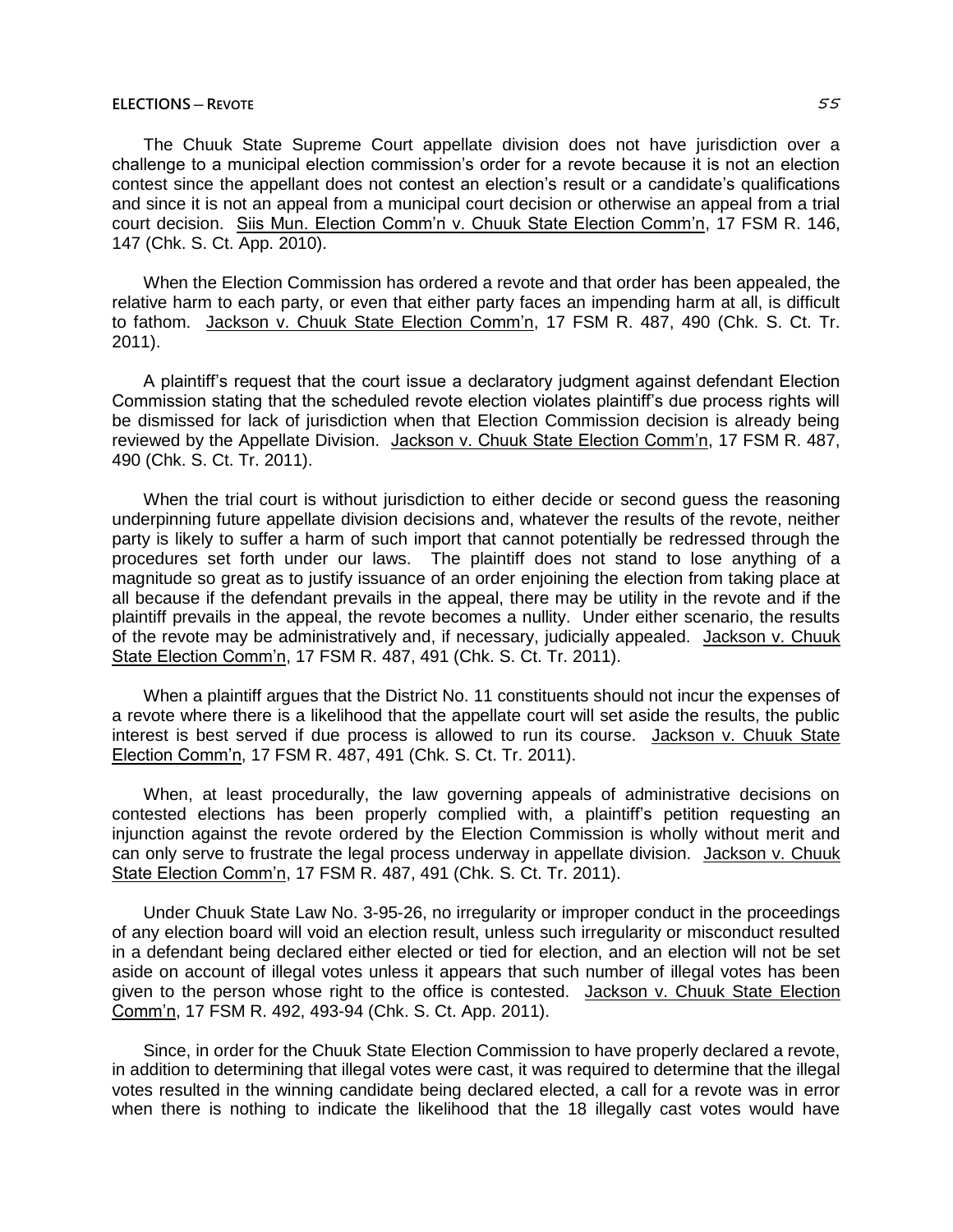The Chuuk State Supreme Court appellate division does not have jurisdiction over a challenge to a municipal election commission's order for a revote because it is not an election contest since the appellant does not contest an election's result or a candidate's qualifications and since it is not an appeal from a municipal court decision or otherwise an appeal from a trial court decision. Siis Mun. Election Comm'n v. Chuuk State Election Comm'n, 17 FSM R. 146, 147 (Chk. S. Ct. App. 2010).

When the Election Commission has ordered a revote and that order has been appealed, the relative harm to each party, or even that either party faces an impending harm at all, is difficult to fathom. Jackson v. Chuuk State Election Comm'n, 17 FSM R. 487, 490 (Chk. S. Ct. Tr. 2011).

A plaintiff's request that the court issue a declaratory judgment against defendant Election Commission stating that the scheduled revote election violates plaintiff's due process rights will be dismissed for lack of jurisdiction when that Election Commission decision is already being reviewed by the Appellate Division. Jackson v. Chuuk State Election Comm'n, 17 FSM R. 487, 490 (Chk. S. Ct. Tr. 2011).

When the trial court is without jurisdiction to either decide or second guess the reasoning underpinning future appellate division decisions and, whatever the results of the revote, neither party is likely to suffer a harm of such import that cannot potentially be redressed through the procedures set forth under our laws. The plaintiff does not stand to lose anything of a magnitude so great as to justify issuance of an order enjoining the election from taking place at all because if the defendant prevails in the appeal, there may be utility in the revote and if the plaintiff prevails in the appeal, the revote becomes a nullity. Under either scenario, the results of the revote may be administratively and, if necessary, judicially appealed. Jackson v. Chuuk State Election Comm'n, 17 FSM R. 487, 491 (Chk. S. Ct. Tr. 2011).

When a plaintiff argues that the District No. 11 constituents should not incur the expenses of a revote where there is a likelihood that the appellate court will set aside the results, the public interest is best served if due process is allowed to run its course. Jackson v. Chuuk State Election Comm'n, 17 FSM R. 487, 491 (Chk. S. Ct. Tr. 2011).

When, at least procedurally, the law governing appeals of administrative decisions on contested elections has been properly complied with, a plaintiff's petition requesting an injunction against the revote ordered by the Election Commission is wholly without merit and can only serve to frustrate the legal process underway in appellate division. Jackson v. Chuuk State Election Comm'n, 17 FSM R. 487, 491 (Chk. S. Ct. Tr. 2011).

Under Chuuk State Law No. 3-95-26, no irregularity or improper conduct in the proceedings of any election board will void an election result, unless such irregularity or misconduct resulted in a defendant being declared either elected or tied for election, and an election will not be set aside on account of illegal votes unless it appears that such number of illegal votes has been given to the person whose right to the office is contested. Jackson v. Chuuk State Election Comm'n, 17 FSM R. 492, 493-94 (Chk. S. Ct. App. 2011).

Since, in order for the Chuuk State Election Commission to have properly declared a revote, in addition to determining that illegal votes were cast, it was required to determine that the illegal votes resulted in the winning candidate being declared elected, a call for a revote was in error when there is nothing to indicate the likelihood that the 18 illegally cast votes would have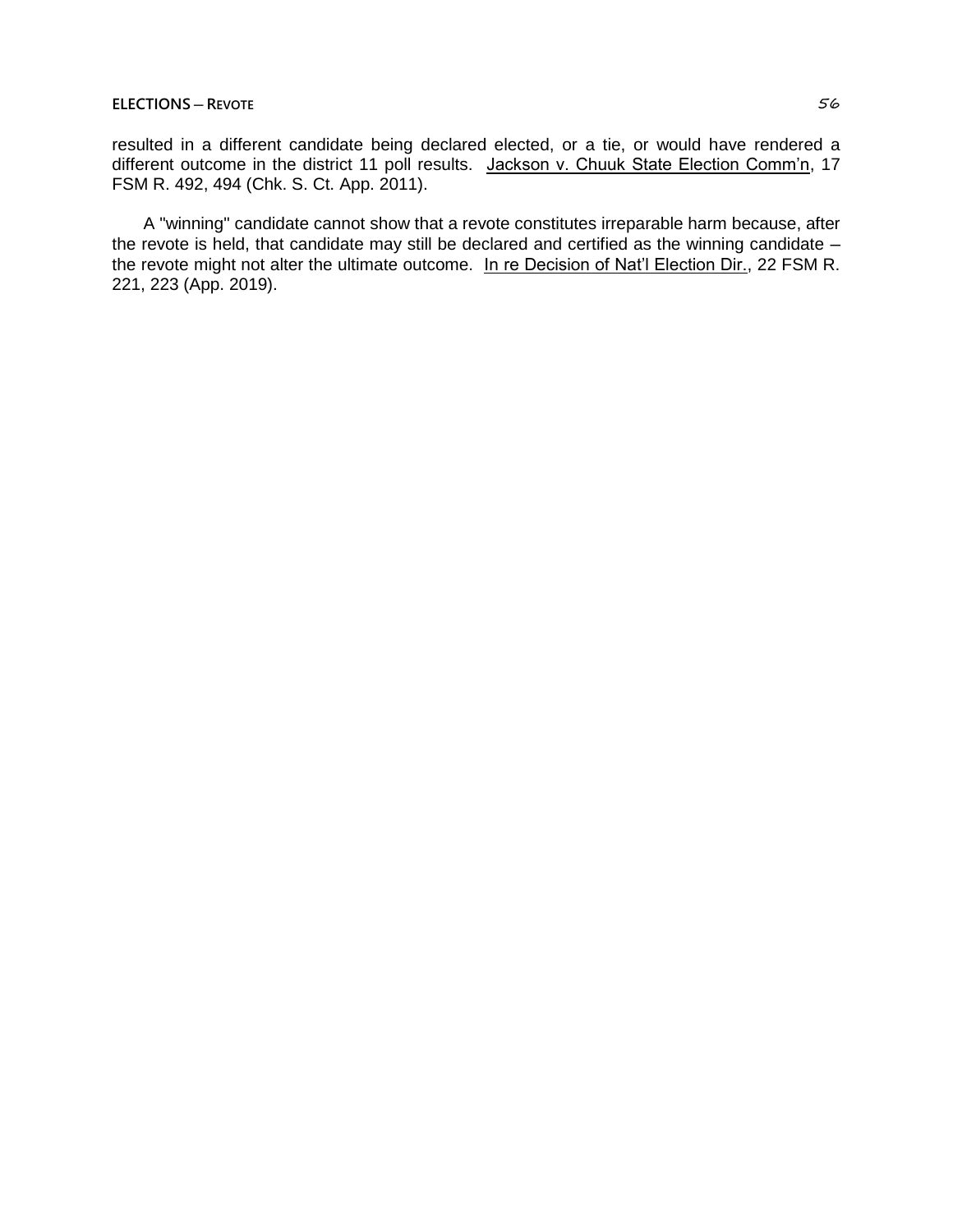resulted in a different candidate being declared elected, or a tie, or would have rendered a different outcome in the district 11 poll results. Jackson v. Chuuk State Election Comm'n, 17 FSM R. 492, 494 (Chk. S. Ct. App. 2011).

A "winning" candidate cannot show that a revote constitutes irreparable harm because, after the revote is held, that candidate may still be declared and certified as the winning candidate – the revote might not alter the ultimate outcome. In re Decision of Nat'l Election Dir., 22 FSM R. 221, 223 (App. 2019).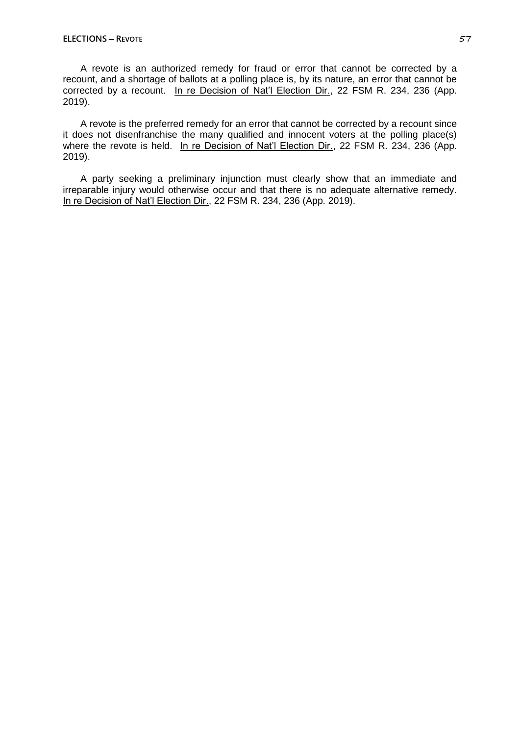A revote is an authorized remedy for fraud or error that cannot be corrected by a recount, and a shortage of ballots at a polling place is, by its nature, an error that cannot be corrected by a recount. In re Decision of Nat'l Election Dir., 22 FSM R. 234, 236 (App. 2019).

A revote is the preferred remedy for an error that cannot be corrected by a recount since it does not disenfranchise the many qualified and innocent voters at the polling place(s) where the revote is held. In re Decision of Nat'l Election Dir., 22 FSM R. 234, 236 (App. 2019).

A party seeking a preliminary injunction must clearly show that an immediate and irreparable injury would otherwise occur and that there is no adequate alternative remedy. In re Decision of Nat'l Election Dir., 22 FSM R. 234, 236 (App. 2019).